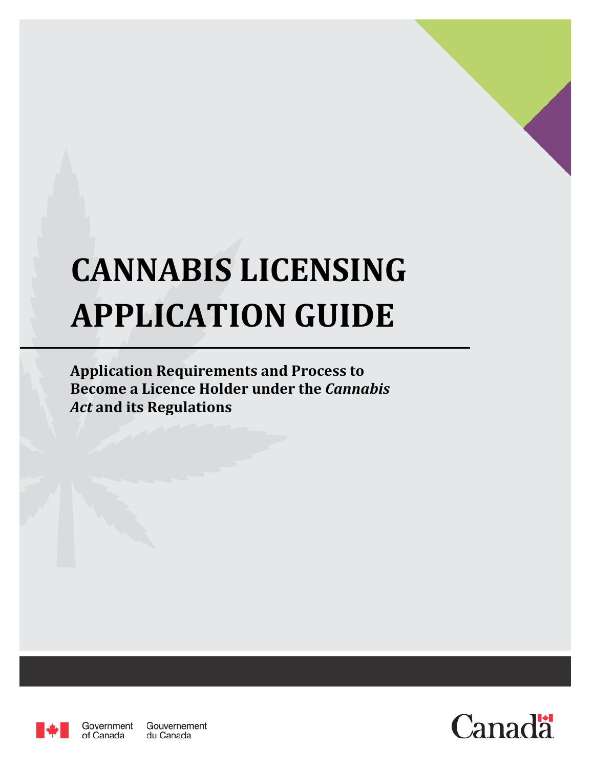# CANNABIS LICENSING APPLICATION GUIDE

**Application Requirements and Process to Become a Licence Holder under the *Cannabis Act* and its Regulations**

Government of Canada Gouvernement du Canada

Canada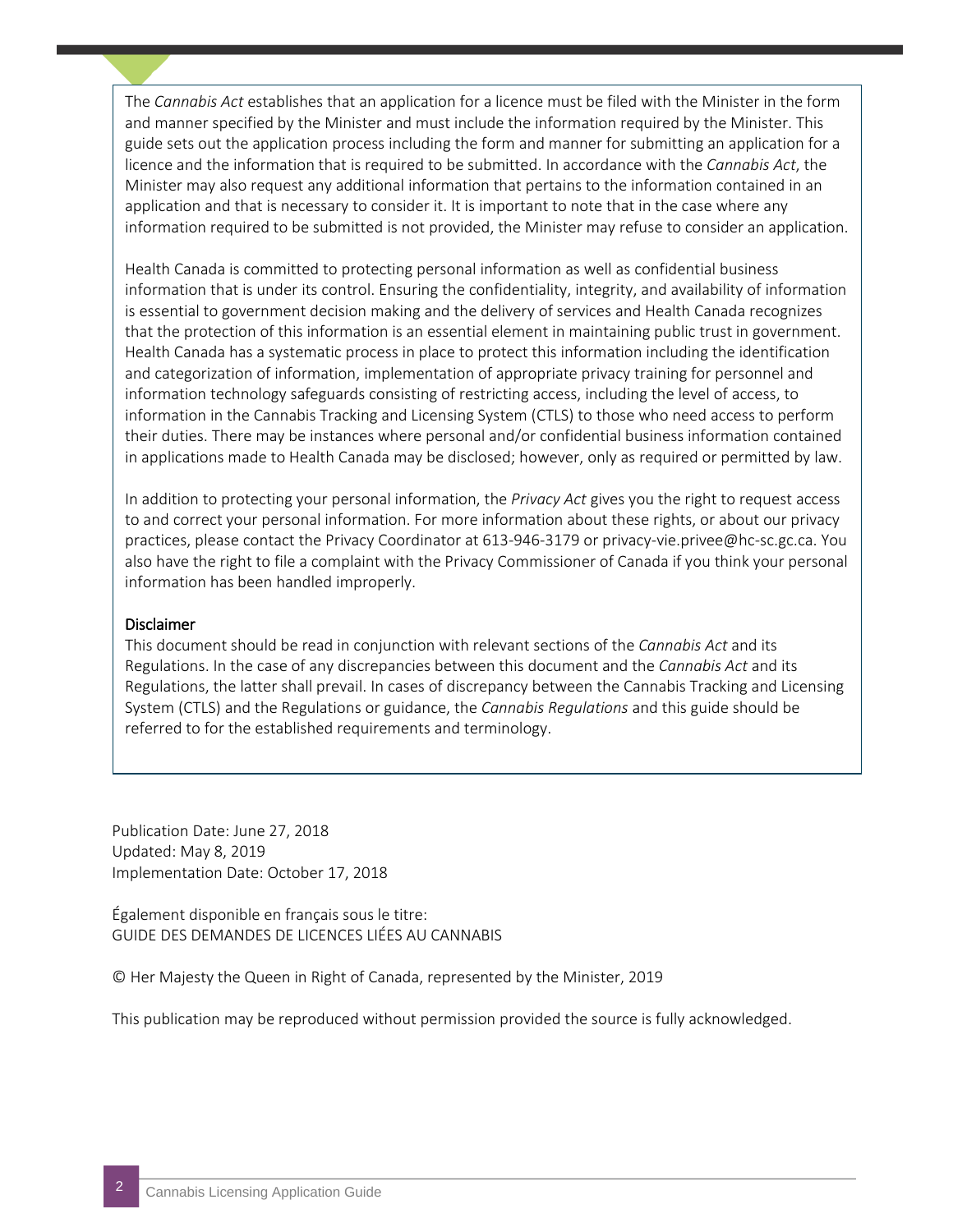The *Cannabis Act* establishes that an application for a licence must be filed with the Minister in the form and manner specified by the Minister and must include the information required by the Minister. This guide sets out the application process including the form and manner for submitting an application for a licence and the information that is required to be submitted. In accordance with the *Cannabis Act*, the Minister may also request any additional information that pertains to the information contained in an application and that is necessary to consider it. It is important to note that in the case where any information required to be submitted is not provided, the Minister may refuse to consider an application.

Health Canada is committed to protecting personal information as well as confidential business information that is under its control. Ensuring the confidentiality, integrity, and availability of information is essential to government decision making and the delivery of services and Health Canada recognizes that the protection of this information is an essential element in maintaining public trust in government. Health Canada has a systematic process in place to protect this information including the identification and categorization of information, implementation of appropriate privacy training for personnel and information technology safeguards consisting of restricting access, including the level of access, to information in the Cannabis Tracking and Licensing System (CTLS) to those who need access to perform their duties. There may be instances where personal and/or confidential business information contained in applications made to Health Canada may be disclosed; however, only as required or permitted by law.

In addition to protecting your personal information, the *Privacy Act* gives you the right to request access to and correct your personal information. For more information about these rights, or about our privacy practices, please contact the Privacy Coordinator at 613-946-3179 or privacy-vie.privee@hc-sc.gc.ca. You also have the right to file a complaint with the Privacy Commissioner of Canada if you think your personal information has been handled improperly.

**Disclaimer**

This document should be read in conjunction with relevant sections of the *Cannabis Act* and its Regulations. In the case of any discrepancies between this document and the *Cannabis Act* and its Regulations, the latter shall prevail. In cases of discrepancy between the Cannabis Tracking and Licensing System (CTLS) and the Regulations or guidance, the *Cannabis Regulations* and this guide should be referred to for the established requirements and terminology.

Publication Date: June 27, 2018
Updated: May 8, 2019
Implementation Date: October 17, 2018

Également disponible en français sous le titre:
GUIDE DES DEMANDES DE LICENCES LIÉES AU CANNABIS

© Her Majesty the Queen in Right of Canada, represented by the Minister, 2019

This publication may be reproduced without permission provided the source is fully acknowledged.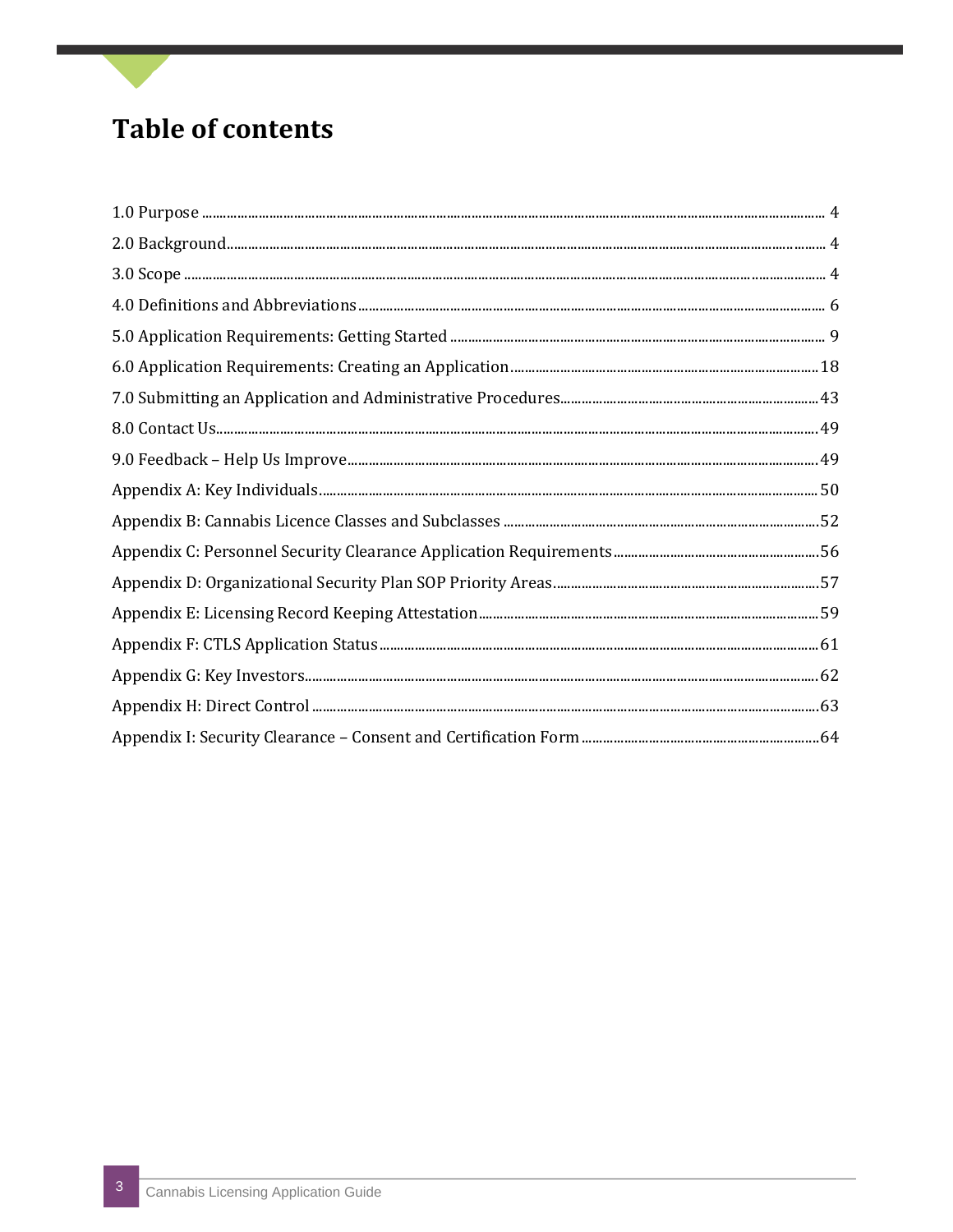# Table of contents

1.0 Purpose ..... 4
2.0 Background..... 4
3.0 Scope ..... 4
4.0 Definitions and Abbreviations..... 6
5.0 Application Requirements: Getting Started ..... 9
6.0 Application Requirements: Creating an Application..... 18
7.0 Submitting an Application and Administrative Procedures..... 43
8.0 Contact Us..... 49
9.0 Feedback – Help Us Improve..... 49
Appendix A: Key Individuals..... 50
Appendix B: Cannabis Licence Classes and Subclasses ..... 52
Appendix C: Personnel Security Clearance Application Requirements..... 56
Appendix D: Organizational Security Plan SOP Priority Areas..... 57
Appendix E: Licensing Record Keeping Attestation..... 59
Appendix F: CTLS Application Status..... 61
Appendix G: Key Investors..... 62
Appendix H: Direct Control ..... 63
Appendix I: Security Clearance – Consent and Certification Form..... 64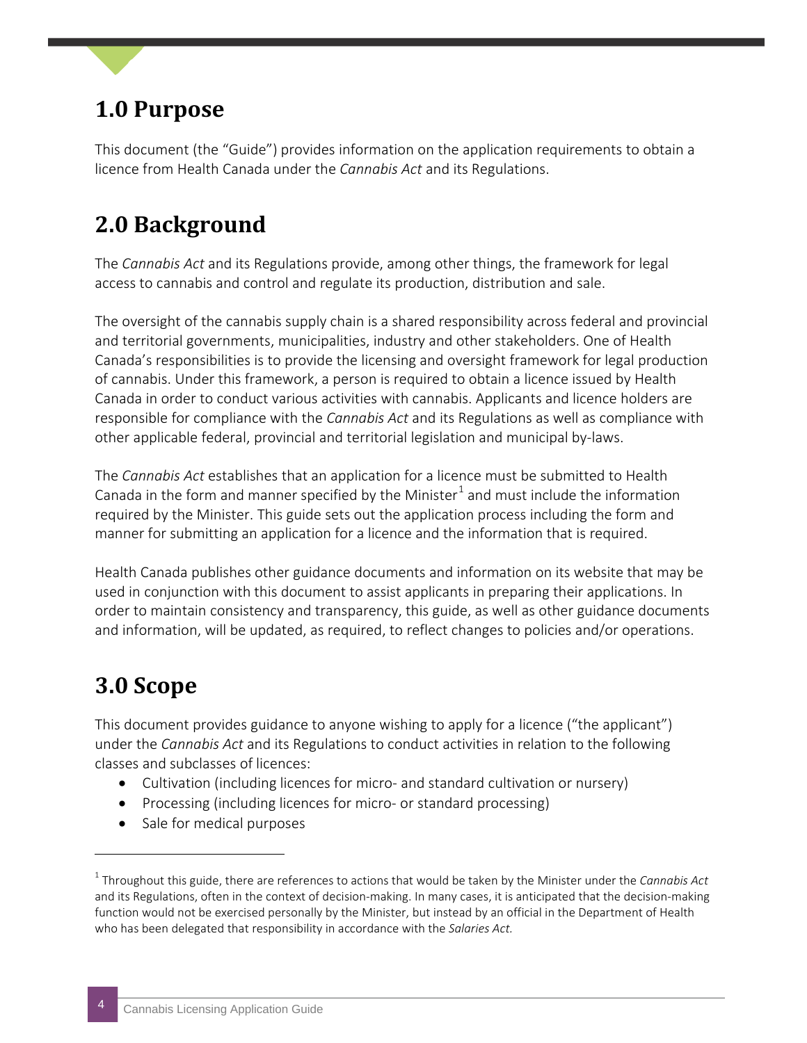## 1.0 Purpose

This document (the "Guide") provides information on the application requirements to obtain a licence from Health Canada under the *Cannabis Act* and its Regulations.

## 2.0 Background

The *Cannabis Act* and its Regulations provide, among other things, the framework for legal access to cannabis and control and regulate its production, distribution and sale.

The oversight of the cannabis supply chain is a shared responsibility across federal and provincial and territorial governments, municipalities, industry and other stakeholders. One of Health Canada's responsibilities is to provide the licensing and oversight framework for legal production of cannabis. Under this framework, a person is required to obtain a licence issued by Health Canada in order to conduct various activities with cannabis. Applicants and licence holders are responsible for compliance with the *Cannabis Act* and its Regulations as well as compliance with other applicable federal, provincial and territorial legislation and municipal by-laws.

The *Cannabis Act* establishes that an application for a licence must be submitted to Health Canada in the form and manner specified by the Minister[1] and must include the information required by the Minister. This guide sets out the application process including the form and manner for submitting an application for a licence and the information that is required.

Health Canada publishes other guidance documents and information on its website that may be used in conjunction with this document to assist applicants in preparing their applications. In order to maintain consistency and transparency, this guide, as well as other guidance documents and information, will be updated, as required, to reflect changes to policies and/or operations.

## 3.0 Scope

This document provides guidance to anyone wishing to apply for a licence ("the applicant") under the *Cannabis Act* and its Regulations to conduct activities in relation to the following classes and subclasses of licences:

- Cultivation (including licences for micro- and standard cultivation or nursery)
- Processing (including licences for micro- or standard processing)
- Sale for medical purposes

[1] Throughout this guide, there are references to actions that would be taken by the Minister under the *Cannabis Act* and its Regulations, often in the context of decision-making. In many cases, it is anticipated that the decision-making function would not be exercised personally by the Minister, but instead by an official in the Department of Health who has been delegated that responsibility in accordance with the *Salaries Act*.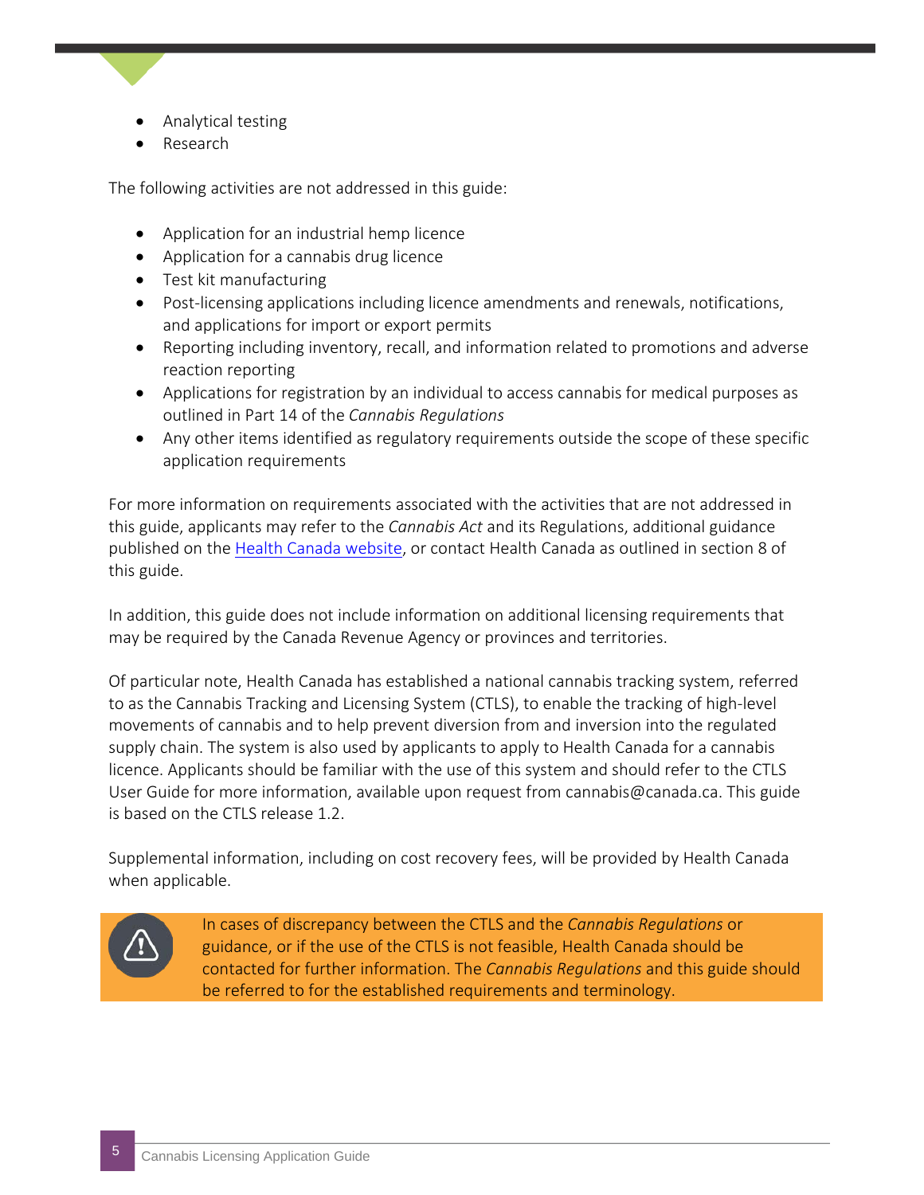- Analytical testing
- Research

The following activities are not addressed in this guide:

- Application for an industrial hemp licence
- Application for a cannabis drug licence
- Test kit manufacturing
- Post-licensing applications including licence amendments and renewals, notifications, and applications for import or export permits
- Reporting including inventory, recall, and information related to promotions and adverse reaction reporting
- Applications for registration by an individual to access cannabis for medical purposes as outlined in Part 14 of the *Cannabis Regulations*
- Any other items identified as regulatory requirements outside the scope of these specific application requirements

For more information on requirements associated with the activities that are not addressed in this guide, applicants may refer to the *Cannabis Act* and its Regulations, additional guidance published on the [Health Canada website](), or contact Health Canada as outlined in section 8 of this guide.

In addition, this guide does not include information on additional licensing requirements that may be required by the Canada Revenue Agency or provinces and territories.

Of particular note, Health Canada has established a national cannabis tracking system, referred to as the Cannabis Tracking and Licensing System (CTLS), to enable the tracking of high-level movements of cannabis and to help prevent diversion from and inversion into the regulated supply chain. The system is also used by applicants to apply to Health Canada for a cannabis licence. Applicants should be familiar with the use of this system and should refer to the CTLS User Guide for more information, available upon request from cannabis@canada.ca. This guide is based on the CTLS release 1.2.

Supplemental information, including on cost recovery fees, will be provided by Health Canada when applicable.

> In cases of discrepancy between the CTLS and the *Cannabis Regulations* or guidance, or if the use of the CTLS is not feasible, Health Canada should be contacted for further information. The *Cannabis Regulations* and this guide should be referred to for the established requirements and terminology.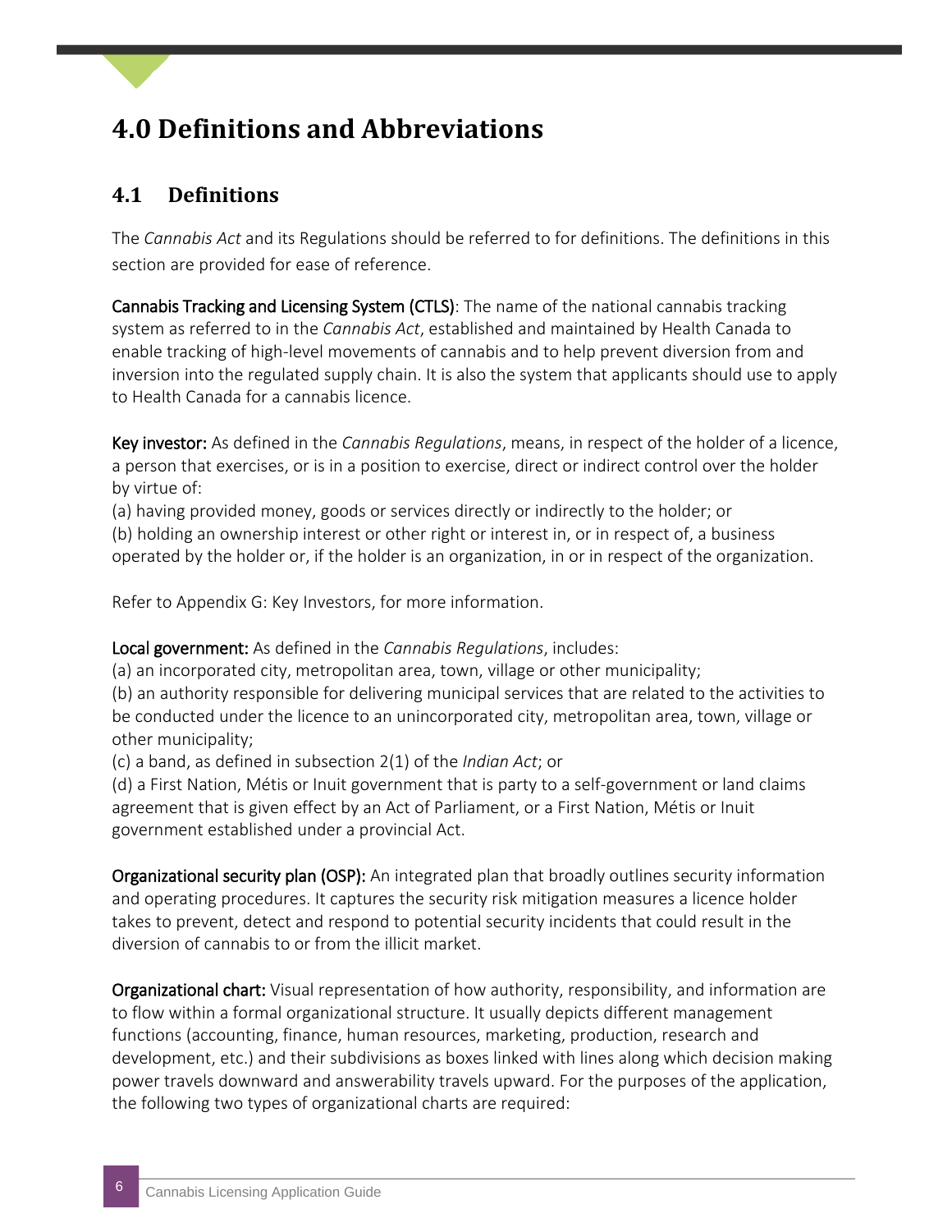# 4.0 Definitions and Abbreviations

## 4.1 Definitions

The *Cannabis Act* and its Regulations should be referred to for definitions. The definitions in this section are provided for ease of reference.

**Cannabis Tracking and Licensing System (CTLS)**: The name of the national cannabis tracking system as referred to in the *Cannabis Act*, established and maintained by Health Canada to enable tracking of high-level movements of cannabis and to help prevent diversion from and inversion into the regulated supply chain. It is also the system that applicants should use to apply to Health Canada for a cannabis licence.

**Key investor:** As defined in the *Cannabis Regulations*, means, in respect of the holder of a licence, a person that exercises, or is in a position to exercise, direct or indirect control over the holder by virtue of:
(a) having provided money, goods or services directly or indirectly to the holder; or
(b) holding an ownership interest or other right or interest in, or in respect of, a business operated by the holder or, if the holder is an organization, in or in respect of the organization.

Refer to Appendix G: Key Investors, for more information.

**Local government:** As defined in the *Cannabis Regulations*, includes:
(a) an incorporated city, metropolitan area, town, village or other municipality;
(b) an authority responsible for delivering municipal services that are related to the activities to be conducted under the licence to an unincorporated city, metropolitan area, town, village or other municipality;
(c) a band, as defined in subsection 2(1) of the *Indian Act*; or
(d) a First Nation, Métis or Inuit government that is party to a self-government or land claims agreement that is given effect by an Act of Parliament, or a First Nation, Métis or Inuit government established under a provincial Act.

**Organizational security plan (OSP):** An integrated plan that broadly outlines security information and operating procedures. It captures the security risk mitigation measures a licence holder takes to prevent, detect and respond to potential security incidents that could result in the diversion of cannabis to or from the illicit market.

**Organizational chart:** Visual representation of how authority, responsibility, and information are to flow within a formal organizational structure. It usually depicts different management functions (accounting, finance, human resources, marketing, production, research and development, etc.) and their subdivisions as boxes linked with lines along which decision making power travels downward and answerability travels upward. For the purposes of the application, the following two types of organizational charts are required: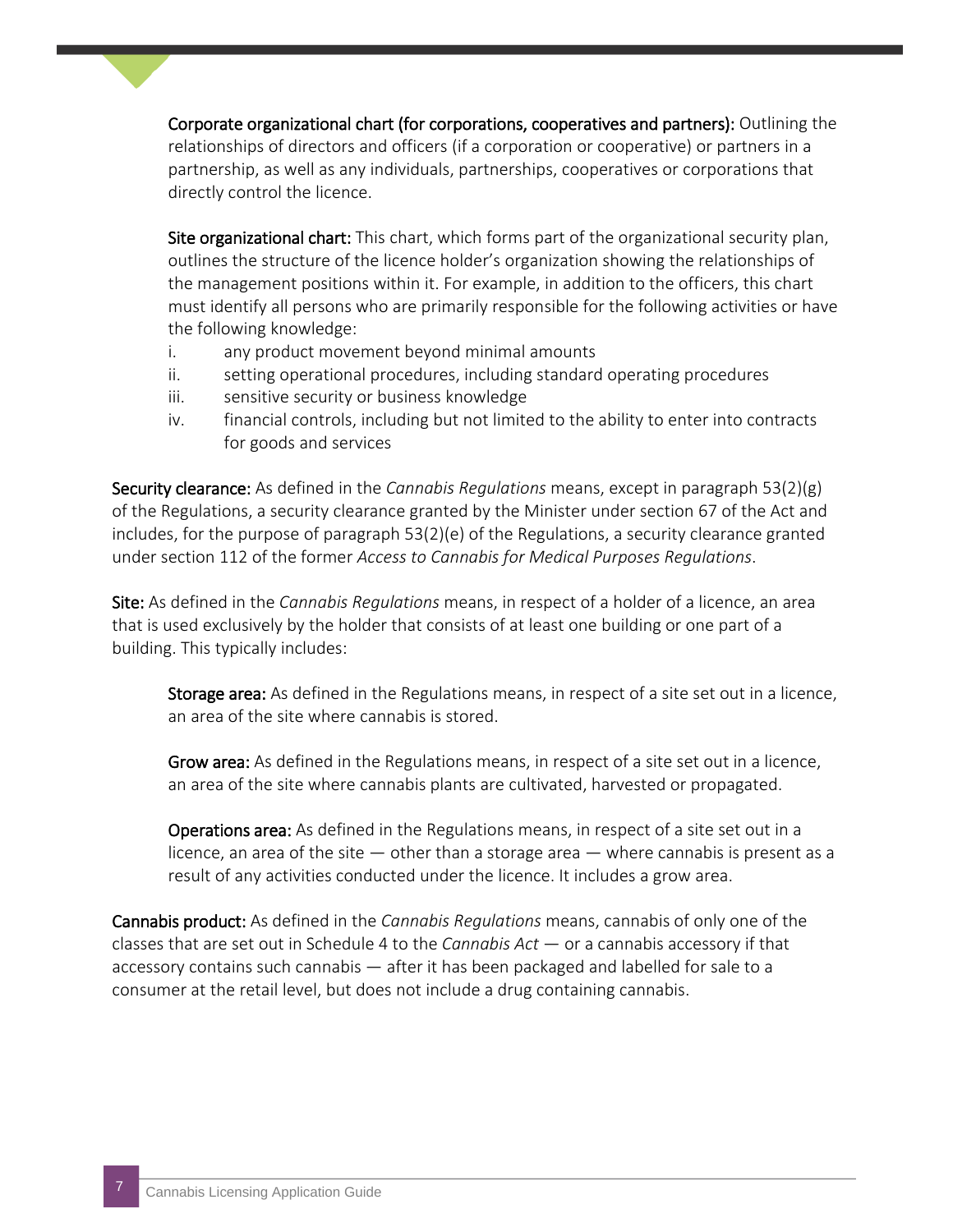**Corporate organizational chart (for corporations, cooperatives and partners):** Outlining the relationships of directors and officers (if a corporation or cooperative) or partners in a partnership, as well as any individuals, partnerships, cooperatives or corporations that directly control the licence.

**Site organizational chart:** This chart, which forms part of the organizational security plan, outlines the structure of the licence holder's organization showing the relationships of the management positions within it. For example, in addition to the officers, this chart must identify all persons who are primarily responsible for the following activities or have the following knowledge:

i. any product movement beyond minimal amounts
ii. setting operational procedures, including standard operating procedures
iii. sensitive security or business knowledge
iv. financial controls, including but not limited to the ability to enter into contracts for goods and services

**Security clearance:** As defined in the *Cannabis Regulations* means, except in paragraph 53(2)(g) of the Regulations, a security clearance granted by the Minister under section 67 of the Act and includes, for the purpose of paragraph 53(2)(e) of the Regulations, a security clearance granted under section 112 of the former *Access to Cannabis for Medical Purposes Regulations*.

**Site:** As defined in the *Cannabis Regulations* means, in respect of a holder of a licence, an area that is used exclusively by the holder that consists of at least one building or one part of a building. This typically includes:

**Storage area:** As defined in the Regulations means, in respect of a site set out in a licence, an area of the site where cannabis is stored.

**Grow area:** As defined in the Regulations means, in respect of a site set out in a licence, an area of the site where cannabis plants are cultivated, harvested or propagated.

**Operations area:** As defined in the Regulations means, in respect of a site set out in a licence, an area of the site — other than a storage area — where cannabis is present as a result of any activities conducted under the licence. It includes a grow area.

**Cannabis product:** As defined in the *Cannabis Regulations* means, cannabis of only one of the classes that are set out in Schedule 4 to the *Cannabis Act* — or a cannabis accessory if that accessory contains such cannabis — after it has been packaged and labelled for sale to a consumer at the retail level, but does not include a drug containing cannabis.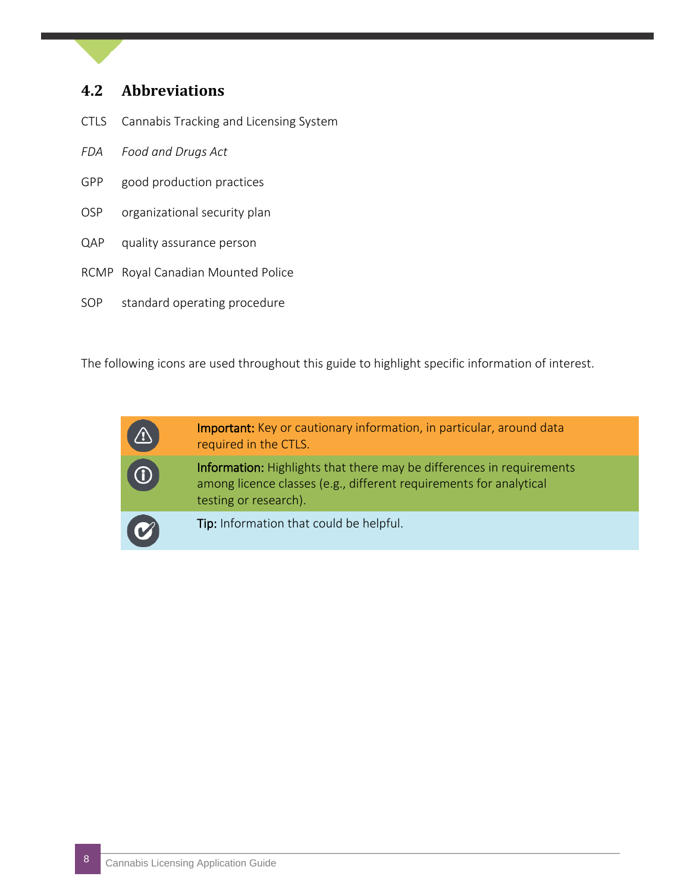## 4.2 Abbreviations

CTLS Cannabis Tracking and Licensing System

*FDA* *Food and Drugs Act*

GPP good production practices

OSP organizational security plan

QAP quality assurance person

RCMP Royal Canadian Mounted Police

SOP standard operating procedure

The following icons are used throughout this guide to highlight specific information of interest.

| | |
|---|---|
| | **Important:** Key or cautionary information, in particular, around data required in the CTLS. |
| | **Information:** Highlights that there may be differences in requirements among licence classes (e.g., different requirements for analytical testing or research). |
| | **Tip:** Information that could be helpful. |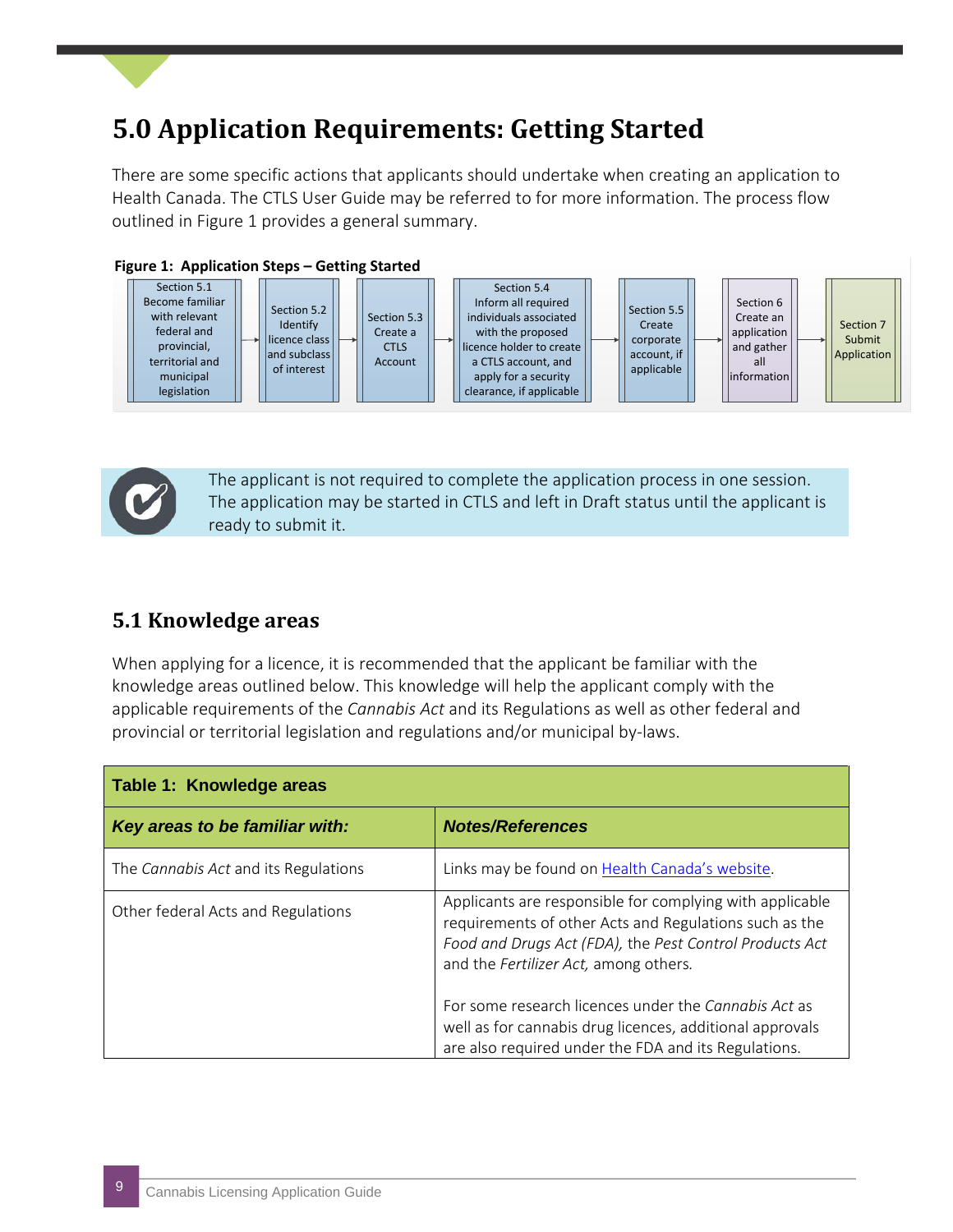# 5.0 Application Requirements: Getting Started

There are some specific actions that applicants should undertake when creating an application to Health Canada. The CTLS User Guide may be referred to for more information. The process flow outlined in Figure 1 provides a general summary.

**Figure 1: Application Steps – Getting Started**

Section 5.1 Become familiar with relevant federal and provincial, territorial and municipal legislation → Section 5.2 Identify licence class and subclass of interest → Section 5.3 Create a CTLS Account → Section 5.4 Inform all required individuals associated with the proposed licence holder to create a CTLS account, and apply for a security clearance, if applicable → Section 5.5 Create corporate account, if applicable → Section 6 Create an application and gather all information → Section 7 Submit Application

The applicant is not required to complete the application process in one session. The application may be started in CTLS and left in Draft status until the applicant is ready to submit it.

## 5.1 Knowledge areas

When applying for a licence, it is recommended that the applicant be familiar with the knowledge areas outlined below. This knowledge will help the applicant comply with the applicable requirements of the *Cannabis Act* and its Regulations as well as other federal and provincial or territorial legislation and regulations and/or municipal by-laws.

**Table 1: Knowledge areas**

| ***Key areas to be familiar with:*** | ***Notes/References*** |
|---|---|
| The *Cannabis Act* and its Regulations | Links may be found on Health Canada's website. |
| Other federal Acts and Regulations | Applicants are responsible for complying with applicable requirements of other Acts and Regulations such as the *Food and Drugs Act (FDA),* the *Pest Control Products Act* and the *Fertilizer Act,* among others.<br><br>For some research licences under the *Cannabis Act* as well as for cannabis drug licences, additional approvals are also required under the FDA and its Regulations. |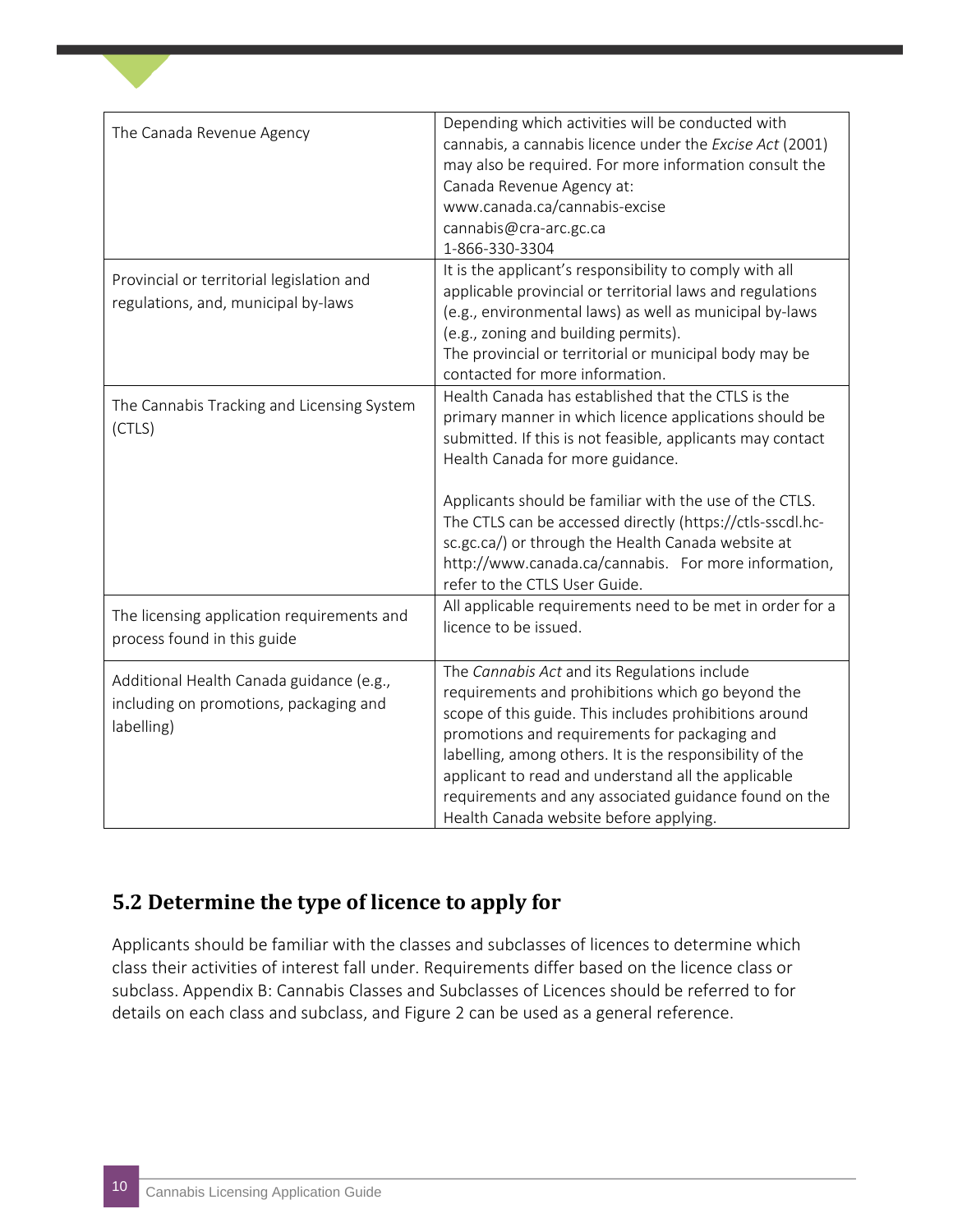| | |
|---|---|
| The Canada Revenue Agency | Depending which activities will be conducted with cannabis, a cannabis licence under the *Excise Act* (2001) may also be required. For more information consult the Canada Revenue Agency at: www.canada.ca/cannabis-excise cannabis@cra-arc.gc.ca 1-866-330-3304 |
| Provincial or territorial legislation and regulations, and, municipal by-laws | It is the applicant's responsibility to comply with all applicable provincial or territorial laws and regulations (e.g., environmental laws) as well as municipal by-laws (e.g., zoning and building permits). The provincial or territorial or municipal body may be contacted for more information. |
| The Cannabis Tracking and Licensing System (CTLS) | Health Canada has established that the CTLS is the primary manner in which licence applications should be submitted. If this is not feasible, applicants may contact Health Canada for more guidance.<br><br>Applicants should be familiar with the use of the CTLS. The CTLS can be accessed directly (https://ctls-sscdl.hc-sc.gc.ca/) or through the Health Canada website at http://www.canada.ca/cannabis. For more information, refer to the CTLS User Guide. |
| The licensing application requirements and process found in this guide | All applicable requirements need to be met in order for a licence to be issued. |
| Additional Health Canada guidance (e.g., including on promotions, packaging and labelling) | The *Cannabis Act* and its Regulations include requirements and prohibitions which go beyond the scope of this guide. This includes prohibitions around promotions and requirements for packaging and labelling, among others. It is the responsibility of the applicant to read and understand all the applicable requirements and any associated guidance found on the Health Canada website before applying. |

## 5.2 Determine the type of licence to apply for

Applicants should be familiar with the classes and subclasses of licences to determine which class their activities of interest fall under. Requirements differ based on the licence class or subclass. Appendix B: Cannabis Classes and Subclasses of Licences should be referred to for details on each class and subclass, and Figure 2 can be used as a general reference.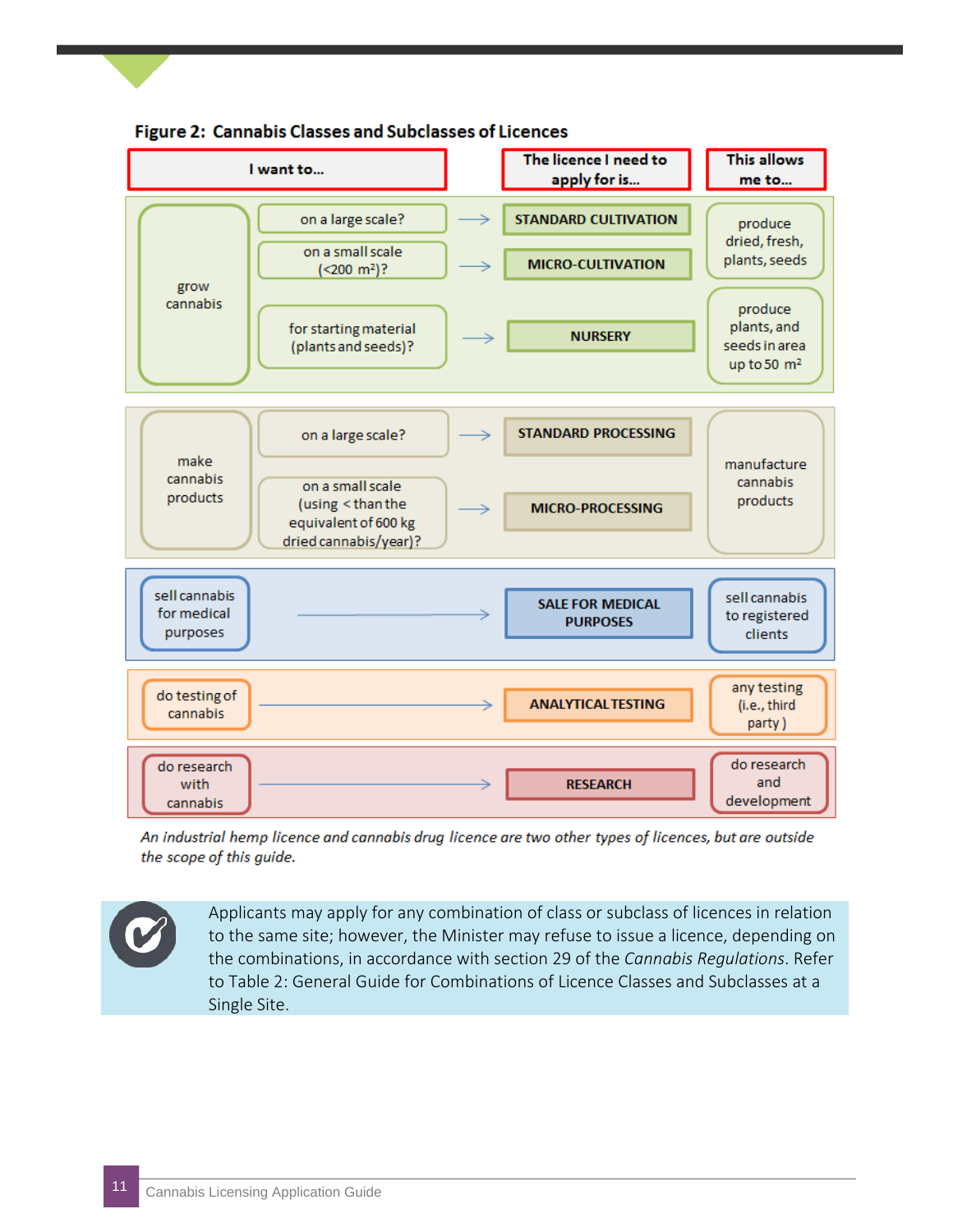**Figure 2: Cannabis Classes and Subclasses of Licences**

| I want to... | | The licence I need to apply for is... | This allows me to... |
|---|---|---|---|
| grow cannabis | on a large scale? | STANDARD CULTIVATION | produce dried, fresh, plants, seeds |
| | on a small scale (<200 m²)? | MICRO-CULTIVATION | |
| | for starting material (plants and seeds)? | NURSERY | produce plants, and seeds in area up to 50 m² |
| make cannabis products | on a large scale? | STANDARD PROCESSING | manufacture cannabis products |
| | on a small scale (using < than the equivalent of 600 kg dried cannabis/year)? | MICRO-PROCESSING | |
| sell cannabis for medical purposes | | SALE FOR MEDICAL PURPOSES | sell cannabis to registered clients |
| do testing of cannabis | | ANALYTICAL TESTING | any testing (i.e., third party ) |
| do research with cannabis | | RESEARCH | do research and development |

*An industrial hemp licence and cannabis drug licence are two other types of licences, but are outside the scope of this guide.*

Applicants may apply for any combination of class or subclass of licences in relation to the same site; however, the Minister may refuse to issue a licence, depending on the combinations, in accordance with section 29 of the *Cannabis Regulations*. Refer to Table 2: General Guide for Combinations of Licence Classes and Subclasses at a Single Site.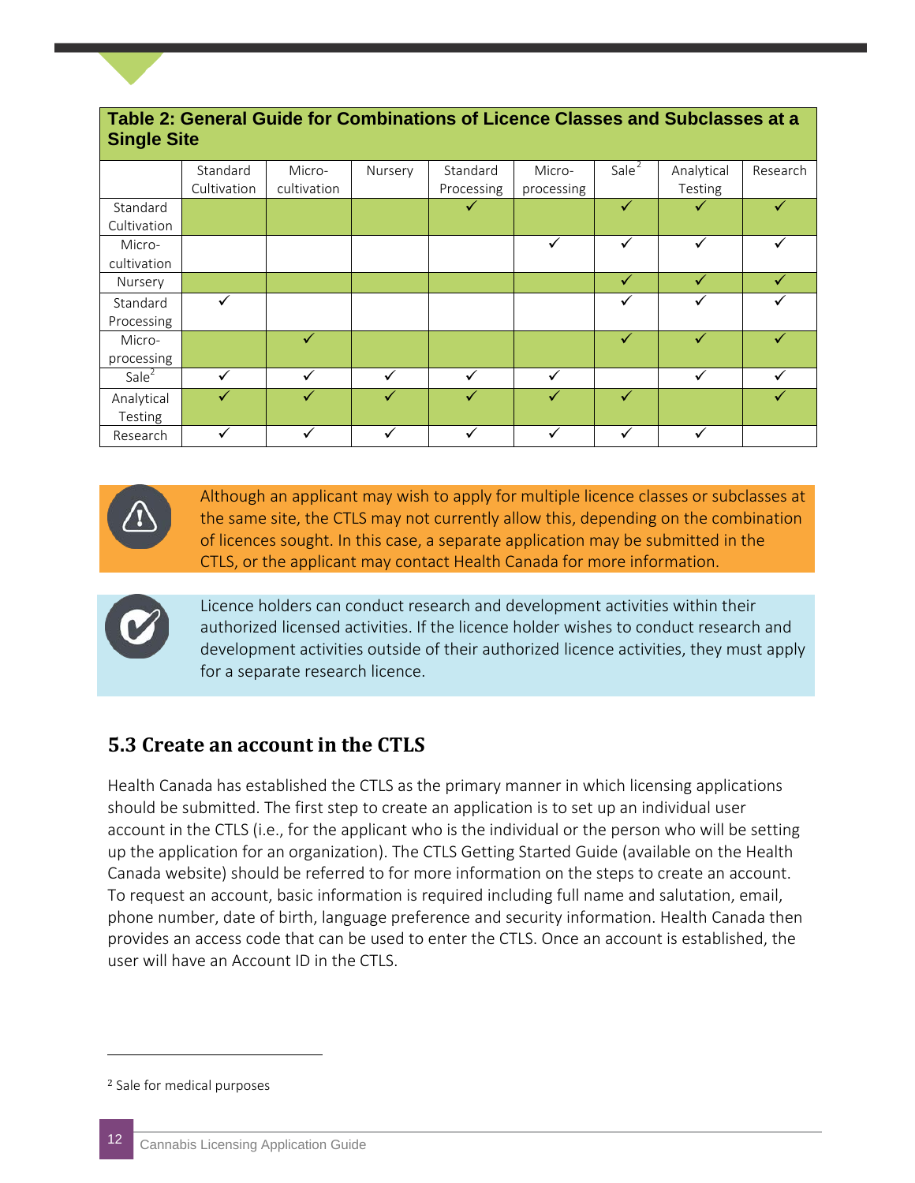**Table 2: General Guide for Combinations of Licence Classes and Subclasses at a Single Site**

| | Standard Cultivation | Micro-cultivation | Nursery | Standard Processing | Micro-processing | Sale[2] | Analytical Testing | Research |
|---|---|---|---|---|---|---|---|---|
| Standard Cultivation | | | | ✓ | | ✓ | ✓ | ✓ |
| Micro-cultivation | | | | | ✓ | ✓ | ✓ | ✓ |
| Nursery | | | | | | ✓ | ✓ | ✓ |
| Standard Processing | ✓ | | | | | ✓ | ✓ | ✓ |
| Micro-processing | | ✓ | | | | ✓ | ✓ | ✓ |
| Sale[2] | ✓ | ✓ | ✓ | ✓ | ✓ | | ✓ | ✓ |
| Analytical Testing | ✓ | ✓ | ✓ | ✓ | ✓ | ✓ | | ✓ |
| Research | ✓ | ✓ | ✓ | ✓ | ✓ | ✓ | ✓ | |

Although an applicant may wish to apply for multiple licence classes or subclasses at the same site, the CTLS may not currently allow this, depending on the combination of licences sought. In this case, a separate application may be submitted in the CTLS, or the applicant may contact Health Canada for more information.

Licence holders can conduct research and development activities within their authorized licensed activities. If the licence holder wishes to conduct research and development activities outside of their authorized licence activities, they must apply for a separate research licence.

## 5.3 Create an account in the CTLS

Health Canada has established the CTLS as the primary manner in which licensing applications should be submitted. The first step to create an application is to set up an individual user account in the CTLS (i.e., for the applicant who is the individual or the person who will be setting up the application for an organization). The CTLS Getting Started Guide (available on the Health Canada website) should be referred to for more information on the steps to create an account. To request an account, basic information is required including full name and salutation, email, phone number, date of birth, language preference and security information. Health Canada then provides an access code that can be used to enter the CTLS. Once an account is established, the user will have an Account ID in the CTLS.

[2] Sale for medical purposes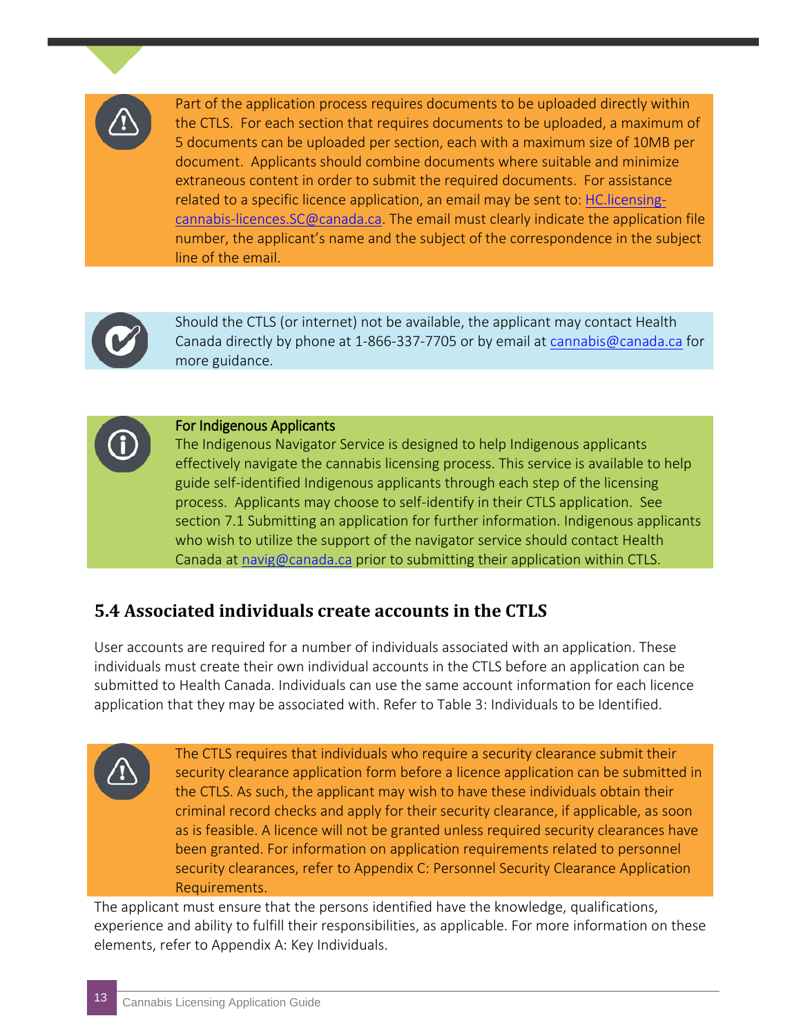Part of the application process requires documents to be uploaded directly within the CTLS. For each section that requires documents to be uploaded, a maximum of 5 documents can be uploaded per section, each with a maximum size of 10MB per document. Applicants should combine documents where suitable and minimize extraneous content in order to submit the required documents. For assistance related to a specific licence application, an email may be sent to: HC.licensing-cannabis-licences.SC@canada.ca. The email must clearly indicate the application file number, the applicant's name and the subject of the correspondence in the subject line of the email.

Should the CTLS (or internet) not be available, the applicant may contact Health Canada directly by phone at 1-866-337-7705 or by email at cannabis@canada.ca for more guidance.

**For Indigenous Applicants**

The Indigenous Navigator Service is designed to help Indigenous applicants effectively navigate the cannabis licensing process. This service is available to help guide self-identified Indigenous applicants through each step of the licensing process. Applicants may choose to self-identify in their CTLS application. See section 7.1 Submitting an application for further information. Indigenous applicants who wish to utilize the support of the navigator service should contact Health Canada at navig@canada.ca prior to submitting their application within CTLS.

## 5.4 Associated individuals create accounts in the CTLS

User accounts are required for a number of individuals associated with an application. These individuals must create their own individual accounts in the CTLS before an application can be submitted to Health Canada. Individuals can use the same account information for each licence application that they may be associated with. Refer to Table 3: Individuals to be Identified.

The CTLS requires that individuals who require a security clearance submit their security clearance application form before a licence application can be submitted in the CTLS. As such, the applicant may wish to have these individuals obtain their criminal record checks and apply for their security clearance, if applicable, as soon as is feasible. A licence will not be granted unless required security clearances have been granted. For information on application requirements related to personnel security clearances, refer to Appendix C: Personnel Security Clearance Application Requirements.

The applicant must ensure that the persons identified have the knowledge, qualifications, experience and ability to fulfill their responsibilities, as applicable. For more information on these elements, refer to Appendix A: Key Individuals.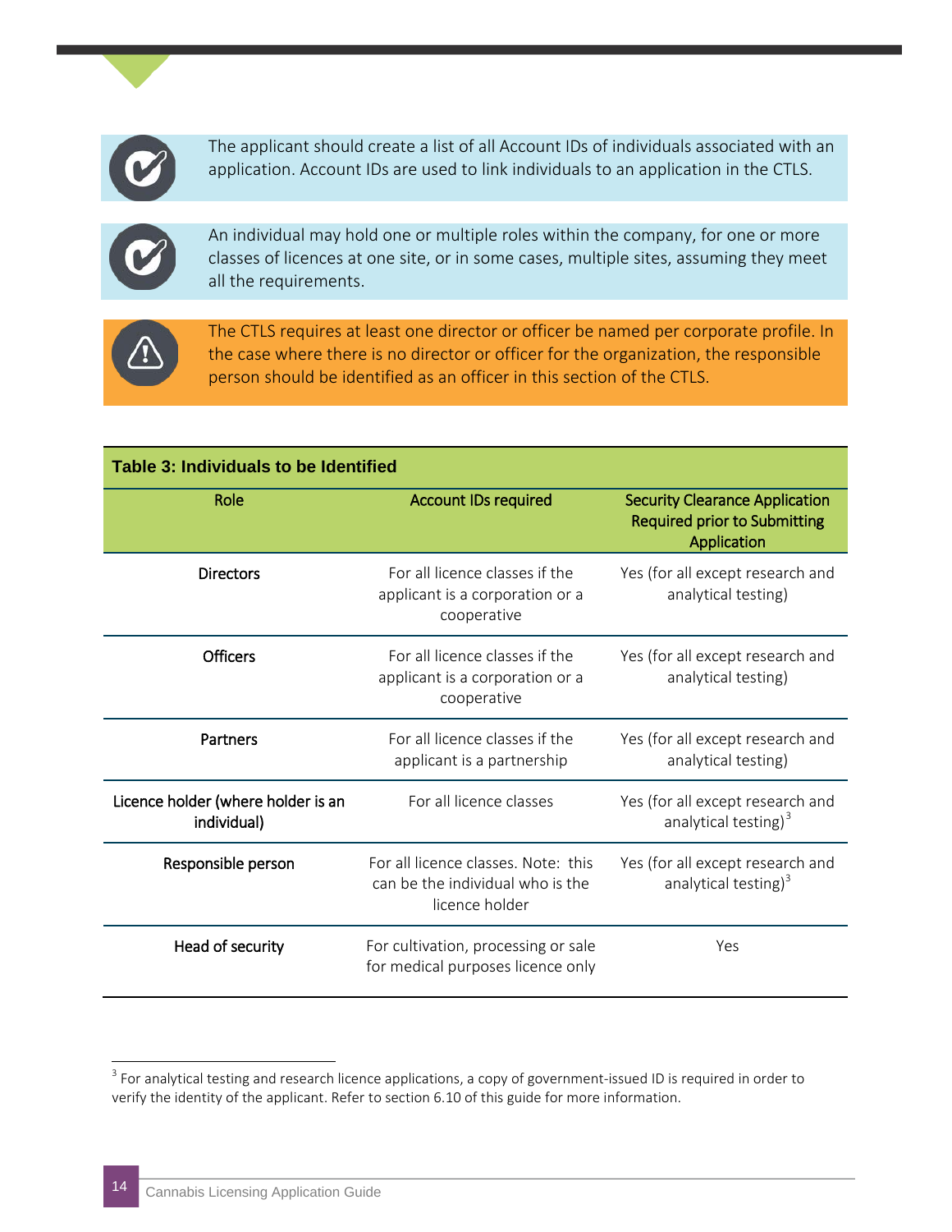The applicant should create a list of all Account IDs of individuals associated with an application. Account IDs are used to link individuals to an application in the CTLS.

An individual may hold one or multiple roles within the company, for one or more classes of licences at one site, or in some cases, multiple sites, assuming they meet all the requirements.

The CTLS requires at least one director or officer be named per corporate profile. In the case where there is no director or officer for the organization, the responsible person should be identified as an officer in this section of the CTLS.

**Table 3: Individuals to be Identified**

| Role | Account IDs required | Security Clearance Application Required prior to Submitting Application |
|---|---|---|
| Directors | For all licence classes if the applicant is a corporation or a cooperative | Yes (for all except research and analytical testing) |
| Officers | For all licence classes if the applicant is a corporation or a cooperative | Yes (for all except research and analytical testing) |
| Partners | For all licence classes if the applicant is a partnership | Yes (for all except research and analytical testing) |
| Licence holder (where holder is an individual) | For all licence classes | Yes (for all except research and analytical testing)[3] |
| Responsible person | For all licence classes. Note: this can be the individual who is the licence holder | Yes (for all except research and analytical testing)[3] |
| Head of security | For cultivation, processing or sale for medical purposes licence only | Yes |

[3] For analytical testing and research licence applications, a copy of government-issued ID is required in order to verify the identity of the applicant. Refer to section 6.10 of this guide for more information.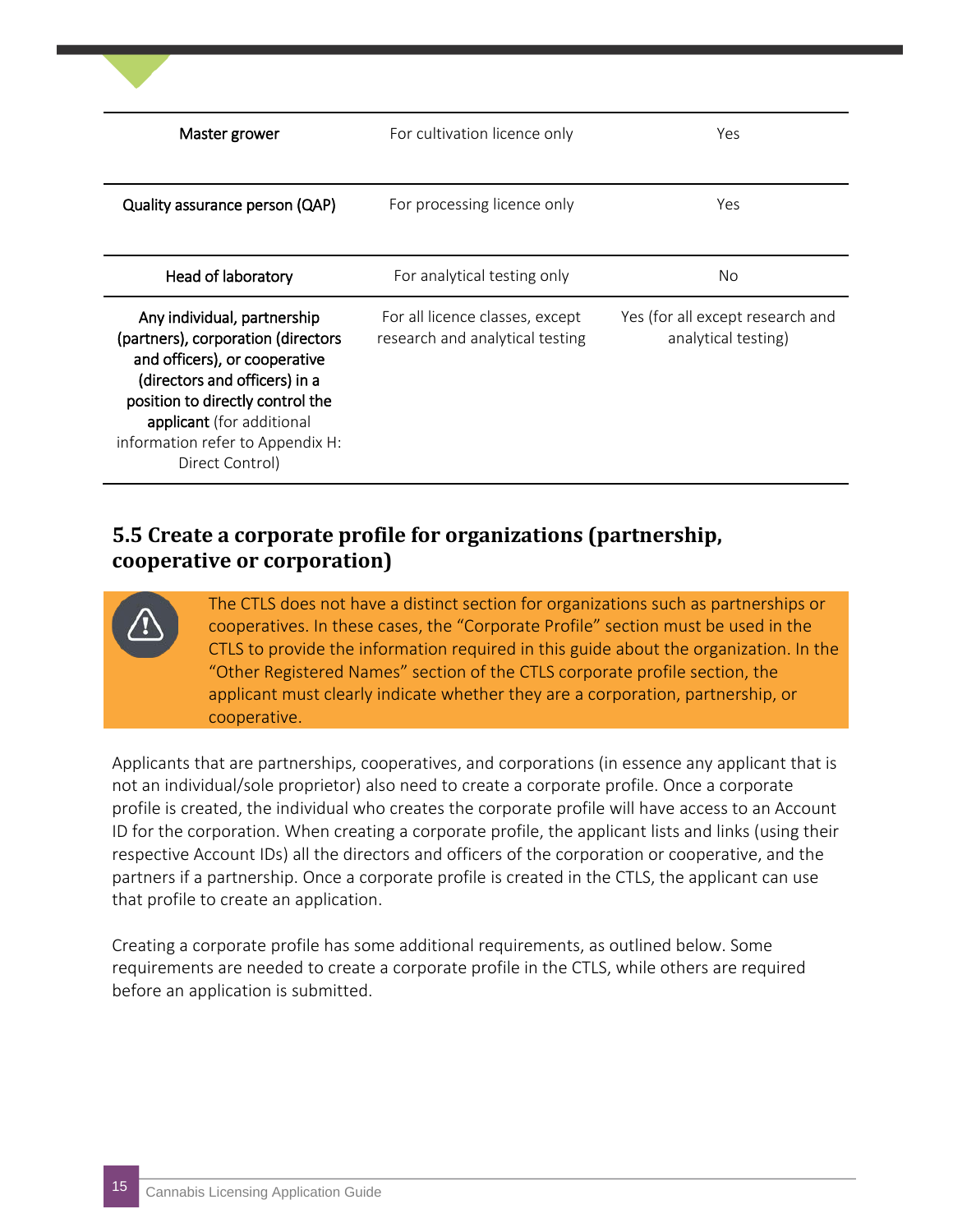| | | |
|---|---|---|
| **Master grower** | For cultivation licence only | Yes |
| **Quality assurance person (QAP)** | For processing licence only | Yes |
| **Head of laboratory** | For analytical testing only | No |
| **Any individual, partnership (partners), corporation (directors and officers), or cooperative (directors and officers) in a position to directly control the applicant** (for additional information refer to Appendix H: Direct Control) | For all licence classes, except research and analytical testing | Yes (for all except research and analytical testing) |

## 5.5 Create a corporate profile for organizations (partnership, cooperative or corporation)

> The CTLS does not have a distinct section for organizations such as partnerships or cooperatives. In these cases, the "Corporate Profile" section must be used in the CTLS to provide the information required in this guide about the organization. In the "Other Registered Names" section of the CTLS corporate profile section, the applicant must clearly indicate whether they are a corporation, partnership, or cooperative.

Applicants that are partnerships, cooperatives, and corporations (in essence any applicant that is not an individual/sole proprietor) also need to create a corporate profile. Once a corporate profile is created, the individual who creates the corporate profile will have access to an Account ID for the corporation. When creating a corporate profile, the applicant lists and links (using their respective Account IDs) all the directors and officers of the corporation or cooperative, and the partners if a partnership. Once a corporate profile is created in the CTLS, the applicant can use that profile to create an application.

Creating a corporate profile has some additional requirements, as outlined below. Some requirements are needed to create a corporate profile in the CTLS, while others are required before an application is submitted.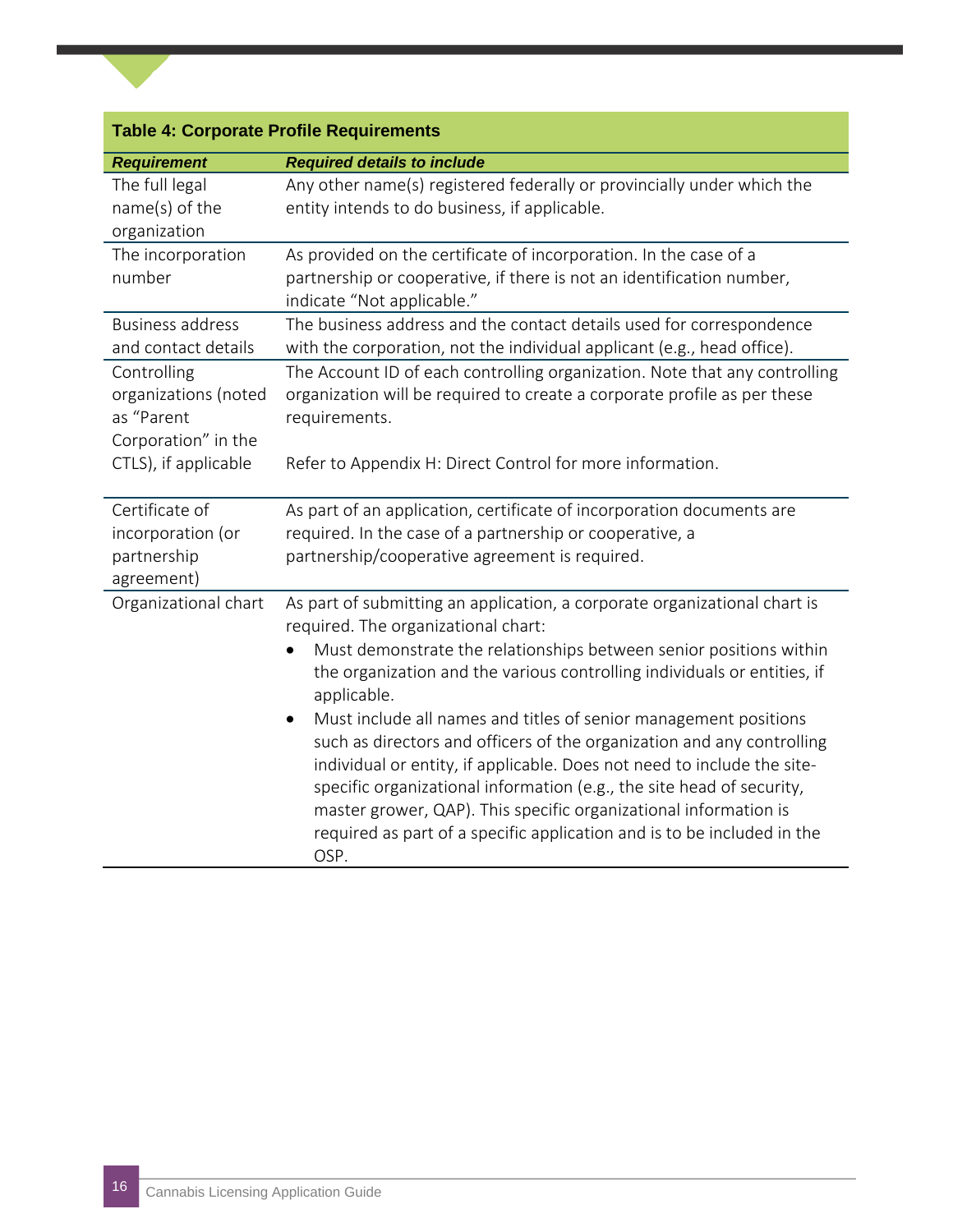**Table 4: Corporate Profile Requirements**

| ***Requirement*** | ***Required details to include*** |
|---|---|
| The full legal name(s) of the organization | Any other name(s) registered federally or provincially under which the entity intends to do business, if applicable. |
| The incorporation number | As provided on the certificate of incorporation. In the case of a partnership or cooperative, if there is not an identification number, indicate "Not applicable." |
| Business address and contact details | The business address and the contact details used for correspondence with the corporation, not the individual applicant (e.g., head office). |
| Controlling organizations (noted as "Parent Corporation" in the CTLS), if applicable | The Account ID of each controlling organization. Note that any controlling organization will be required to create a corporate profile as per these requirements.<br><br>Refer to Appendix H: Direct Control for more information. |
| Certificate of incorporation (or partnership agreement) | As part of an application, certificate of incorporation documents are required. In the case of a partnership or cooperative, a partnership/cooperative agreement is required. |
| Organizational chart | As part of submitting an application, a corporate organizational chart is required. The organizational chart:<br>• Must demonstrate the relationships between senior positions within the organization and the various controlling individuals or entities, if applicable.<br>• Must include all names and titles of senior management positions such as directors and officers of the organization and any controlling individual or entity, if applicable. Does not need to include the site-specific organizational information (e.g., the site head of security, master grower, QAP). This specific organizational information is required as part of a specific application and is to be included in the OSP. |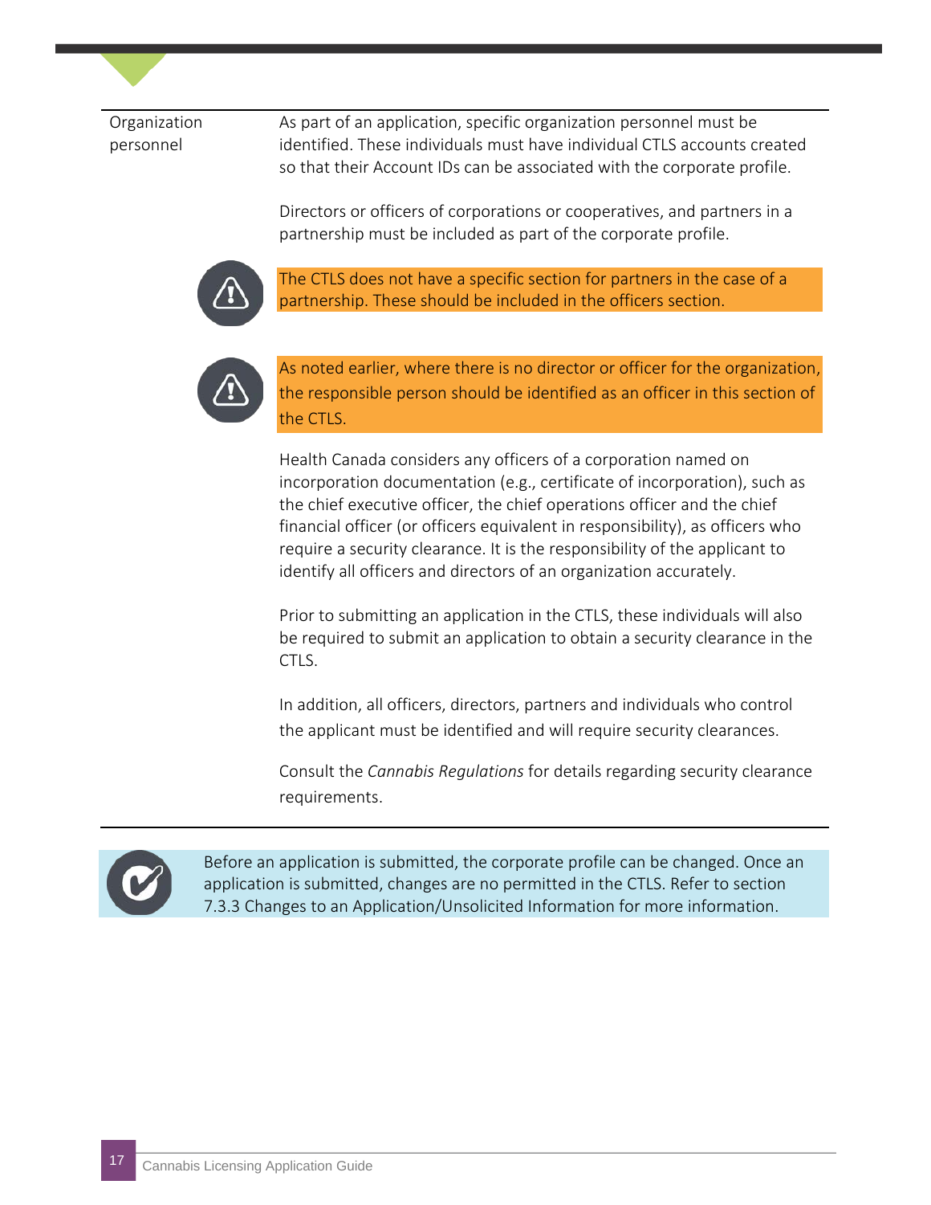| | |
|---|---|
| Organization personnel | As part of an application, specific organization personnel must be identified. These individuals must have individual CTLS accounts created so that their Account IDs can be associated with the corporate profile.<br><br>Directors or officers of corporations or cooperatives, and partners in a partnership must be included as part of the corporate profile.<br><br>**⚠** The CTLS does not have a specific section for partners in the case of a partnership. These should be included in the officers section.<br><br>**⚠** As noted earlier, where there is no director or officer for the organization, the responsible person should be identified as an officer in this section of the CTLS.<br><br>Health Canada considers any officers of a corporation named on incorporation documentation (e.g., certificate of incorporation), such as the chief executive officer, the chief operations officer and the chief financial officer (or officers equivalent in responsibility), as officers who require a security clearance. It is the responsibility of the applicant to identify all officers and directors of an organization accurately.<br><br>Prior to submitting an application in the CTLS, these individuals will also be required to submit an application to obtain a security clearance in the CTLS.<br><br>In addition, all officers, directors, partners and individuals who control the applicant must be identified and will require security clearances.<br><br>Consult the *Cannabis Regulations* for details regarding security clearance requirements. |

> Before an application is submitted, the corporate profile can be changed. Once an application is submitted, changes are no permitted in the CTLS. Refer to section 7.3.3 Changes to an Application/Unsolicited Information for more information.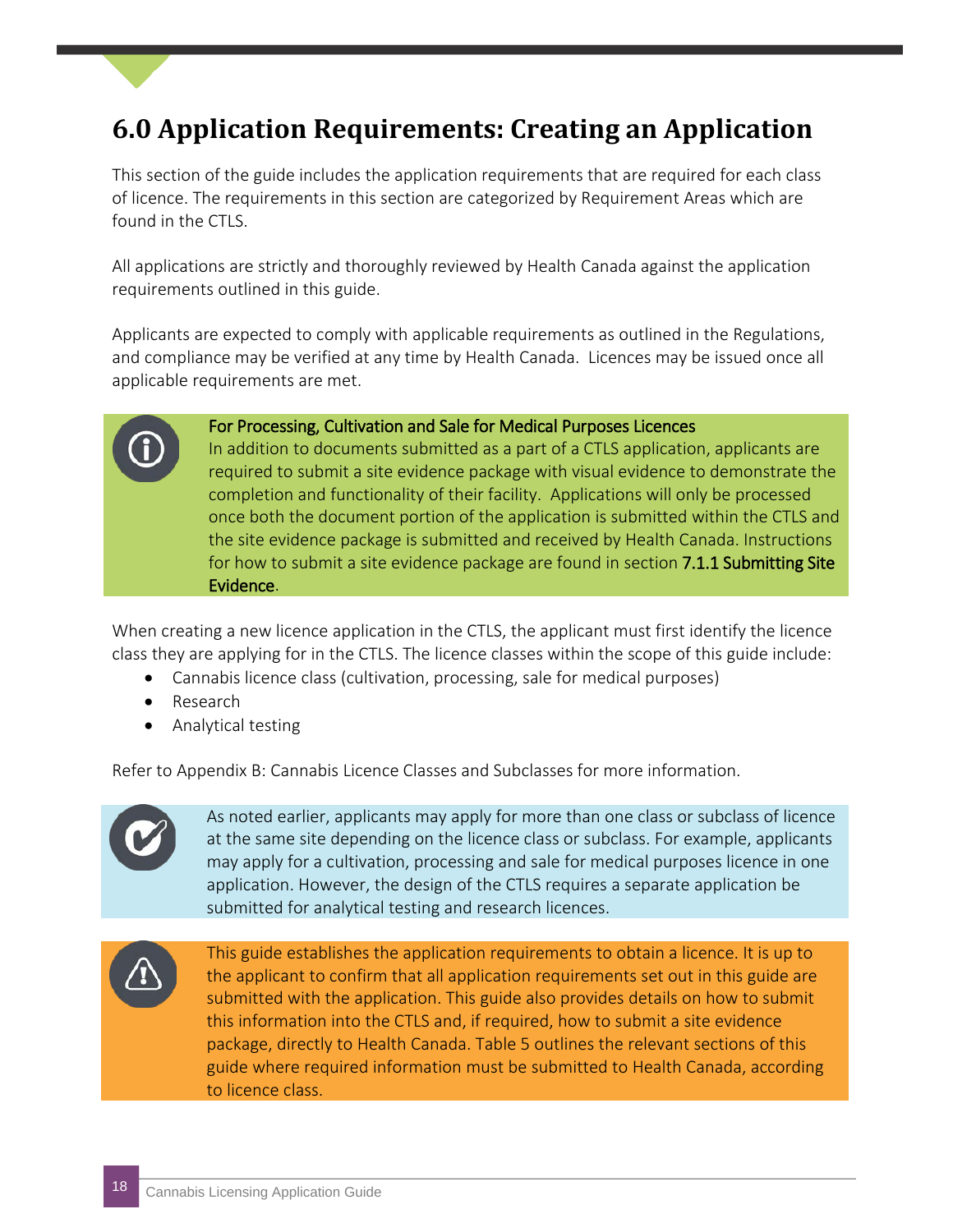# 6.0 Application Requirements: Creating an Application

This section of the guide includes the application requirements that are required for each class of licence. The requirements in this section are categorized by Requirement Areas which are found in the CTLS.

All applications are strictly and thoroughly reviewed by Health Canada against the application requirements outlined in this guide.

Applicants are expected to comply with applicable requirements as outlined in the Regulations, and compliance may be verified at any time by Health Canada. Licences may be issued once all applicable requirements are met.

> For Processing, Cultivation and Sale for Medical Purposes Licences
> In addition to documents submitted as a part of a CTLS application, applicants are required to submit a site evidence package with visual evidence to demonstrate the completion and functionality of their facility. Applications will only be processed once both the document portion of the application is submitted within the CTLS and the site evidence package is submitted and received by Health Canada. Instructions for how to submit a site evidence package are found in section 7.1.1 Submitting Site Evidence.

When creating a new licence application in the CTLS, the applicant must first identify the licence class they are applying for in the CTLS. The licence classes within the scope of this guide include:

- Cannabis licence class (cultivation, processing, sale for medical purposes)
- Research
- Analytical testing

Refer to Appendix B: Cannabis Licence Classes and Subclasses for more information.

> As noted earlier, applicants may apply for more than one class or subclass of licence at the same site depending on the licence class or subclass. For example, applicants may apply for a cultivation, processing and sale for medical purposes licence in one application. However, the design of the CTLS requires a separate application be submitted for analytical testing and research licences.

> This guide establishes the application requirements to obtain a licence. It is up to the applicant to confirm that all application requirements set out in this guide are submitted with the application. This guide also provides details on how to submit this information into the CTLS and, if required, how to submit a site evidence package, directly to Health Canada. Table 5 outlines the relevant sections of this guide where required information must be submitted to Health Canada, according to licence class.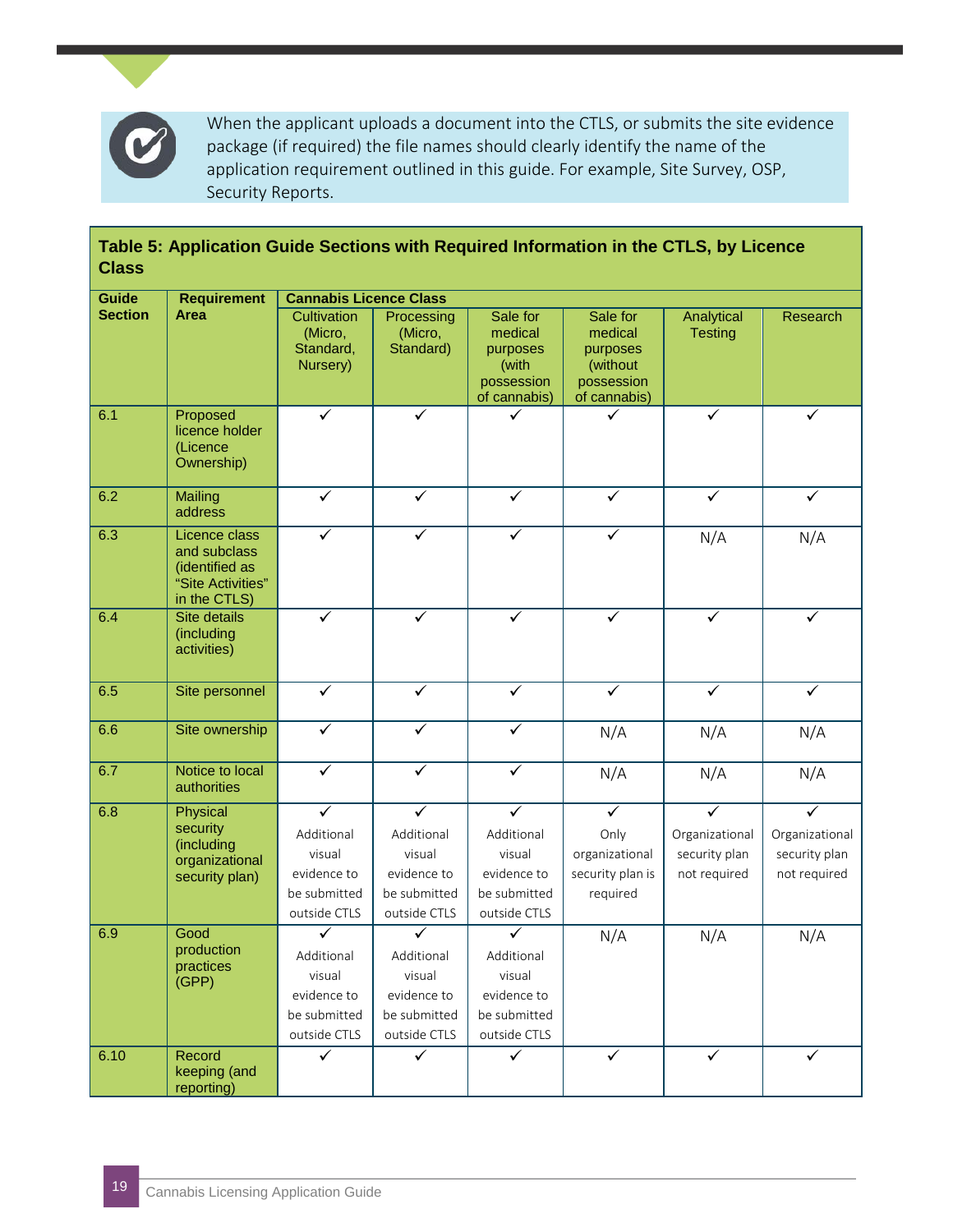When the applicant uploads a document into the CTLS, or submits the site evidence package (if required) the file names should clearly identify the name of the application requirement outlined in this guide. For example, Site Survey, OSP, Security Reports.

**Table 5: Application Guide Sections with Required Information in the CTLS, by Licence Class**

| Guide Section | Requirement Area | Cannabis Licence Class | | | | | |
|---|---|---|---|---|---|---|---|
| | | Cultivation (Micro, Standard, Nursery) | Processing (Micro, Standard) | Sale for medical purposes (with possession of cannabis) | Sale for medical purposes (without possession of cannabis) | Analytical Testing | Research |
| 6.1 | Proposed licence holder (Licence Ownership) | ✓ | ✓ | ✓ | ✓ | ✓ | ✓ |
| 6.2 | Mailing address | ✓ | ✓ | ✓ | ✓ | ✓ | ✓ |
| 6.3 | Licence class and subclass (identified as "Site Activities" in the CTLS) | ✓ | ✓ | ✓ | ✓ | N/A | N/A |
| 6.4 | Site details (including activities) | ✓ | ✓ | ✓ | ✓ | ✓ | ✓ |
| 6.5 | Site personnel | ✓ | ✓ | ✓ | ✓ | ✓ | ✓ |
| 6.6 | Site ownership | ✓ | ✓ | ✓ | N/A | N/A | N/A |
| 6.7 | Notice to local authorities | ✓ | ✓ | ✓ | N/A | N/A | N/A |
| 6.8 | Physical security (including organizational security plan) | ✓ Additional visual evidence to be submitted outside CTLS | ✓ Additional visual evidence to be submitted outside CTLS | ✓ Additional visual evidence to be submitted outside CTLS | ✓ Only organizational security plan is required | ✓ Organizational security plan not required | ✓ Organizational security plan not required |
| 6.9 | Good production practices (GPP) | ✓ Additional visual evidence to be submitted outside CTLS | ✓ Additional visual evidence to be submitted outside CTLS | ✓ Additional visual evidence to be submitted outside CTLS | N/A | N/A | N/A |
| 6.10 | Record keeping (and reporting) | ✓ | ✓ | ✓ | ✓ | ✓ | ✓ |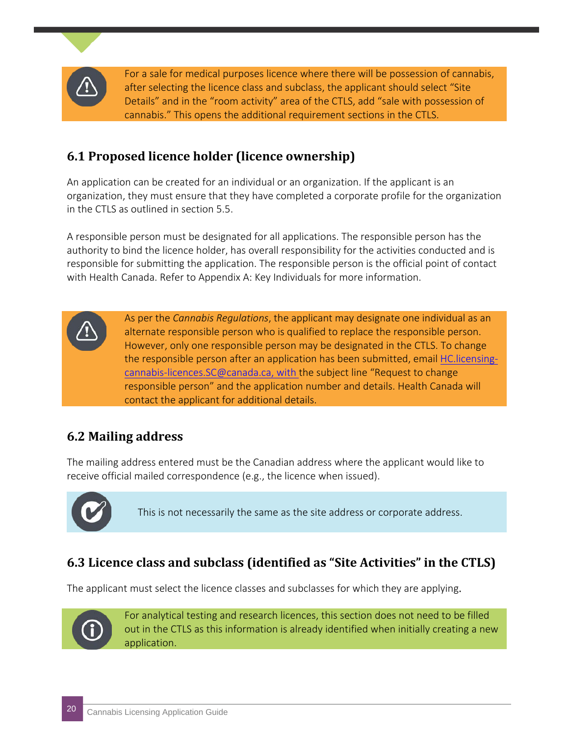For a sale for medical purposes licence where there will be possession of cannabis, after selecting the licence class and subclass, the applicant should select "Site Details" and in the "room activity" area of the CTLS, add "sale with possession of cannabis." This opens the additional requirement sections in the CTLS.

### 6.1 Proposed licence holder (licence ownership)

An application can be created for an individual or an organization. If the applicant is an organization, they must ensure that they have completed a corporate profile for the organization in the CTLS as outlined in section 5.5.

A responsible person must be designated for all applications. The responsible person has the authority to bind the licence holder, has overall responsibility for the activities conducted and is responsible for submitting the application. The responsible person is the official point of contact with Health Canada. Refer to Appendix A: Key Individuals for more information.

As per the *Cannabis Regulations*, the applicant may designate one individual as an alternate responsible person who is qualified to replace the responsible person. However, only one responsible person may be designated in the CTLS. To change the responsible person after an application has been submitted, email HC.licensing-cannabis-licences.SC@canada.ca, with the subject line "Request to change responsible person" and the application number and details. Health Canada will contact the applicant for additional details.

### 6.2 Mailing address

The mailing address entered must be the Canadian address where the applicant would like to receive official mailed correspondence (e.g., the licence when issued).

This is not necessarily the same as the site address or corporate address.

### 6.3 Licence class and subclass (identified as "Site Activities" in the CTLS)

The applicant must select the licence classes and subclasses for which they are applying.

For analytical testing and research licences, this section does not need to be filled out in the CTLS as this information is already identified when initially creating a new application.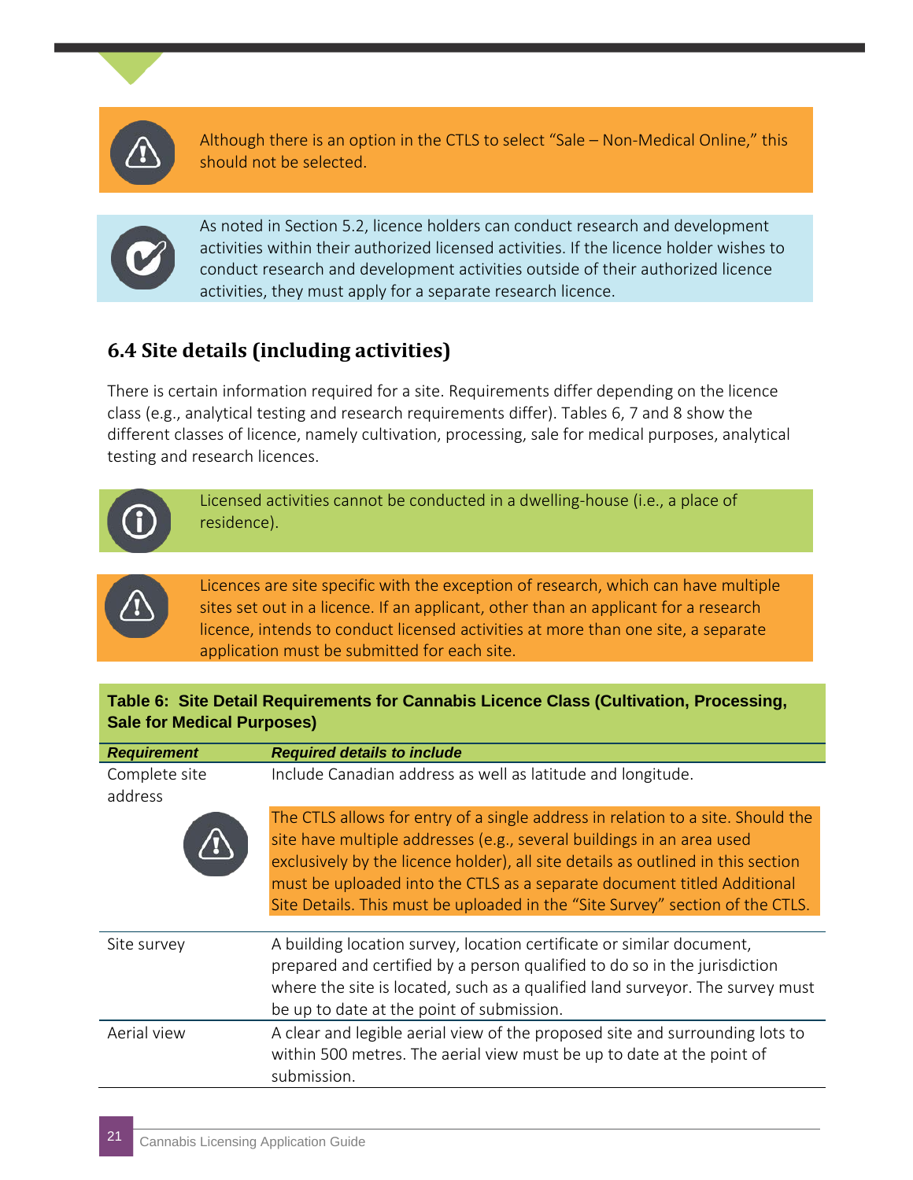Although there is an option in the CTLS to select "Sale – Non-Medical Online," this should not be selected.

As noted in Section 5.2, licence holders can conduct research and development activities within their authorized licensed activities. If the licence holder wishes to conduct research and development activities outside of their authorized licence activities, they must apply for a separate research licence.

### 6.4 Site details (including activities)

There is certain information required for a site. Requirements differ depending on the licence class (e.g., analytical testing and research requirements differ). Tables 6, 7 and 8 show the different classes of licence, namely cultivation, processing, sale for medical purposes, analytical testing and research licences.

Licensed activities cannot be conducted in a dwelling-house (i.e., a place of residence).

Licences are site specific with the exception of research, which can have multiple sites set out in a licence. If an applicant, other than an applicant for a research licence, intends to conduct licensed activities at more than one site, a separate application must be submitted for each site.

**Table 6: Site Detail Requirements for Cannabis Licence Class (Cultivation, Processing, Sale for Medical Purposes)**

| ***Requirement*** | ***Required details to include*** |
|---|---|
| Complete site address | Include Canadian address as well as latitude and longitude.<br><br>The CTLS allows for entry of a single address in relation to a site. Should the site have multiple addresses (e.g., several buildings in an area used exclusively by the licence holder), all site details as outlined in this section must be uploaded into the CTLS as a separate document titled Additional Site Details. This must be uploaded in the "Site Survey" section of the CTLS. |
| Site survey | A building location survey, location certificate or similar document, prepared and certified by a person qualified to do so in the jurisdiction where the site is located, such as a qualified land surveyor. The survey must be up to date at the point of submission. |
| Aerial view | A clear and legible aerial view of the proposed site and surrounding lots to within 500 metres. The aerial view must be up to date at the point of submission. |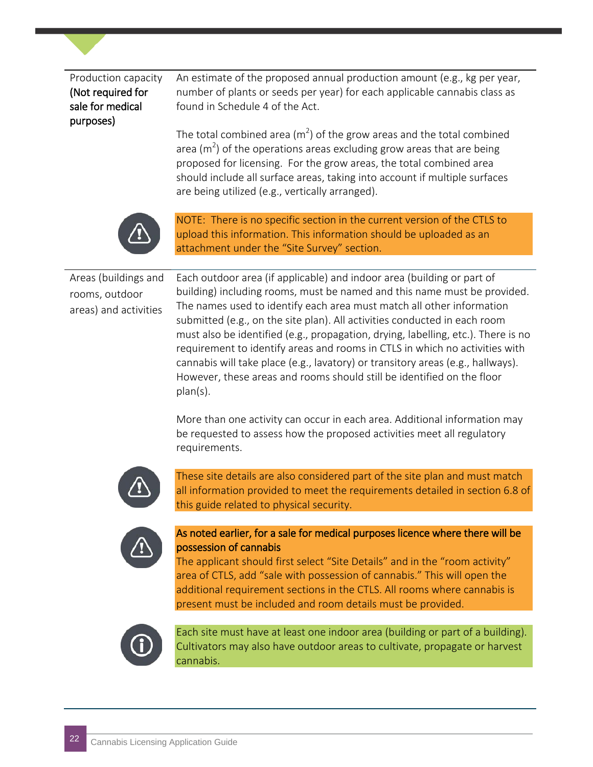| | |
|---|---|
| Production capacity **(Not required for sale for medical purposes)** | An estimate of the proposed annual production amount (e.g., kg per year, number of plants or seeds per year) for each applicable cannabis class as found in Schedule 4 of the Act.<br><br>The total combined area ($m^2$) of the grow areas and the total combined area ($m^2$) of the operations areas excluding grow areas that are being proposed for licensing. For the grow areas, the total combined area should include all surface areas, taking into account if multiple surfaces are being utilized (e.g., vertically arranged).<br><br>NOTE: There is no specific section in the current version of the CTLS to upload this information. This information should be uploaded as an attachment under the "Site Survey" section. |
| Areas (buildings and rooms, outdoor areas) and activities | Each outdoor area (if applicable) and indoor area (building or part of building) including rooms, must be named and this name must be provided. The names used to identify each area must match all other information submitted (e.g., on the site plan). All activities conducted in each room must also be identified (e.g., propagation, drying, labelling, etc.). There is no requirement to identify areas and rooms in CTLS in which no activities with cannabis will take place (e.g., lavatory) or transitory areas (e.g., hallways). However, these areas and rooms should still be identified on the floor plan(s).<br><br>More than one activity can occur in each area. Additional information may be requested to assess how the proposed activities meet all regulatory requirements.<br><br>These site details are also considered part of the site plan and must match all information provided to meet the requirements detailed in section 6.8 of this guide related to physical security.<br><br>**As noted earlier, for a sale for medical purposes licence where there will be possession of cannabis**<br>The applicant should first select "Site Details" and in the "room activity" area of CTLS, add "sale with possession of cannabis." This will open the additional requirement sections in the CTLS. All rooms where cannabis is present must be included and room details must be provided.<br><br>Each site must have at least one indoor area (building or part of a building). Cultivators may also have outdoor areas to cultivate, propagate or harvest cannabis. |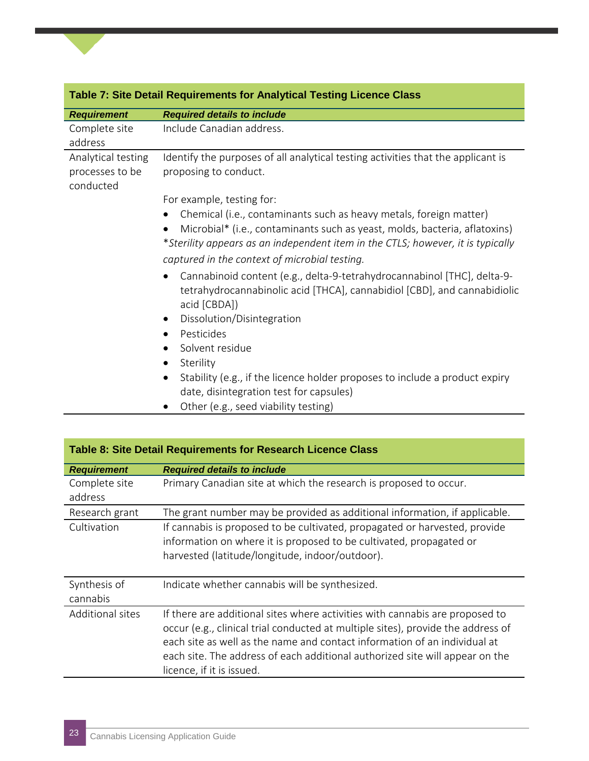**Table 7: Site Detail Requirements for Analytical Testing Licence Class**

| *Requirement* | *Required details to include* |
|---|---|
| Complete site address | Include Canadian address. |
| Analytical testing processes to be conducted | Identify the purposes of all analytical testing activities that the applicant is proposing to conduct.<br><br>For example, testing for:<br>• Chemical (i.e., contaminants such as heavy metals, foreign matter)<br>• Microbial* (i.e., contaminants such as yeast, molds, bacteria, aflatoxins)<br>**Sterility appears as an independent item in the CTLS; however, it is typically captured in the context of microbial testing.*<br>• Cannabinoid content (e.g., delta-9-tetrahydrocannabinol [THC], delta-9-tetrahydrocannabinolic acid [THCA], cannabidiol [CBD], and cannabidiolic acid [CBDA])<br>• Dissolution/Disintegration<br>• Pesticides<br>• Solvent residue<br>• Sterility<br>• Stability (e.g., if the licence holder proposes to include a product expiry date, disintegration test for capsules)<br>• Other (e.g., seed viability testing) |

**Table 8: Site Detail Requirements for Research Licence Class**

| *Requirement* | *Required details to include* |
|---|---|
| Complete site address | Primary Canadian site at which the research is proposed to occur. |
| Research grant | The grant number may be provided as additional information, if applicable. |
| Cultivation | If cannabis is proposed to be cultivated, propagated or harvested, provide information on where it is proposed to be cultivated, propagated or harvested (latitude/longitude, indoor/outdoor). |
| Synthesis of cannabis | Indicate whether cannabis will be synthesized. |
| Additional sites | If there are additional sites where activities with cannabis are proposed to occur (e.g., clinical trial conducted at multiple sites), provide the address of each site as well as the name and contact information of an individual at each site. The address of each additional authorized site will appear on the licence, if it is issued. |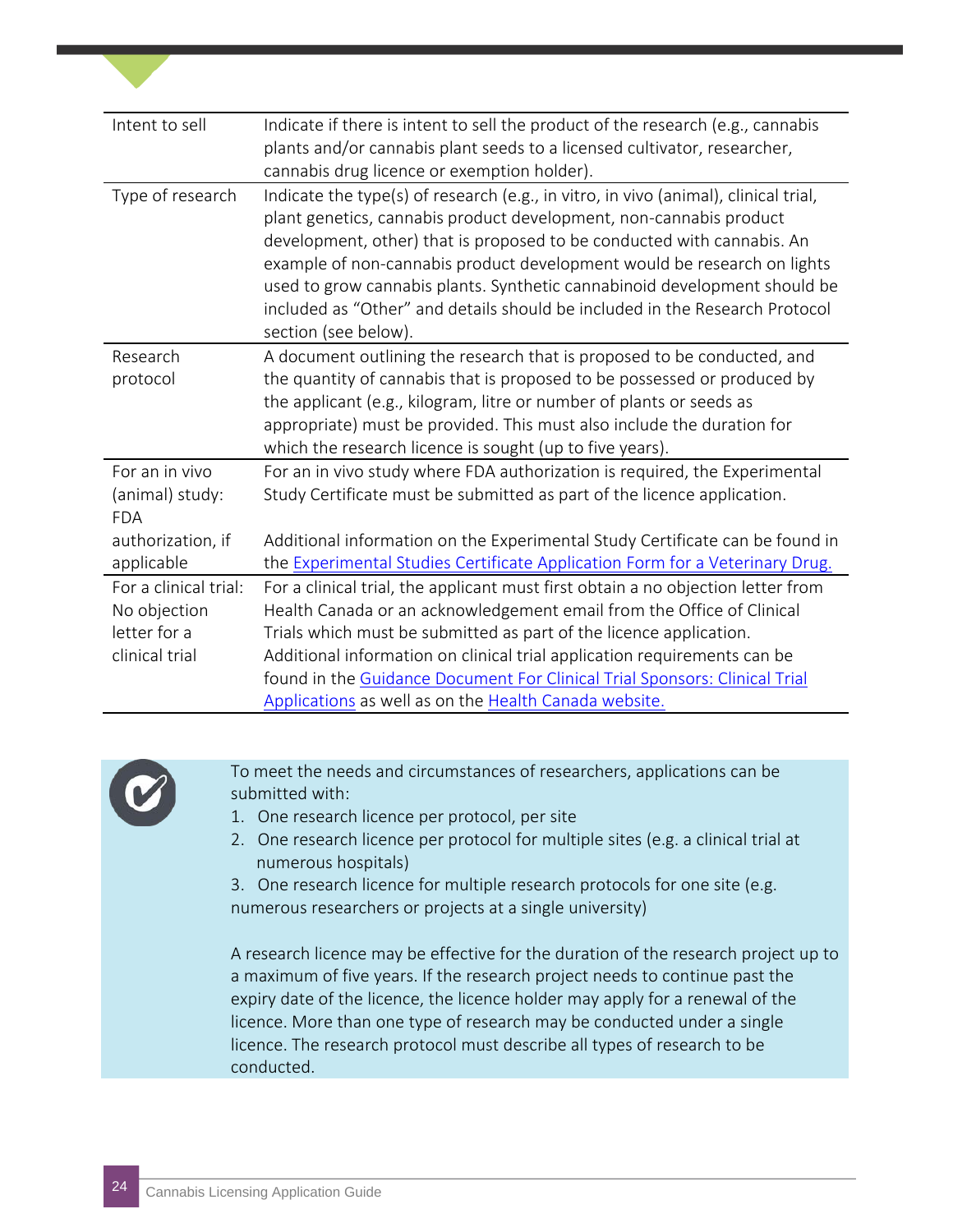| | |
|---|---|
| Intent to sell | Indicate if there is intent to sell the product of the research (e.g., cannabis plants and/or cannabis plant seeds to a licensed cultivator, researcher, cannabis drug licence or exemption holder). |
| Type of research | Indicate the type(s) of research (e.g., in vitro, in vivo (animal), clinical trial, plant genetics, cannabis product development, non-cannabis product development, other) that is proposed to be conducted with cannabis. An example of non-cannabis product development would be research on lights used to grow cannabis plants. Synthetic cannabinoid development should be included as "Other" and details should be included in the Research Protocol section (see below). |
| Research protocol | A document outlining the research that is proposed to be conducted, and the quantity of cannabis that is proposed to be possessed or produced by the applicant (e.g., kilogram, litre or number of plants or seeds as appropriate) must be provided. This must also include the duration for which the research licence is sought (up to five years). |
| For an in vivo (animal) study: FDA authorization, if applicable | For an in vivo study where FDA authorization is required, the Experimental Study Certificate must be submitted as part of the licence application.<br><br>Additional information on the Experimental Study Certificate can be found in the Experimental Studies Certificate Application Form for a Veterinary Drug. |
| For a clinical trial: No objection letter for a clinical trial | For a clinical trial, the applicant must first obtain a no objection letter from Health Canada or an acknowledgement email from the Office of Clinical Trials which must be submitted as part of the licence application. Additional information on clinical trial application requirements can be found in the Guidance Document For Clinical Trial Sponsors: Clinical Trial Applications as well as on the Health Canada website. |

To meet the needs and circumstances of researchers, applications can be submitted with:

1. One research licence per protocol, per site
2. One research licence per protocol for multiple sites (e.g. a clinical trial at numerous hospitals)
3. One research licence for multiple research protocols for one site (e.g. numerous researchers or projects at a single university)

A research licence may be effective for the duration of the research project up to a maximum of five years. If the research project needs to continue past the expiry date of the licence, the licence holder may apply for a renewal of the licence. More than one type of research may be conducted under a single licence. The research protocol must describe all types of research to be conducted.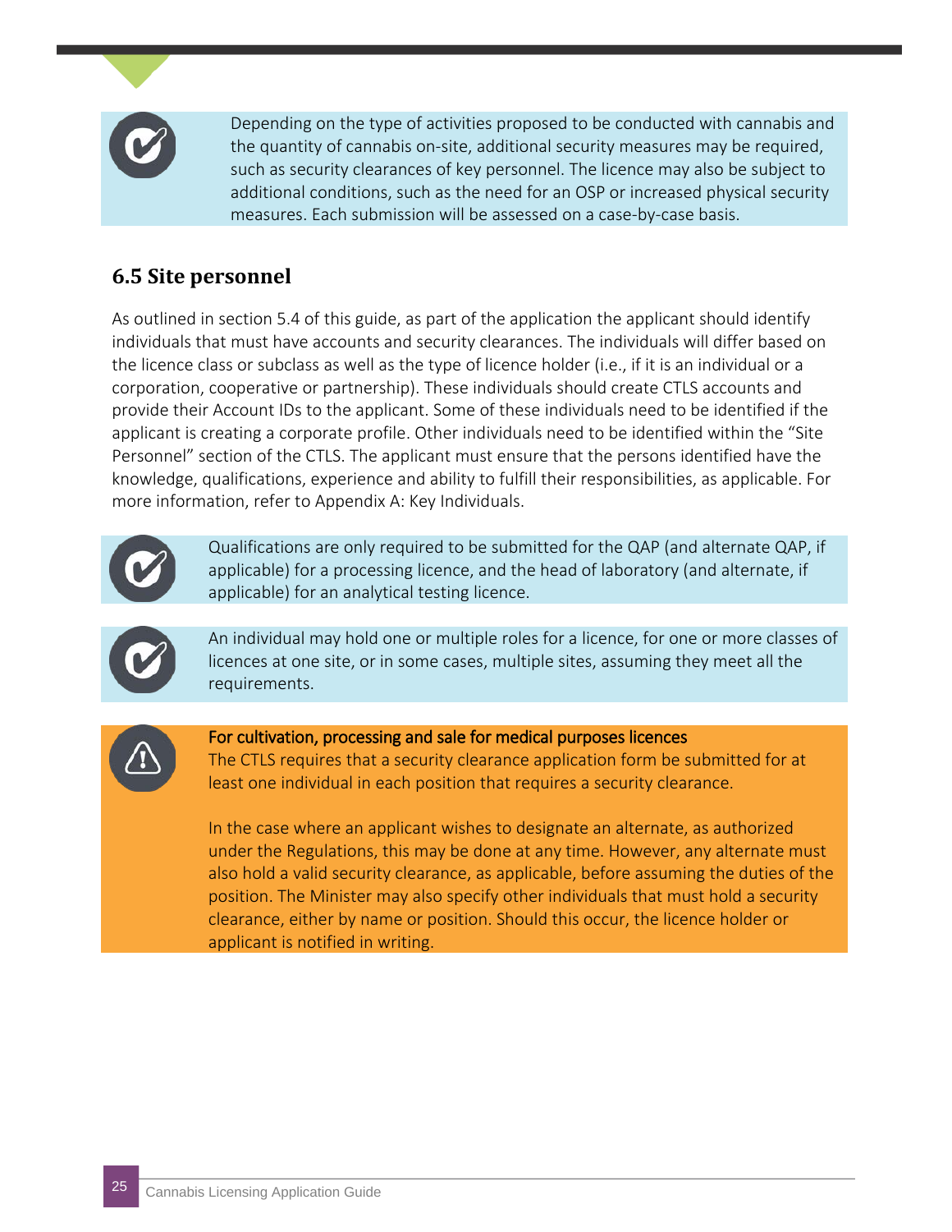Depending on the type of activities proposed to be conducted with cannabis and the quantity of cannabis on-site, additional security measures may be required, such as security clearances of key personnel. The licence may also be subject to additional conditions, such as the need for an OSP or increased physical security measures. Each submission will be assessed on a case-by-case basis.

## 6.5 Site personnel

As outlined in section 5.4 of this guide, as part of the application the applicant should identify individuals that must have accounts and security clearances. The individuals will differ based on the licence class or subclass as well as the type of licence holder (i.e., if it is an individual or a corporation, cooperative or partnership). These individuals should create CTLS accounts and provide their Account IDs to the applicant. Some of these individuals need to be identified if the applicant is creating a corporate profile. Other individuals need to be identified within the "Site Personnel" section of the CTLS. The applicant must ensure that the persons identified have the knowledge, qualifications, experience and ability to fulfill their responsibilities, as applicable. For more information, refer to Appendix A: Key Individuals.

Qualifications are only required to be submitted for the QAP (and alternate QAP, if applicable) for a processing licence, and the head of laboratory (and alternate, if applicable) for an analytical testing licence.

An individual may hold one or multiple roles for a licence, for one or more classes of licences at one site, or in some cases, multiple sites, assuming they meet all the requirements.

**For cultivation, processing and sale for medical purposes licences**

The CTLS requires that a security clearance application form be submitted for at least one individual in each position that requires a security clearance.

In the case where an applicant wishes to designate an alternate, as authorized under the Regulations, this may be done at any time. However, any alternate must also hold a valid security clearance, as applicable, before assuming the duties of the position. The Minister may also specify other individuals that must hold a security clearance, either by name or position. Should this occur, the licence holder or applicant is notified in writing.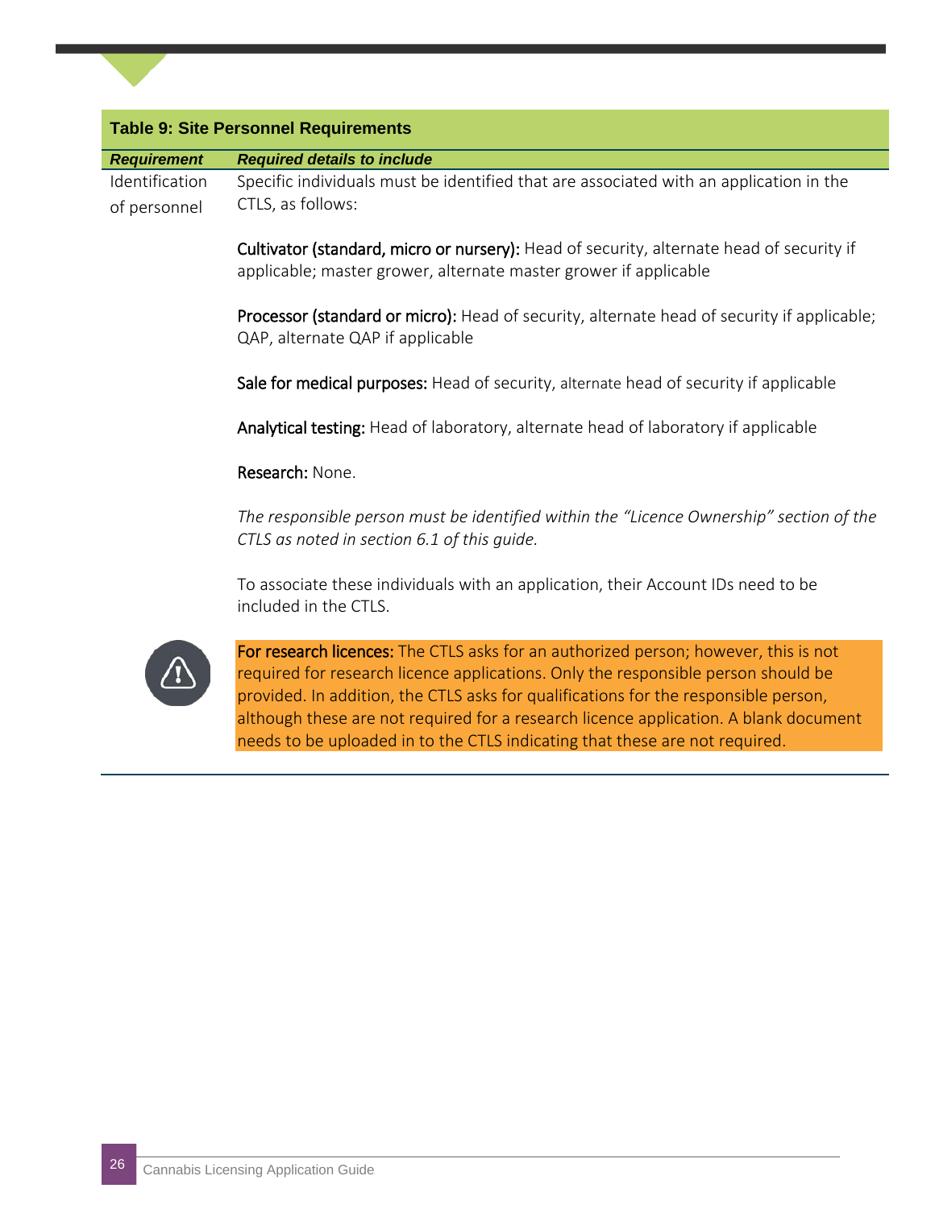**Table 9: Site Personnel Requirements**

| *Requirement* | *Required details to include* |
| --- | --- |
| Identification of personnel | Specific individuals must be identified that are associated with an application in the CTLS, as follows:<br><br>**Cultivator (standard, micro or nursery):** Head of security, alternate head of security if applicable; master grower, alternate master grower if applicable<br><br>**Processor (standard or micro):** Head of security, alternate head of security if applicable; QAP, alternate QAP if applicable<br><br>**Sale for medical purposes:** Head of security, alternate head of security if applicable<br><br>**Analytical testing:** Head of laboratory, alternate head of laboratory if applicable<br><br>**Research:** None.<br><br>*The responsible person must be identified within the "Licence Ownership" section of the CTLS as noted in section 6.1 of this guide.*<br><br>To associate these individuals with an application, their Account IDs need to be included in the CTLS.<br><br>**For research licences:** The CTLS asks for an authorized person; however, this is not required for research licence applications. Only the responsible person should be provided. In addition, the CTLS asks for qualifications for the responsible person, although these are not required for a research licence application. A blank document needs to be uploaded in to the CTLS indicating that these are not required. |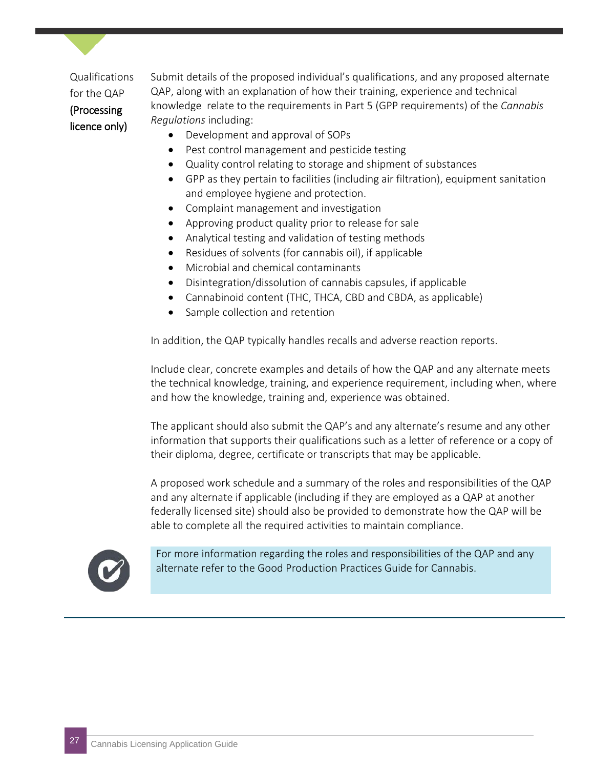**Qualifications for the QAP (Processing licence only)**

Submit details of the proposed individual's qualifications, and any proposed alternate QAP, along with an explanation of how their training, experience and technical knowledge relate to the requirements in Part 5 (GPP requirements) of the *Cannabis Regulations* including:

- Development and approval of SOPs
- Pest control management and pesticide testing
- Quality control relating to storage and shipment of substances
- GPP as they pertain to facilities (including air filtration), equipment sanitation and employee hygiene and protection.
- Complaint management and investigation
- Approving product quality prior to release for sale
- Analytical testing and validation of testing methods
- Residues of solvents (for cannabis oil), if applicable
- Microbial and chemical contaminants
- Disintegration/dissolution of cannabis capsules, if applicable
- Cannabinoid content (THC, THCA, CBD and CBDA, as applicable)
- Sample collection and retention

In addition, the QAP typically handles recalls and adverse reaction reports.

Include clear, concrete examples and details of how the QAP and any alternate meets the technical knowledge, training, and experience requirement, including when, where and how the knowledge, training and, experience was obtained.

The applicant should also submit the QAP's and any alternate's resume and any other information that supports their qualifications such as a letter of reference or a copy of their diploma, degree, certificate or transcripts that may be applicable.

A proposed work schedule and a summary of the roles and responsibilities of the QAP and any alternate if applicable (including if they are employed as a QAP at another federally licensed site) should also be provided to demonstrate how the QAP will be able to complete all the required activities to maintain compliance.

> For more information regarding the roles and responsibilities of the QAP and any alternate refer to the Good Production Practices Guide for Cannabis.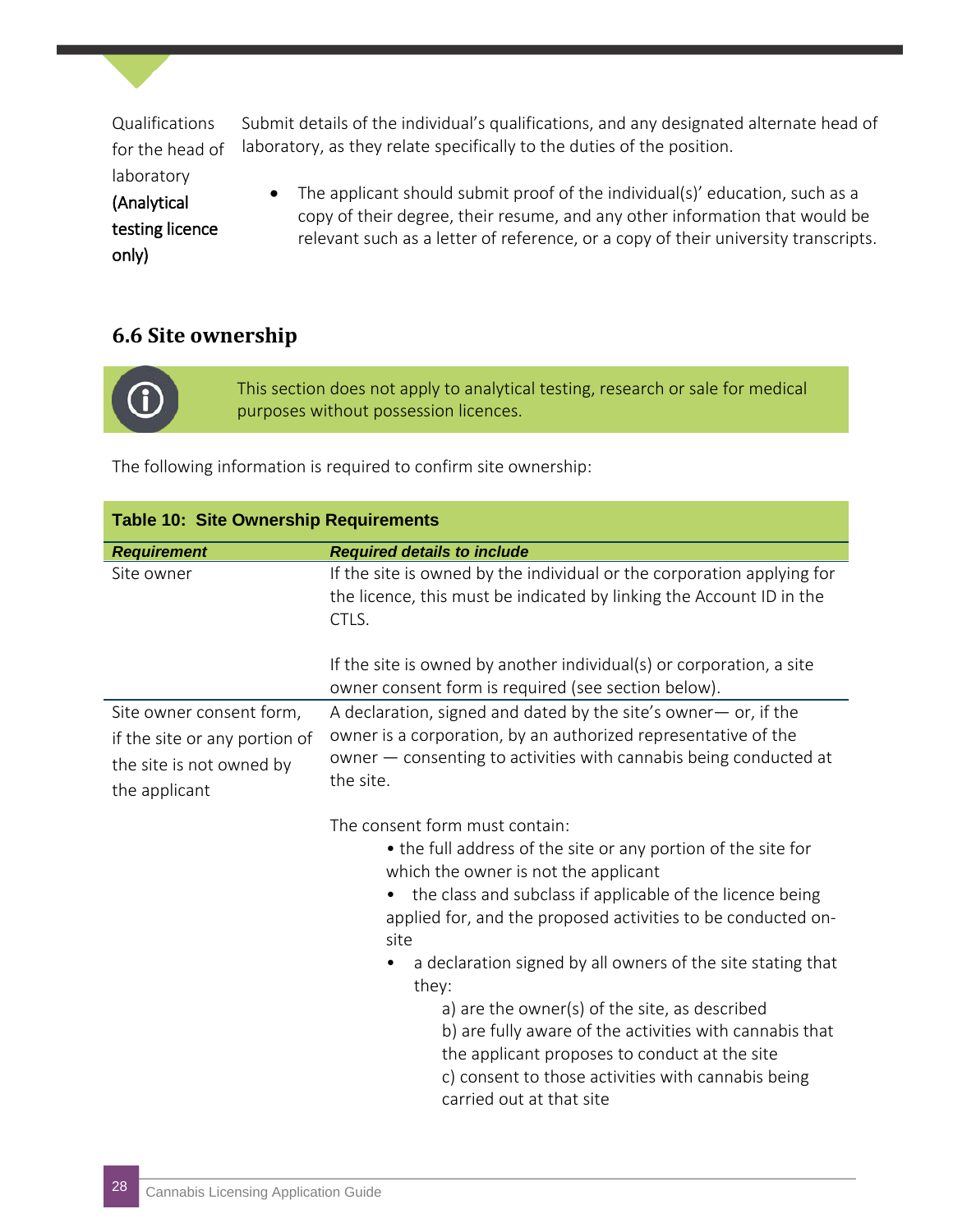| | |
|---|---|
| Qualifications for the head of laboratory **(Analytical testing licence only)** | Submit details of the individual's qualifications, and any designated alternate head of laboratory, as they relate specifically to the duties of the position.<br><br>• The applicant should submit proof of the individual(s)' education, such as a copy of their degree, their resume, and any other information that would be relevant such as a letter of reference, or a copy of their university transcripts. |

### 6.6 Site ownership

This section does not apply to analytical testing, research or sale for medical purposes without possession licences.

The following information is required to confirm site ownership:

**Table 10: Site Ownership Requirements**

| ***Requirement*** | ***Required details to include*** |
|---|---|
| Site owner | If the site is owned by the individual or the corporation applying for the licence, this must be indicated by linking the Account ID in the CTLS.<br><br>If the site is owned by another individual(s) or corporation, a site owner consent form is required (see section below). |
| Site owner consent form, if the site or any portion of the site is not owned by the applicant | A declaration, signed and dated by the site's owner— or, if the owner is a corporation, by an authorized representative of the owner — consenting to activities with cannabis being conducted at the site.<br><br>The consent form must contain:<br>• the full address of the site or any portion of the site for which the owner is not the applicant<br>• the class and subclass if applicable of the licence being applied for, and the proposed activities to be conducted on-site<br>• a declaration signed by all owners of the site stating that they:<br>a) are the owner(s) of the site, as described<br>b) are fully aware of the activities with cannabis that the applicant proposes to conduct at the site<br>c) consent to those activities with cannabis being carried out at that site |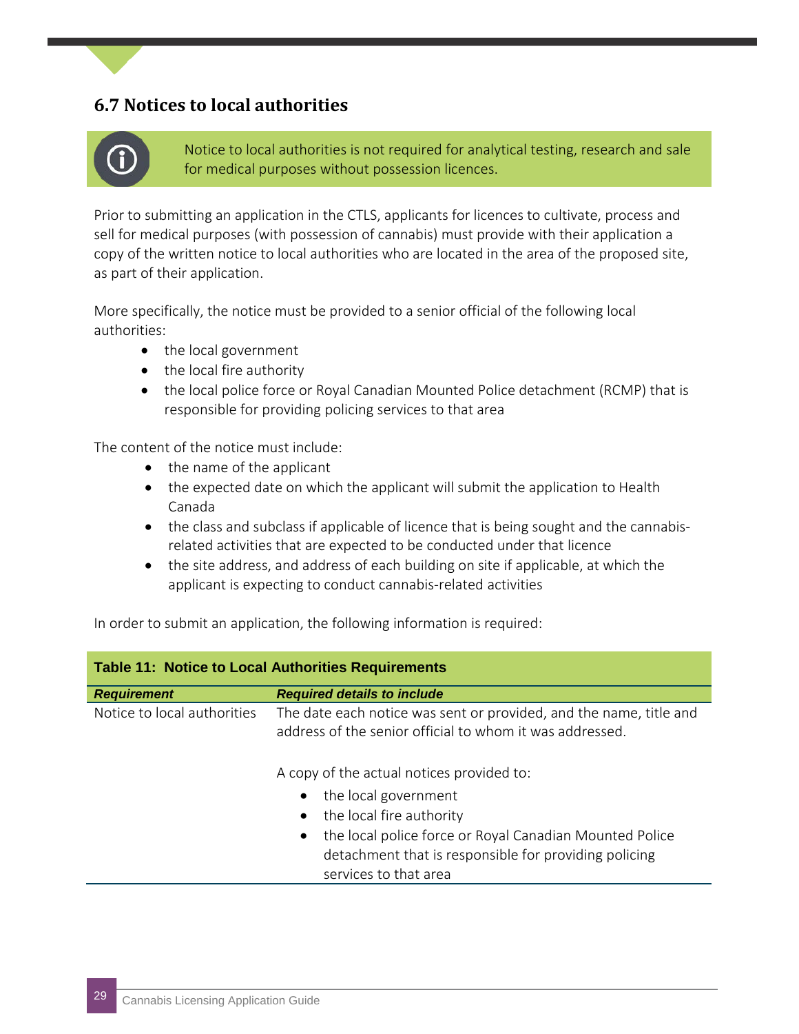## 6.7 Notices to local authorities

> Notice to local authorities is not required for analytical testing, research and sale for medical purposes without possession licences.

Prior to submitting an application in the CTLS, applicants for licences to cultivate, process and sell for medical purposes (with possession of cannabis) must provide with their application a copy of the written notice to local authorities who are located in the area of the proposed site, as part of their application.

More specifically, the notice must be provided to a senior official of the following local authorities:

- the local government
- the local fire authority
- the local police force or Royal Canadian Mounted Police detachment (RCMP) that is responsible for providing policing services to that area

The content of the notice must include:

- the name of the applicant
- the expected date on which the applicant will submit the application to Health Canada
- the class and subclass if applicable of licence that is being sought and the cannabis-related activities that are expected to be conducted under that licence
- the site address, and address of each building on site if applicable, at which the applicant is expecting to conduct cannabis-related activities

In order to submit an application, the following information is required:

**Table 11: Notice to Local Authorities Requirements**

| ***Requirement*** | ***Required details to include*** |
|---|---|
| Notice to local authorities | The date each notice was sent or provided, and the name, title and address of the senior official to whom it was addressed.<br><br>A copy of the actual notices provided to:<br>• the local government<br>• the local fire authority<br>• the local police force or Royal Canadian Mounted Police detachment that is responsible for providing policing services to that area |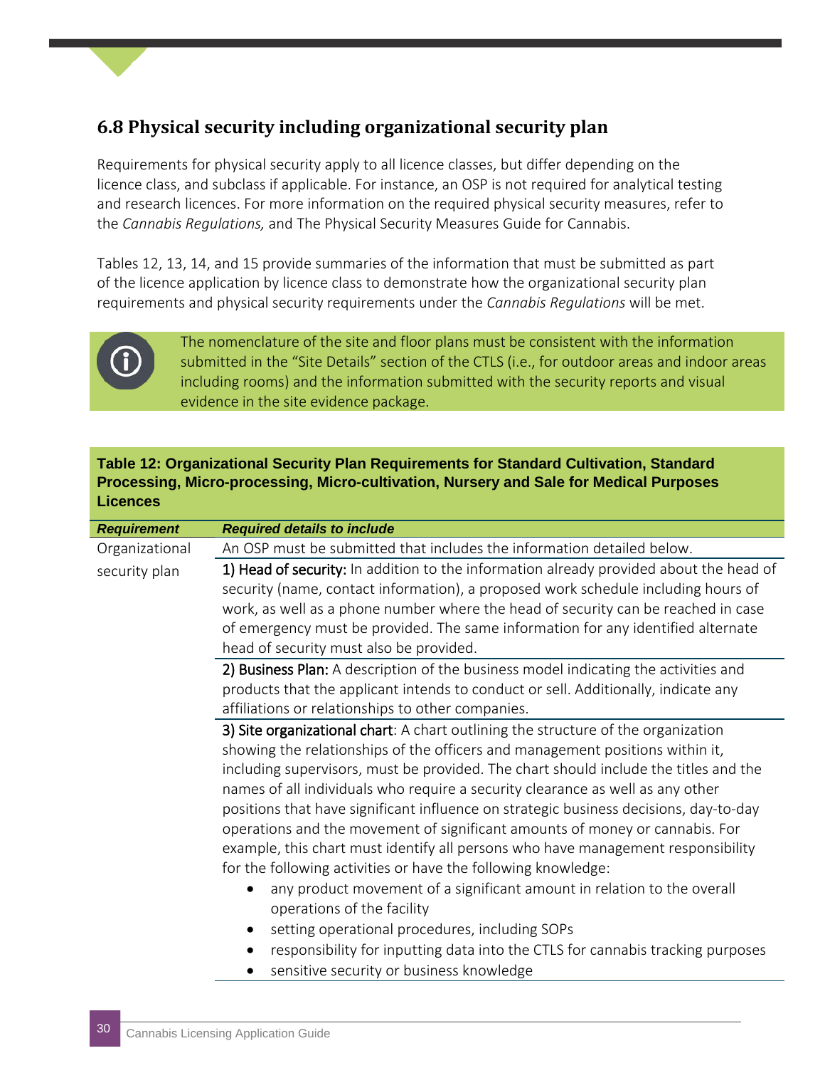## 6.8 Physical security including organizational security plan

Requirements for physical security apply to all licence classes, but differ depending on the licence class, and subclass if applicable. For instance, an OSP is not required for analytical testing and research licences. For more information on the required physical security measures, refer to the *Cannabis Regulations,* and The Physical Security Measures Guide for Cannabis.

Tables 12, 13, 14, and 15 provide summaries of the information that must be submitted as part of the licence application by licence class to demonstrate how the organizational security plan requirements and physical security requirements under the *Cannabis Regulations* will be met.

> The nomenclature of the site and floor plans must be consistent with the information submitted in the “Site Details” section of the CTLS (i.e., for outdoor areas and indoor areas including rooms) and the information submitted with the security reports and visual evidence in the site evidence package.

**Table 12: Organizational Security Plan Requirements for Standard Cultivation, Standard Processing, Micro-processing, Micro-cultivation, Nursery and Sale for Medical Purposes Licences**

| ***Requirement*** | ***Required details to include*** |
|---|---|
| Organizational security plan | An OSP must be submitted that includes the information detailed below. |
| | **1) Head of security:** In addition to the information already provided about the head of security (name, contact information), a proposed work schedule including hours of work, as well as a phone number where the head of security can be reached in case of emergency must be provided. The same information for any identified alternate head of security must also be provided. |
| | **2) Business Plan:** A description of the business model indicating the activities and products that the applicant intends to conduct or sell. Additionally, indicate any affiliations or relationships to other companies. |
| | **3) Site organizational chart**: A chart outlining the structure of the organization showing the relationships of the officers and management positions within it, including supervisors, must be provided. The chart should include the titles and the names of all individuals who require a security clearance as well as any other positions that have significant influence on strategic business decisions, day-to-day operations and the movement of significant amounts of money or cannabis. For example, this chart must identify all persons who have management responsibility for the following activities or have the following knowledge:<br>• any product movement of a significant amount in relation to the overall operations of the facility<br>• setting operational procedures, including SOPs<br>• responsibility for inputting data into the CTLS for cannabis tracking purposes<br>• sensitive security or business knowledge |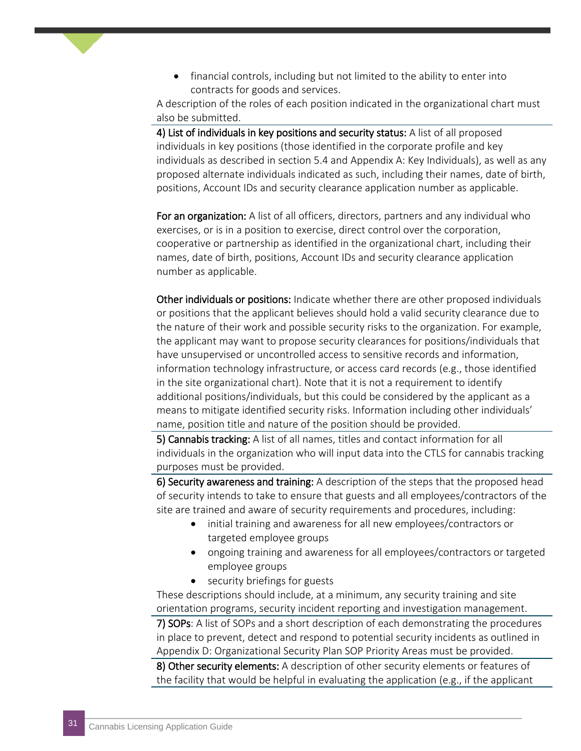- financial controls, including but not limited to the ability to enter into contracts for goods and services.

A description of the roles of each position indicated in the organizational chart must also be submitted.

**4) List of individuals in key positions and security status:** A list of all proposed individuals in key positions (those identified in the corporate profile and key individuals as described in section 5.4 and Appendix A: Key Individuals), as well as any proposed alternate individuals indicated as such, including their names, date of birth, positions, Account IDs and security clearance application number as applicable.

**For an organization:** A list of all officers, directors, partners and any individual who exercises, or is in a position to exercise, direct control over the corporation, cooperative or partnership as identified in the organizational chart, including their names, date of birth, positions, Account IDs and security clearance application number as applicable.

**Other individuals or positions:** Indicate whether there are other proposed individuals or positions that the applicant believes should hold a valid security clearance due to the nature of their work and possible security risks to the organization. For example, the applicant may want to propose security clearances for positions/individuals that have unsupervised or uncontrolled access to sensitive records and information, information technology infrastructure, or access card records (e.g., those identified in the site organizational chart). Note that it is not a requirement to identify additional positions/individuals, but this could be considered by the applicant as a means to mitigate identified security risks. Information including other individuals' name, position title and nature of the position should be provided.

**5) Cannabis tracking:** A list of all names, titles and contact information for all individuals in the organization who will input data into the CTLS for cannabis tracking purposes must be provided.

**6) Security awareness and training:** A description of the steps that the proposed head of security intends to take to ensure that guests and all employees/contractors of the site are trained and aware of security requirements and procedures, including:

- initial training and awareness for all new employees/contractors or targeted employee groups
- ongoing training and awareness for all employees/contractors or targeted employee groups
- security briefings for guests

These descriptions should include, at a minimum, any security training and site orientation programs, security incident reporting and investigation management.

**7) SOPs**: A list of SOPs and a short description of each demonstrating the procedures in place to prevent, detect and respond to potential security incidents as outlined in Appendix D: Organizational Security Plan SOP Priority Areas must be provided.

**8) Other security elements:** A description of other security elements or features of the facility that would be helpful in evaluating the application (e.g., if the applicant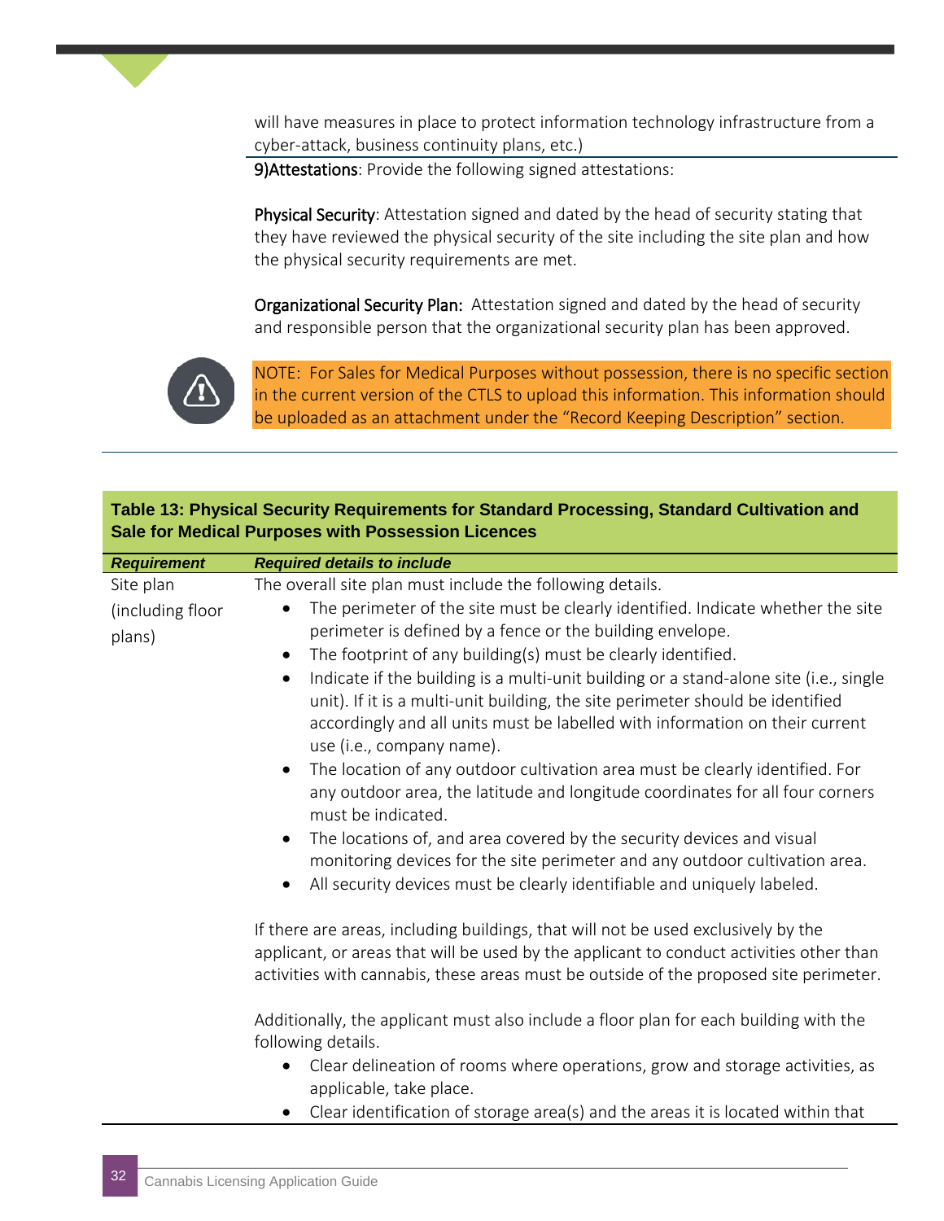will have measures in place to protect information technology infrastructure from a cyber-attack, business continuity plans, etc.)

**9)Attestations**: Provide the following signed attestations:

**Physical Security**: Attestation signed and dated by the head of security stating that they have reviewed the physical security of the site including the site plan and how the physical security requirements are met.

**Organizational Security Plan:** Attestation signed and dated by the head of security and responsible person that the organizational security plan has been approved.

NOTE: For Sales for Medical Purposes without possession, there is no specific section in the current version of the CTLS to upload this information. This information should be uploaded as an attachment under the "Record Keeping Description" section.

**Table 13: Physical Security Requirements for Standard Processing, Standard Cultivation and Sale for Medical Purposes with Possession Licences**

| *Requirement* | *Required details to include* |
|---|---|
| Site plan (including floor plans) | The overall site plan must include the following details.<br>• The perimeter of the site must be clearly identified. Indicate whether the site perimeter is defined by a fence or the building envelope.<br>• The footprint of any building(s) must be clearly identified.<br>• Indicate if the building is a multi-unit building or a stand-alone site (i.e., single unit). If it is a multi-unit building, the site perimeter should be identified accordingly and all units must be labelled with information on their current use (i.e., company name).<br>• The location of any outdoor cultivation area must be clearly identified. For any outdoor area, the latitude and longitude coordinates for all four corners must be indicated.<br>• The locations of, and area covered by the security devices and visual monitoring devices for the site perimeter and any outdoor cultivation area.<br>• All security devices must be clearly identifiable and uniquely labeled.<br><br>If there are areas, including buildings, that will not be used exclusively by the applicant, or areas that will be used by the applicant to conduct activities other than activities with cannabis, these areas must be outside of the proposed site perimeter.<br><br>Additionally, the applicant must also include a floor plan for each building with the following details.<br>• Clear delineation of rooms where operations, grow and storage activities, as applicable, take place.<br>• Clear identification of storage area(s) and the areas it is located within that |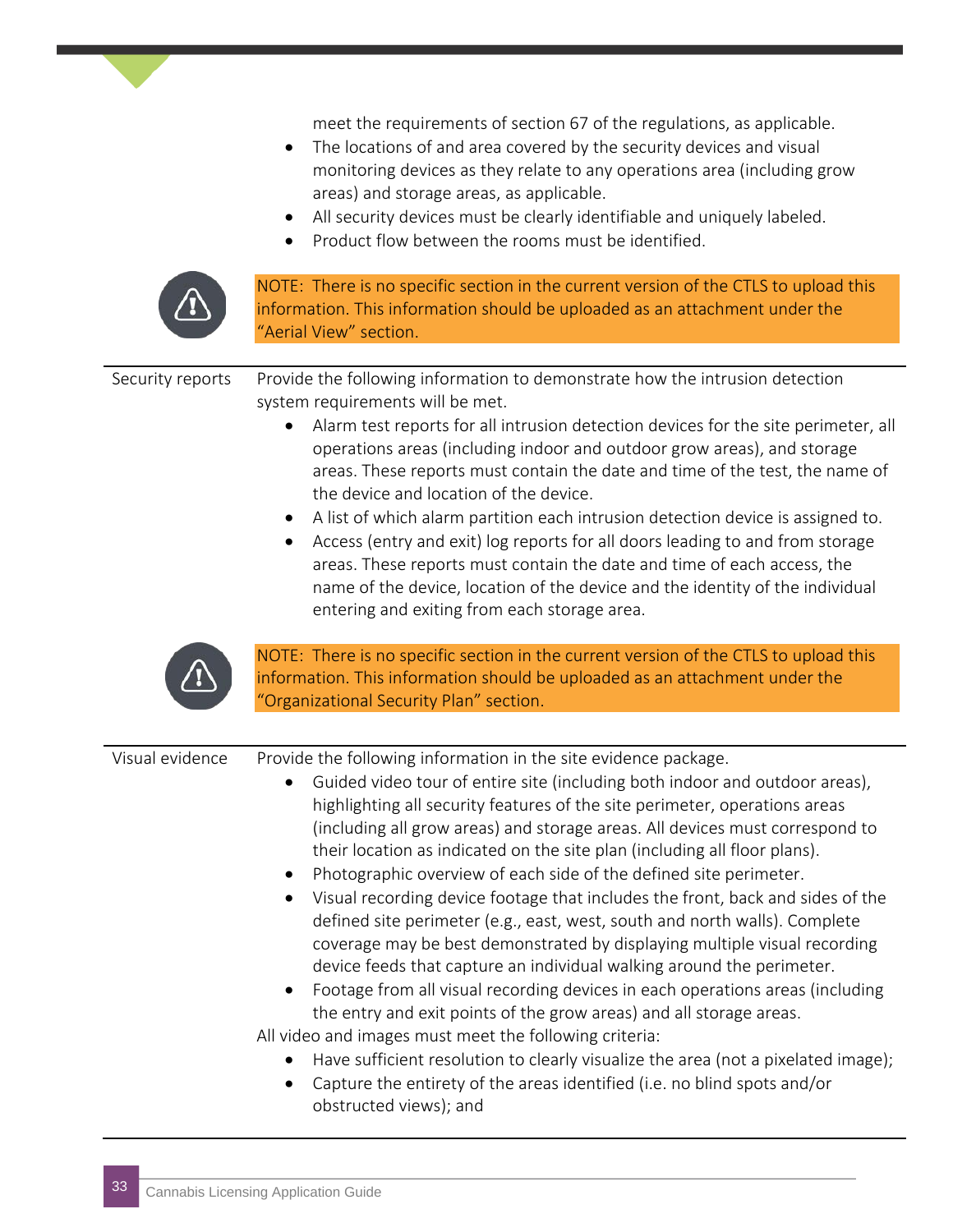meet the requirements of section 67 of the regulations, as applicable.

- The locations of and area covered by the security devices and visual monitoring devices as they relate to any operations area (including grow areas) and storage areas, as applicable.
- All security devices must be clearly identifiable and uniquely labeled.
- Product flow between the rooms must be identified.

> NOTE: There is no specific section in the current version of the CTLS to upload this information. This information should be uploaded as an attachment under the "Aerial View" section.

---

**Security reports**

Provide the following information to demonstrate how the intrusion detection system requirements will be met.

- Alarm test reports for all intrusion detection devices for the site perimeter, all operations areas (including indoor and outdoor grow areas), and storage areas. These reports must contain the date and time of the test, the name of the device and location of the device.
- A list of which alarm partition each intrusion detection device is assigned to.
- Access (entry and exit) log reports for all doors leading to and from storage areas. These reports must contain the date and time of each access, the name of the device, location of the device and the identity of the individual entering and exiting from each storage area.

> NOTE: There is no specific section in the current version of the CTLS to upload this information. This information should be uploaded as an attachment under the "Organizational Security Plan" section.

---

**Visual evidence**

Provide the following information in the site evidence package.

- Guided video tour of entire site (including both indoor and outdoor areas), highlighting all security features of the site perimeter, operations areas (including all grow areas) and storage areas. All devices must correspond to their location as indicated on the site plan (including all floor plans).
- Photographic overview of each side of the defined site perimeter.
- Visual recording device footage that includes the front, back and sides of the defined site perimeter (e.g., east, west, south and north walls). Complete coverage may be best demonstrated by displaying multiple visual recording device feeds that capture an individual walking around the perimeter.
- Footage from all visual recording devices in each operations areas (including the entry and exit points of the grow areas) and all storage areas.

All video and images must meet the following criteria:

- Have sufficient resolution to clearly visualize the area (not a pixelated image);
- Capture the entirety of the areas identified (i.e. no blind spots and/or obstructed views); and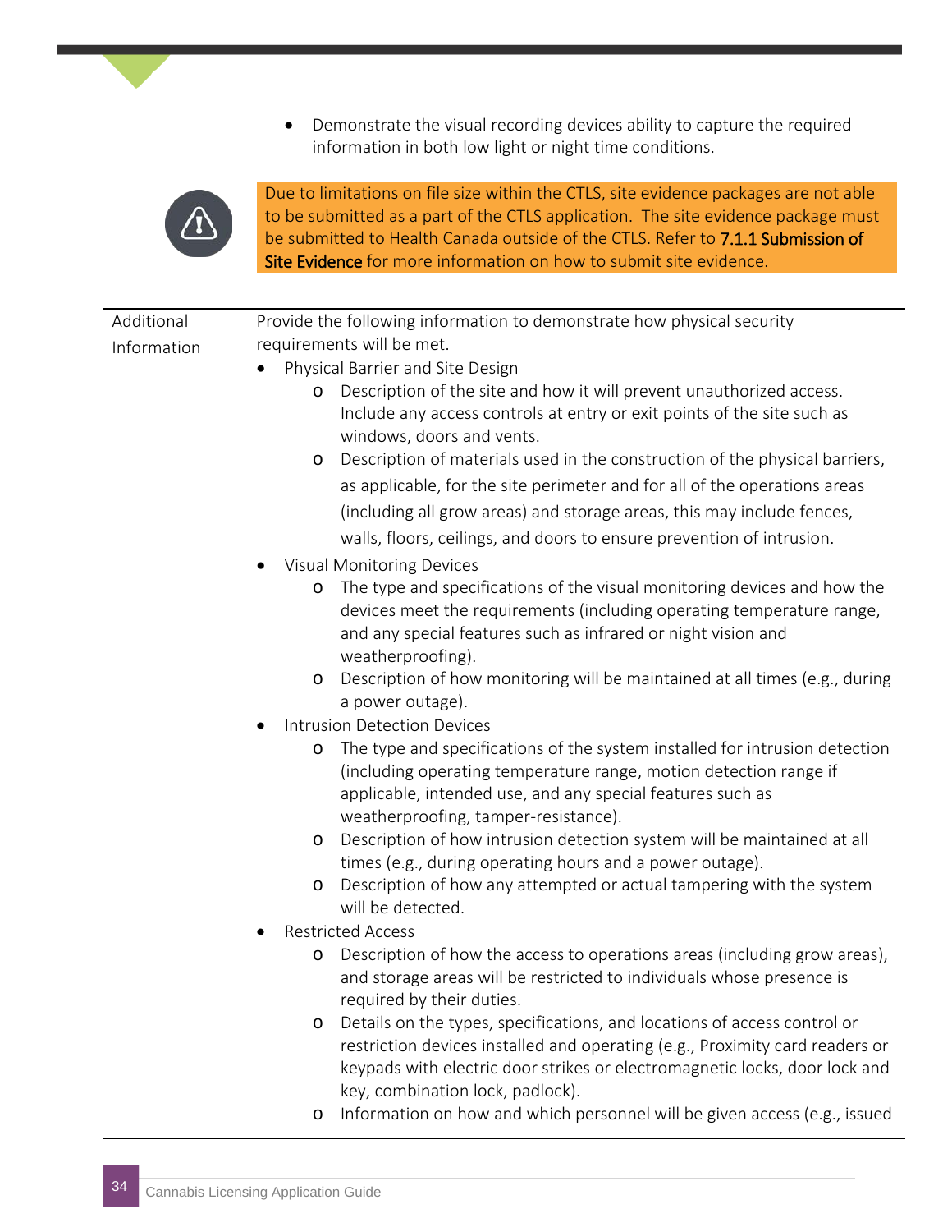- Demonstrate the visual recording devices ability to capture the required information in both low light or night time conditions.

> Due to limitations on file size within the CTLS, site evidence packages are not able to be submitted as a part of the CTLS application. The site evidence package must be submitted to Health Canada outside of the CTLS. Refer to **7.1.1 Submission of Site Evidence** for more information on how to submit site evidence.

| Additional Information | Provide the following information to demonstrate how physical security requirements will be met.<br>• Physical Barrier and Site Design<br>  o Description of the site and how it will prevent unauthorized access. Include any access controls at entry or exit points of the site such as windows, doors and vents.<br>  o Description of materials used in the construction of the physical barriers, as applicable, for the site perimeter and for all of the operations areas (including all grow areas) and storage areas, this may include fences, walls, floors, ceilings, and doors to ensure prevention of intrusion.<br>• Visual Monitoring Devices<br>  o The type and specifications of the visual monitoring devices and how the devices meet the requirements (including operating temperature range, and any special features such as infrared or night vision and weatherproofing).<br>  o Description of how monitoring will be maintained at all times (e.g., during a power outage).<br>• Intrusion Detection Devices<br>  o The type and specifications of the system installed for intrusion detection (including operating temperature range, motion detection range if applicable, intended use, and any special features such as weatherproofing, tamper-resistance).<br>  o Description of how intrusion detection system will be maintained at all times (e.g., during operating hours and a power outage).<br>  o Description of how any attempted or actual tampering with the system will be detected.<br>• Restricted Access<br>  o Description of how the access to operations areas (including grow areas), and storage areas will be restricted to individuals whose presence is required by their duties.<br>  o Details on the types, specifications, and locations of access control or restriction devices installed and operating (e.g., Proximity card readers or keypads with electric door strikes or electromagnetic locks, door lock and key, combination lock, padlock).<br>  o Information on how and which personnel will be given access (e.g., issued |
|---|---|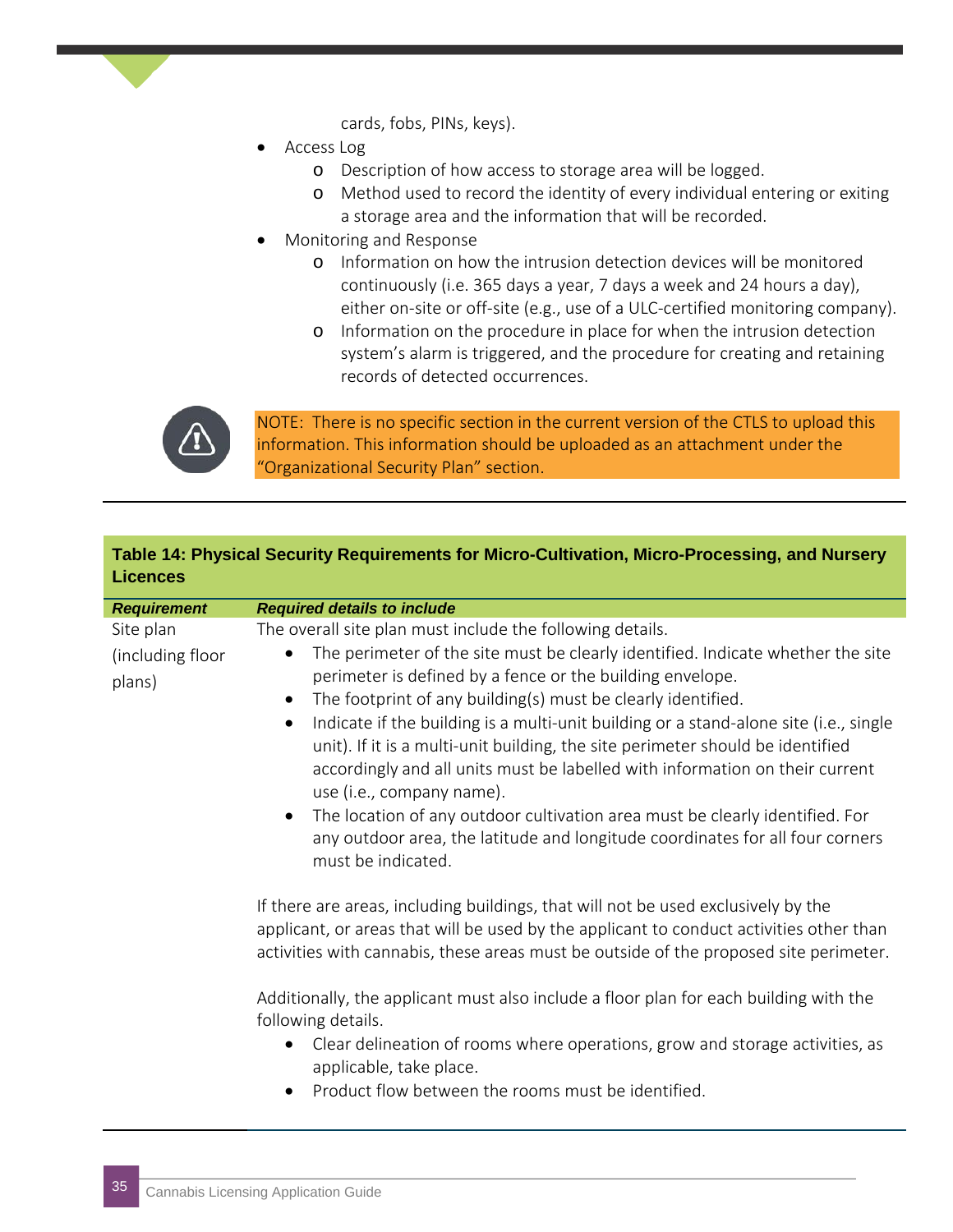cards, fobs, PINs, keys).

- Access Log
  - Description of how access to storage area will be logged.
  - Method used to record the identity of every individual entering or exiting a storage area and the information that will be recorded.
- Monitoring and Response
  - Information on how the intrusion detection devices will be monitored continuously (i.e. 365 days a year, 7 days a week and 24 hours a day), either on-site or off-site (e.g., use of a ULC-certified monitoring company).
  - Information on the procedure in place for when the intrusion detection system's alarm is triggered, and the procedure for creating and retaining records of detected occurrences.

NOTE: There is no specific section in the current version of the CTLS to upload this information. This information should be uploaded as an attachment under the "Organizational Security Plan" section.

**Table 14: Physical Security Requirements for Micro-Cultivation, Micro-Processing, and Nursery Licences**

| ***Requirement*** | ***Required details to include*** |
|---|---|
| Site plan (including floor plans) | The overall site plan must include the following details.<br>• The perimeter of the site must be clearly identified. Indicate whether the site perimeter is defined by a fence or the building envelope.<br>• The footprint of any building(s) must be clearly identified.<br>• Indicate if the building is a multi-unit building or a stand-alone site (i.e., single unit). If it is a multi-unit building, the site perimeter should be identified accordingly and all units must be labelled with information on their current use (i.e., company name).<br>• The location of any outdoor cultivation area must be clearly identified. For any outdoor area, the latitude and longitude coordinates for all four corners must be indicated.<br><br>If there are areas, including buildings, that will not be used exclusively by the applicant, or areas that will be used by the applicant to conduct activities other than activities with cannabis, these areas must be outside of the proposed site perimeter.<br><br>Additionally, the applicant must also include a floor plan for each building with the following details.<br>• Clear delineation of rooms where operations, grow and storage activities, as applicable, take place.<br>• Product flow between the rooms must be identified. |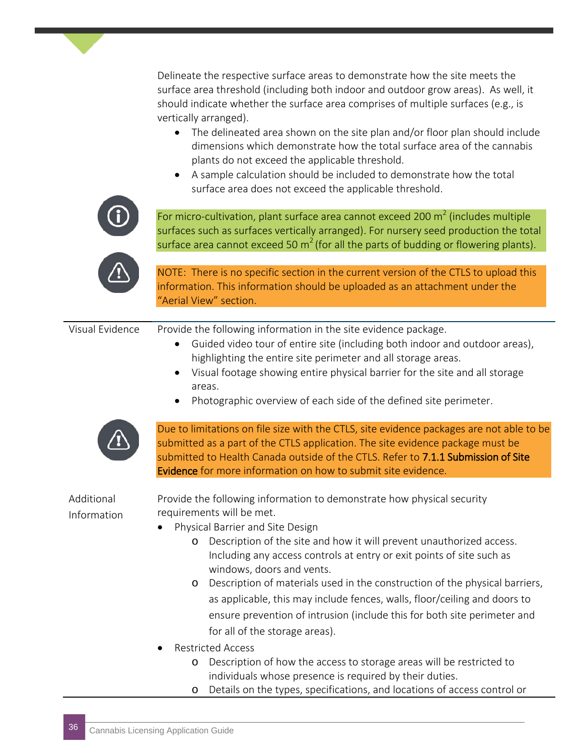Delineate the respective surface areas to demonstrate how the site meets the surface area threshold (including both indoor and outdoor grow areas). As well, it should indicate whether the surface area comprises of multiple surfaces (e.g., is vertically arranged).

- The delineated area shown on the site plan and/or floor plan should include dimensions which demonstrate how the total surface area of the cannabis plants do not exceed the applicable threshold.
- A sample calculation should be included to demonstrate how the total surface area does not exceed the applicable threshold.

For micro-cultivation, plant surface area cannot exceed 200 $m^2$ (includes multiple surfaces such as surfaces vertically arranged). For nursery seed production the total surface area cannot exceed 50 $m^2$ (for all the parts of budding or flowering plants).

NOTE: There is no specific section in the current version of the CTLS to upload this information. This information should be uploaded as an attachment under the "Aerial View" section.

**Visual Evidence**

Provide the following information in the site evidence package.

- Guided video tour of entire site (including both indoor and outdoor areas), highlighting the entire site perimeter and all storage areas.
- Visual footage showing entire physical barrier for the site and all storage areas.
- Photographic overview of each side of the defined site perimeter.

Due to limitations on file size with the CTLS, site evidence packages are not able to be submitted as a part of the CTLS application. The site evidence package must be submitted to Health Canada outside of the CTLS. Refer to 7.1.1 Submission of Site Evidence for more information on how to submit site evidence.

**Additional Information**

Provide the following information to demonstrate how physical security requirements will be met.

- Physical Barrier and Site Design
  - Description of the site and how it will prevent unauthorized access. Including any access controls at entry or exit points of site such as windows, doors and vents.
  - Description of materials used in the construction of the physical barriers, as applicable, this may include fences, walls, floor/ceiling and doors to ensure prevention of intrusion (include this for both site perimeter and for all of the storage areas).
- Restricted Access
  - Description of how the access to storage areas will be restricted to individuals whose presence is required by their duties.
  - Details on the types, specifications, and locations of access control or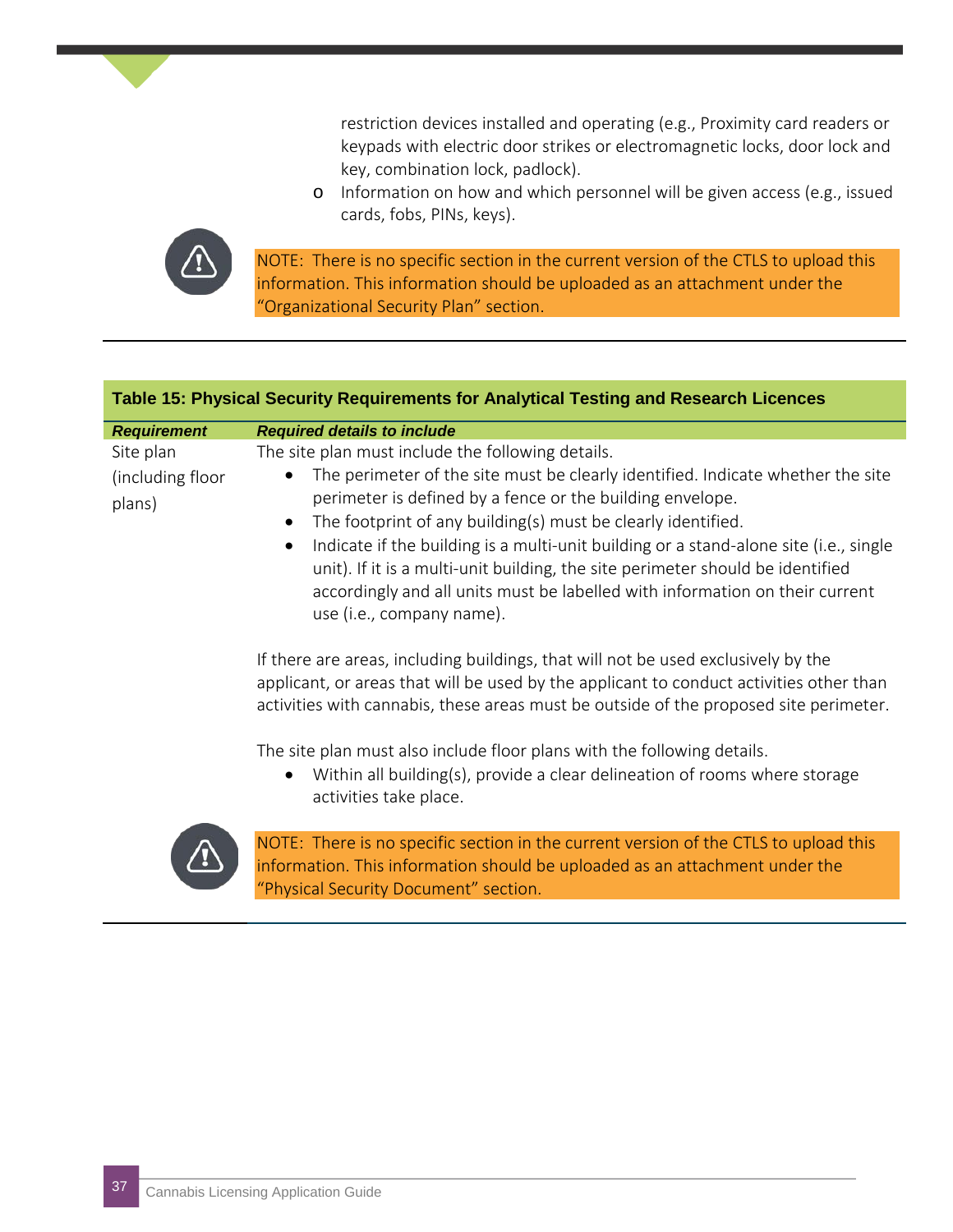restriction devices installed and operating (e.g., Proximity card readers or keypads with electric door strikes or electromagnetic locks, door lock and key, combination lock, padlock).

- Information on how and which personnel will be given access (e.g., issued cards, fobs, PINs, keys).

> NOTE: There is no specific section in the current version of the CTLS to upload this information. This information should be uploaded as an attachment under the "Organizational Security Plan" section.

**Table 15: Physical Security Requirements for Analytical Testing and Research Licences**

| *Requirement* | *Required details to include* |
| --- | --- |
| Site plan (including floor plans) | The site plan must include the following details.<br>• The perimeter of the site must be clearly identified. Indicate whether the site perimeter is defined by a fence or the building envelope.<br>• The footprint of any building(s) must be clearly identified.<br>• Indicate if the building is a multi-unit building or a stand-alone site (i.e., single unit). If it is a multi-unit building, the site perimeter should be identified accordingly and all units must be labelled with information on their current use (i.e., company name).<br><br>If there are areas, including buildings, that will not be used exclusively by the applicant, or areas that will be used by the applicant to conduct activities other than activities with cannabis, these areas must be outside of the proposed site perimeter.<br><br>The site plan must also include floor plans with the following details.<br>• Within all building(s), provide a clear delineation of rooms where storage activities take place.<br><br>NOTE: There is no specific section in the current version of the CTLS to upload this information. This information should be uploaded as an attachment under the "Physical Security Document" section. |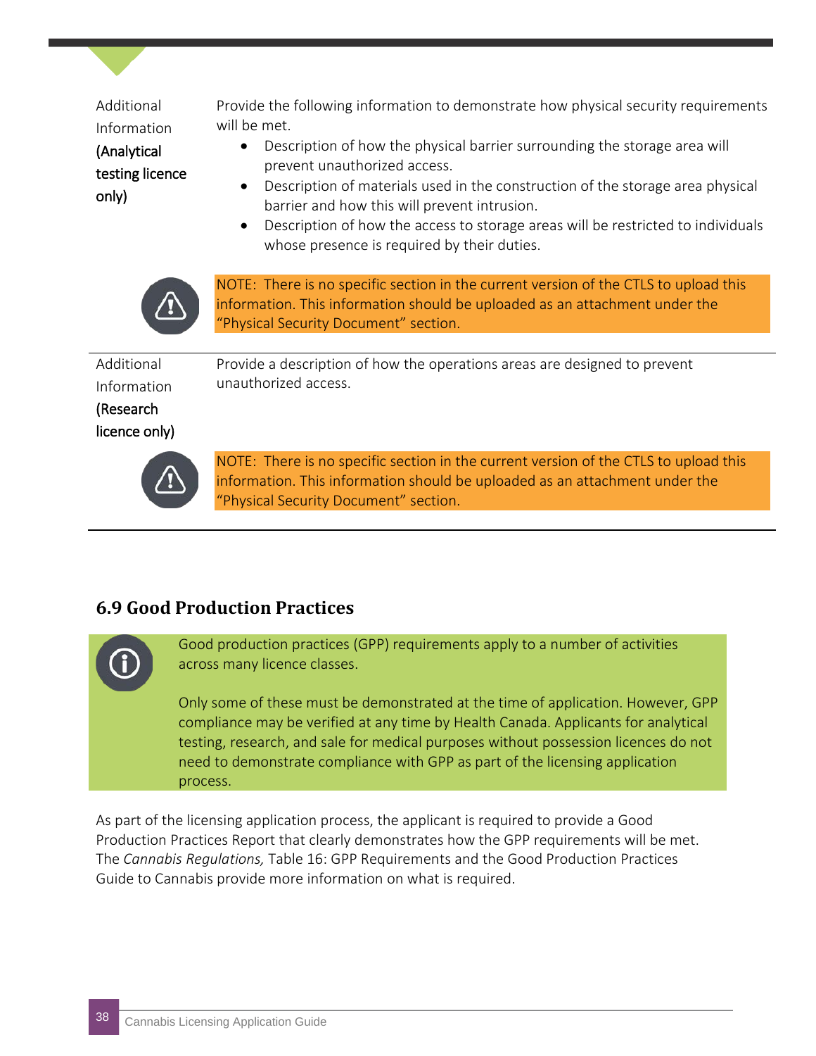| | |
|---|---|
| Additional Information **(Analytical testing licence only)** | Provide the following information to demonstrate how physical security requirements will be met.<br>• Description of how the physical barrier surrounding the storage area will prevent unauthorized access.<br>• Description of materials used in the construction of the storage area physical barrier and how this will prevent intrusion.<br>• Description of how the access to storage areas will be restricted to individuals whose presence is required by their duties. |
| | NOTE: There is no specific section in the current version of the CTLS to upload this information. This information should be uploaded as an attachment under the "Physical Security Document" section. |
| Additional Information **(Research licence only)** | Provide a description of how the operations areas are designed to prevent unauthorized access. |
| | NOTE: There is no specific section in the current version of the CTLS to upload this information. This information should be uploaded as an attachment under the "Physical Security Document" section. |

## 6.9 Good Production Practices

> Good production practices (GPP) requirements apply to a number of activities across many licence classes.
>
> Only some of these must be demonstrated at the time of application. However, GPP compliance may be verified at any time by Health Canada. Applicants for analytical testing, research, and sale for medical purposes without possession licences do not need to demonstrate compliance with GPP as part of the licensing application process.

As part of the licensing application process, the applicant is required to provide a Good Production Practices Report that clearly demonstrates how the GPP requirements will be met. The *Cannabis Regulations,* Table 16: GPP Requirements and the Good Production Practices Guide to Cannabis provide more information on what is required.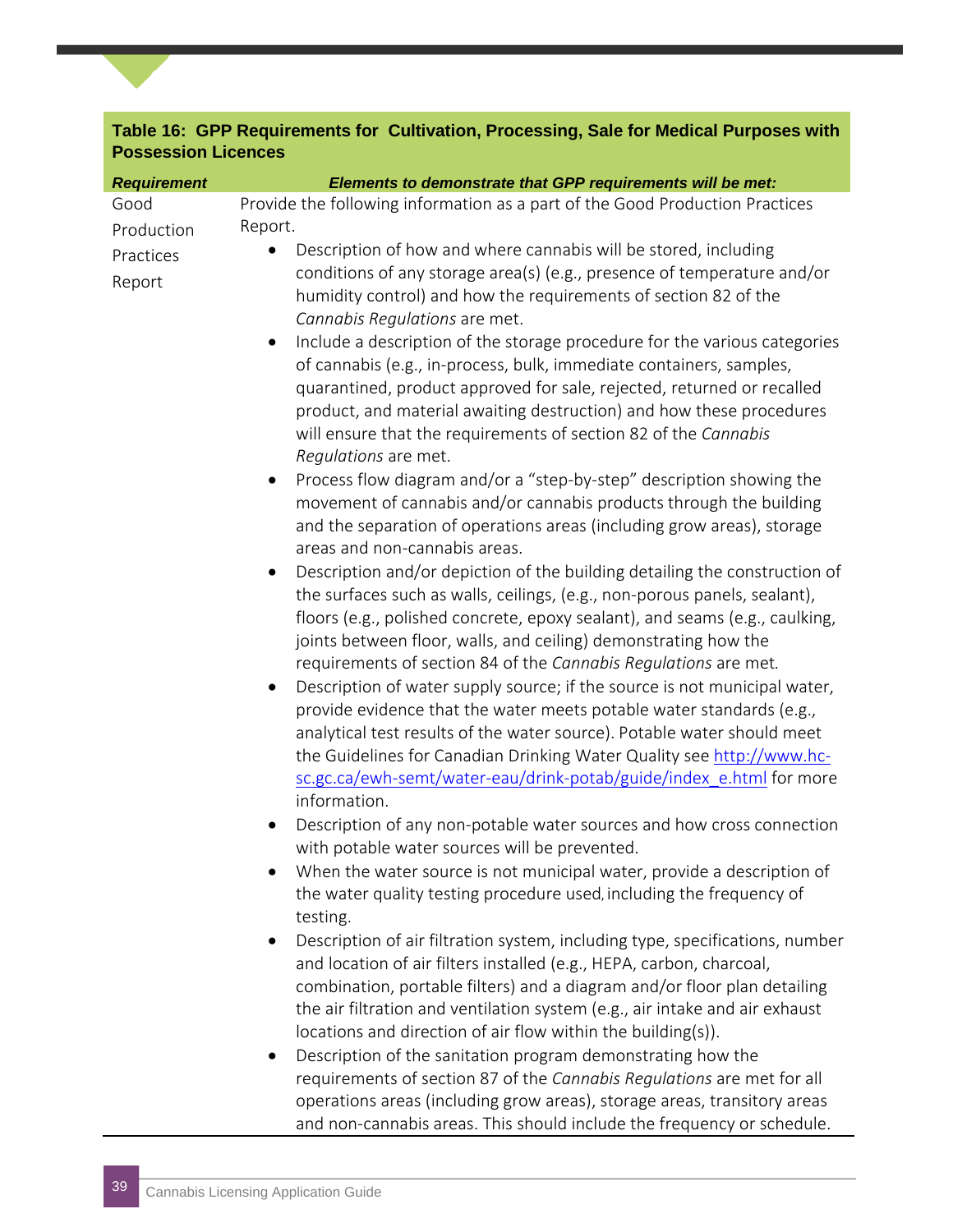**Table 16: GPP Requirements for Cultivation, Processing, Sale for Medical Purposes with Possession Licences**

| *Requirement* | *Elements to demonstrate that GPP requirements will be met:* |
|---|---|
| Good Production Practices Report | Provide the following information as a part of the Good Production Practices Report.<br>• Description of how and where cannabis will be stored, including conditions of any storage area(s) (e.g., presence of temperature and/or humidity control) and how the requirements of section 82 of the *Cannabis Regulations* are met.<br>• Include a description of the storage procedure for the various categories of cannabis (e.g., in-process, bulk, immediate containers, samples, quarantined, product approved for sale, rejected, returned or recalled product, and material awaiting destruction) and how these procedures will ensure that the requirements of section 82 of the *Cannabis Regulations* are met.<br>• Process flow diagram and/or a "step-by-step" description showing the movement of cannabis and/or cannabis products through the building and the separation of operations areas (including grow areas), storage areas and non-cannabis areas.<br>• Description and/or depiction of the building detailing the construction of the surfaces such as walls, ceilings, (e.g., non-porous panels, sealant), floors (e.g., polished concrete, epoxy sealant), and seams (e.g., caulking, joints between floor, walls, and ceiling) demonstrating how the requirements of section 84 of the *Cannabis Regulations* are met.<br>• Description of water supply source; if the source is not municipal water, provide evidence that the water meets potable water standards (e.g., analytical test results of the water source). Potable water should meet the Guidelines for Canadian Drinking Water Quality see http://www.hc-sc.gc.ca/ewh-semt/water-eau/drink-potab/guide/index_e.html for more information.<br>• Description of any non-potable water sources and how cross connection with potable water sources will be prevented.<br>• When the water source is not municipal water, provide a description of the water quality testing procedure used, including the frequency of testing.<br>• Description of air filtration system, including type, specifications, number and location of air filters installed (e.g., HEPA, carbon, charcoal, combination, portable filters) and a diagram and/or floor plan detailing the air filtration and ventilation system (e.g., air intake and air exhaust locations and direction of air flow within the building(s)).<br>• Description of the sanitation program demonstrating how the requirements of section 87 of the *Cannabis Regulations* are met for all operations areas (including grow areas), storage areas, transitory areas and non-cannabis areas. This should include the frequency or schedule. |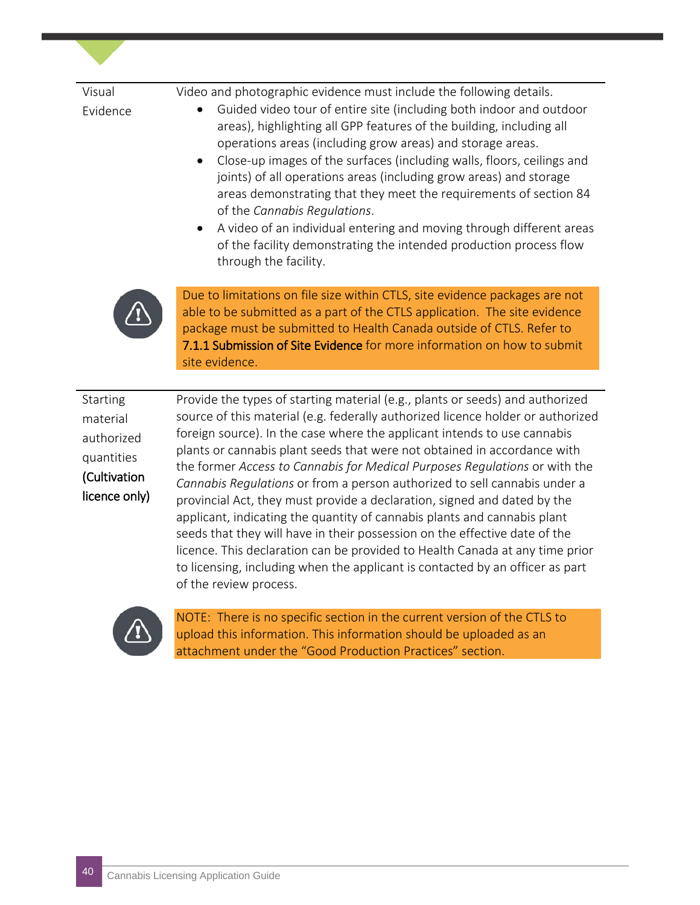| | |
|---|---|
| Visual Evidence | Video and photographic evidence must include the following details.<br>• Guided video tour of entire site (including both indoor and outdoor areas), highlighting all GPP features of the building, including all operations areas (including grow areas) and storage areas.<br>• Close-up images of the surfaces (including walls, floors, ceilings and joints) of all operations areas (including grow areas) and storage areas demonstrating that they meet the requirements of section 84 of the *Cannabis Regulations*.<br>• A video of an individual entering and moving through different areas of the facility demonstrating the intended production process flow through the facility. |
| | Due to limitations on file size within CTLS, site evidence packages are not able to be submitted as a part of the CTLS application. The site evidence package must be submitted to Health Canada outside of CTLS. Refer to **7.1.1 Submission of Site Evidence** for more information on how to submit site evidence. |
| Starting material authorized quantities **(Cultivation licence only)** | Provide the types of starting material (e.g., plants or seeds) and authorized source of this material (e.g. federally authorized licence holder or authorized foreign source). In the case where the applicant intends to use cannabis plants or cannabis plant seeds that were not obtained in accordance with the former *Access to Cannabis for Medical Purposes Regulations* or with the *Cannabis Regulations* or from a person authorized to sell cannabis under a provincial Act, they must provide a declaration, signed and dated by the applicant, indicating the quantity of cannabis plants and cannabis plant seeds that they will have in their possession on the effective date of the licence. This declaration can be provided to Health Canada at any time prior to licensing, including when the applicant is contacted by an officer as part of the review process. |
| | NOTE: There is no specific section in the current version of the CTLS to upload this information. This information should be uploaded as an attachment under the "Good Production Practices" section. |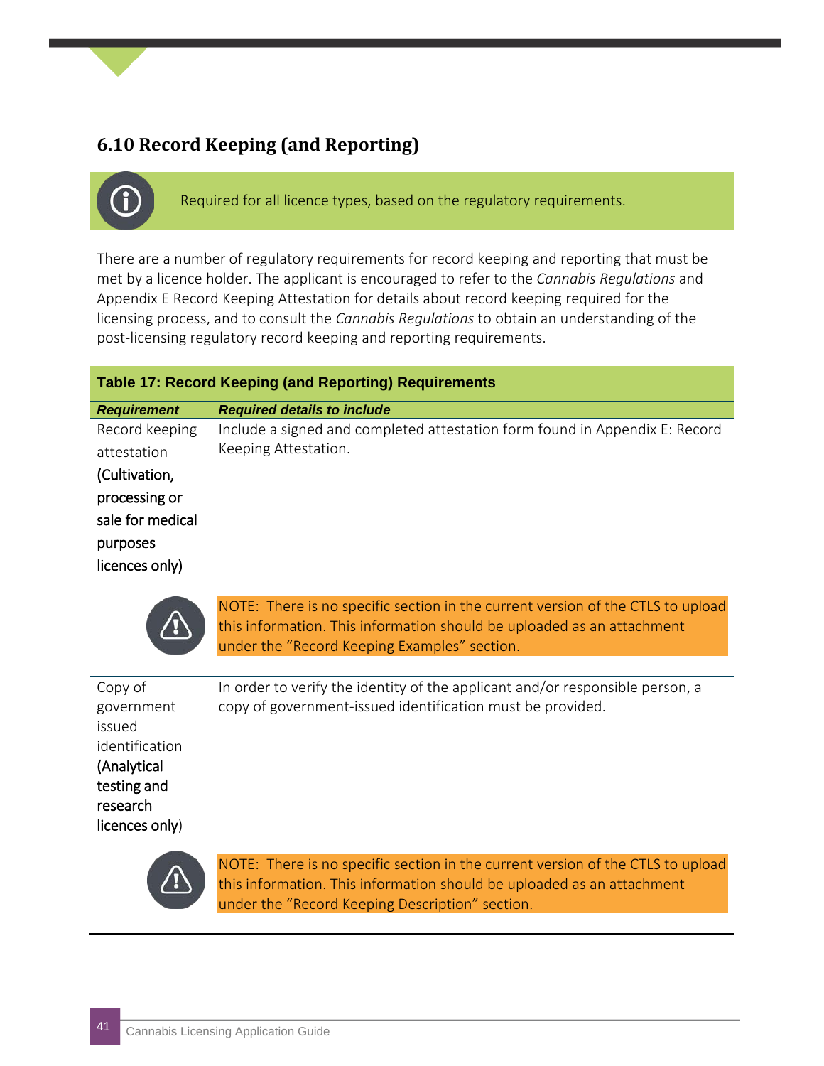## 6.10 Record Keeping (and Reporting)

Required for all licence types, based on the regulatory requirements.

There are a number of regulatory requirements for record keeping and reporting that must be met by a licence holder. The applicant is encouraged to refer to the *Cannabis Regulations* and Appendix E Record Keeping Attestation for details about record keeping required for the licensing process, and to consult the *Cannabis Regulations* to obtain an understanding of the post-licensing regulatory record keeping and reporting requirements.

**Table 17: Record Keeping (and Reporting) Requirements**

| *Requirement* | *Required details to include* |
|---|---|
| Record keeping attestation **(Cultivation, processing or sale for medical purposes licences only)** | Include a signed and completed attestation form found in Appendix E: Record Keeping Attestation. |
| | NOTE: There is no specific section in the current version of the CTLS to upload this information. This information should be uploaded as an attachment under the "Record Keeping Examples" section. |
| Copy of government issued identification **(Analytical testing and research licences only)** | In order to verify the identity of the applicant and/or responsible person, a copy of government-issued identification must be provided. |
| | NOTE: There is no specific section in the current version of the CTLS to upload this information. This information should be uploaded as an attachment under the "Record Keeping Description" section. |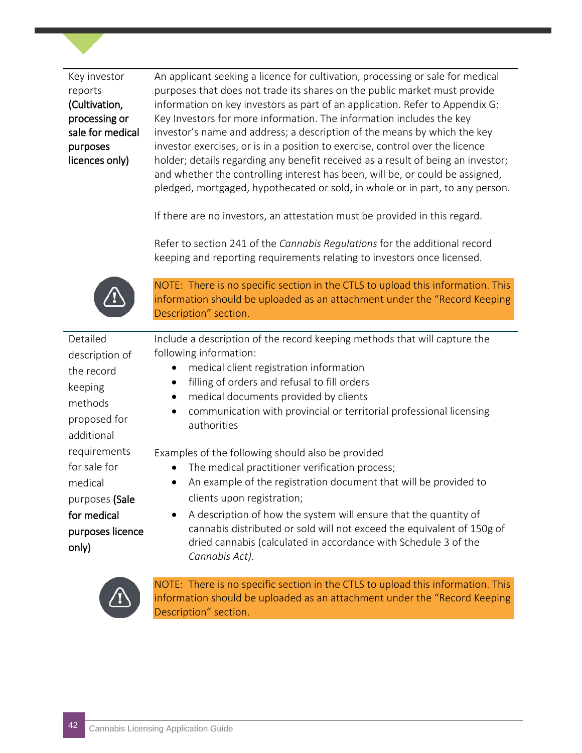| | |
|---|---|
| Key investor reports **(Cultivation, processing or sale for medical purposes licences only)** | An applicant seeking a licence for cultivation, processing or sale for medical purposes that does not trade its shares on the public market must provide information on key investors as part of an application. Refer to Appendix G: Key Investors for more information. The information includes the key investor's name and address; a description of the means by which the key investor exercises, or is in a position to exercise, control over the licence holder; details regarding any benefit received as a result of being an investor; and whether the controlling interest has been, will be, or could be assigned, pledged, mortgaged, hypothecated or sold, in whole or in part, to any person.<br><br>If there are no investors, an attestation must be provided in this regard.<br><br>Refer to section 241 of the *Cannabis Regulations* for the additional record keeping and reporting requirements relating to investors once licensed.<br><br>NOTE: There is no specific section in the CTLS to upload this information. This information should be uploaded as an attachment under the "Record Keeping Description" section. |
| Detailed description of the record keeping methods proposed for additional requirements for sale for medical purposes **(Sale for medical purposes licence only)** | Include a description of the record keeping methods that will capture the following information:<br>• medical client registration information<br>• filling of orders and refusal to fill orders<br>• medical documents provided by clients<br>• communication with provincial or territorial professional licensing authorities<br><br>Examples of the following should also be provided<br>• The medical practitioner verification process;<br>• An example of the registration document that will be provided to clients upon registration;<br>• A description of how the system will ensure that the quantity of cannabis distributed or sold will not exceed the equivalent of 150g of dried cannabis (calculated in accordance with Schedule 3 of the *Cannabis Act)*.<br><br>NOTE: There is no specific section in the CTLS to upload this information. This information should be uploaded as an attachment under the "Record Keeping Description" section. |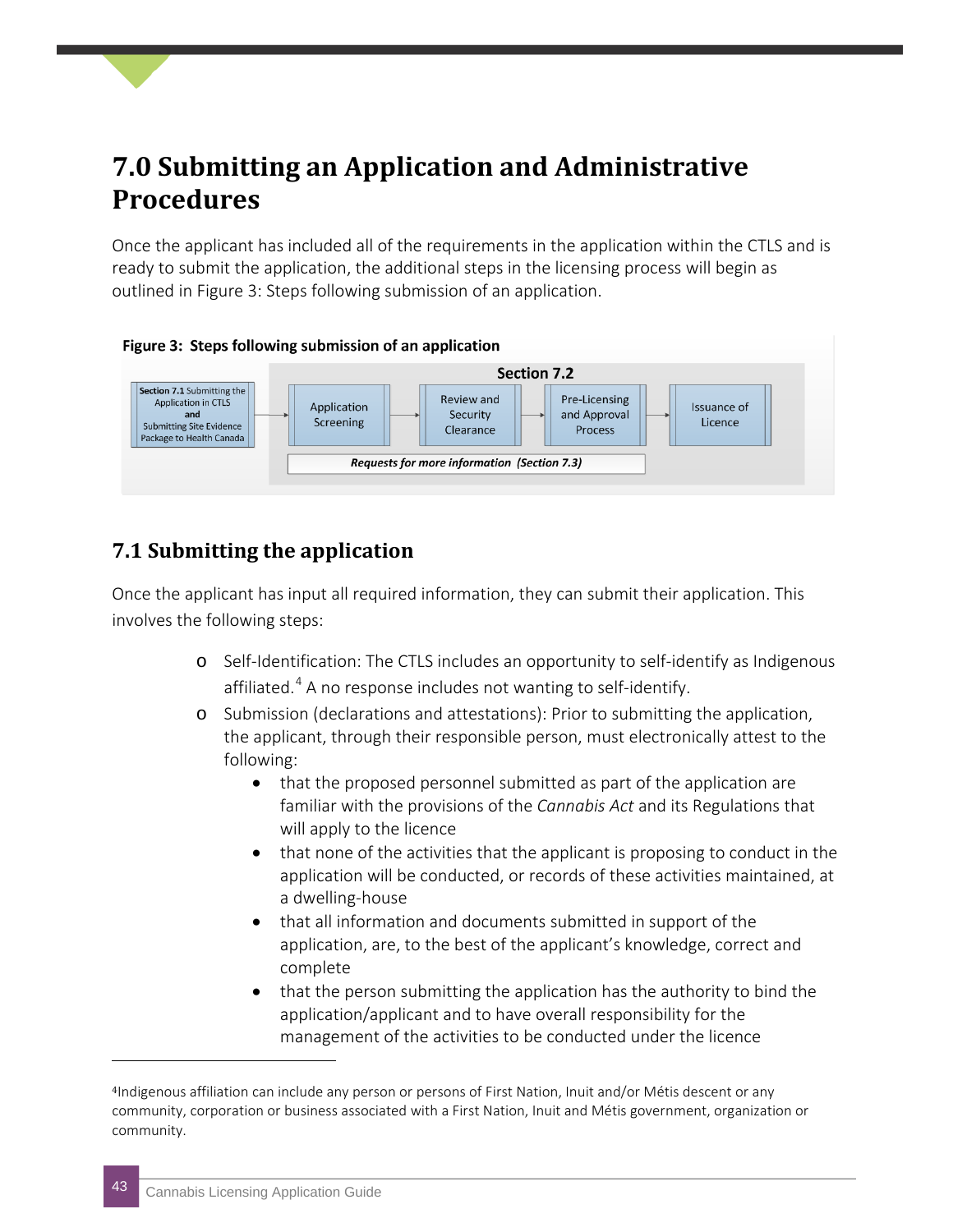# 7.0 Submitting an Application and Administrative Procedures

Once the applicant has included all of the requirements in the application within the CTLS and is ready to submit the application, the additional steps in the licensing process will begin as outlined in Figure 3: Steps following submission of an application.

**Figure 3: Steps following submission of an application**

**Section 7.1** Submitting the Application in CTLS **and** Submitting Site Evidence Package to Health Canada → **Section 7.2**: Application Screening → Review and Security Clearance → Pre-Licensing and Approval Process → Issuance of Licence

***Requests for more information (Section 7.3)***

## 7.1 Submitting the application

Once the applicant has input all required information, they can submit their application. This involves the following steps:

- Self-Identification: The CTLS includes an opportunity to self-identify as Indigenous affiliated.[4] A no response includes not wanting to self-identify.
- Submission (declarations and attestations): Prior to submitting the application, the applicant, through their responsible person, must electronically attest to the following:
  - that the proposed personnel submitted as part of the application are familiar with the provisions of the *Cannabis Act* and its Regulations that will apply to the licence
  - that none of the activities that the applicant is proposing to conduct in the application will be conducted, or records of these activities maintained, at a dwelling-house
  - that all information and documents submitted in support of the application, are, to the best of the applicant's knowledge, correct and complete
  - that the person submitting the application has the authority to bind the application/applicant and to have overall responsibility for the management of the activities to be conducted under the licence

---

[4]Indigenous affiliation can include any person or persons of First Nation, Inuit and/or Métis descent or any community, corporation or business associated with a First Nation, Inuit and Métis government, organization or community.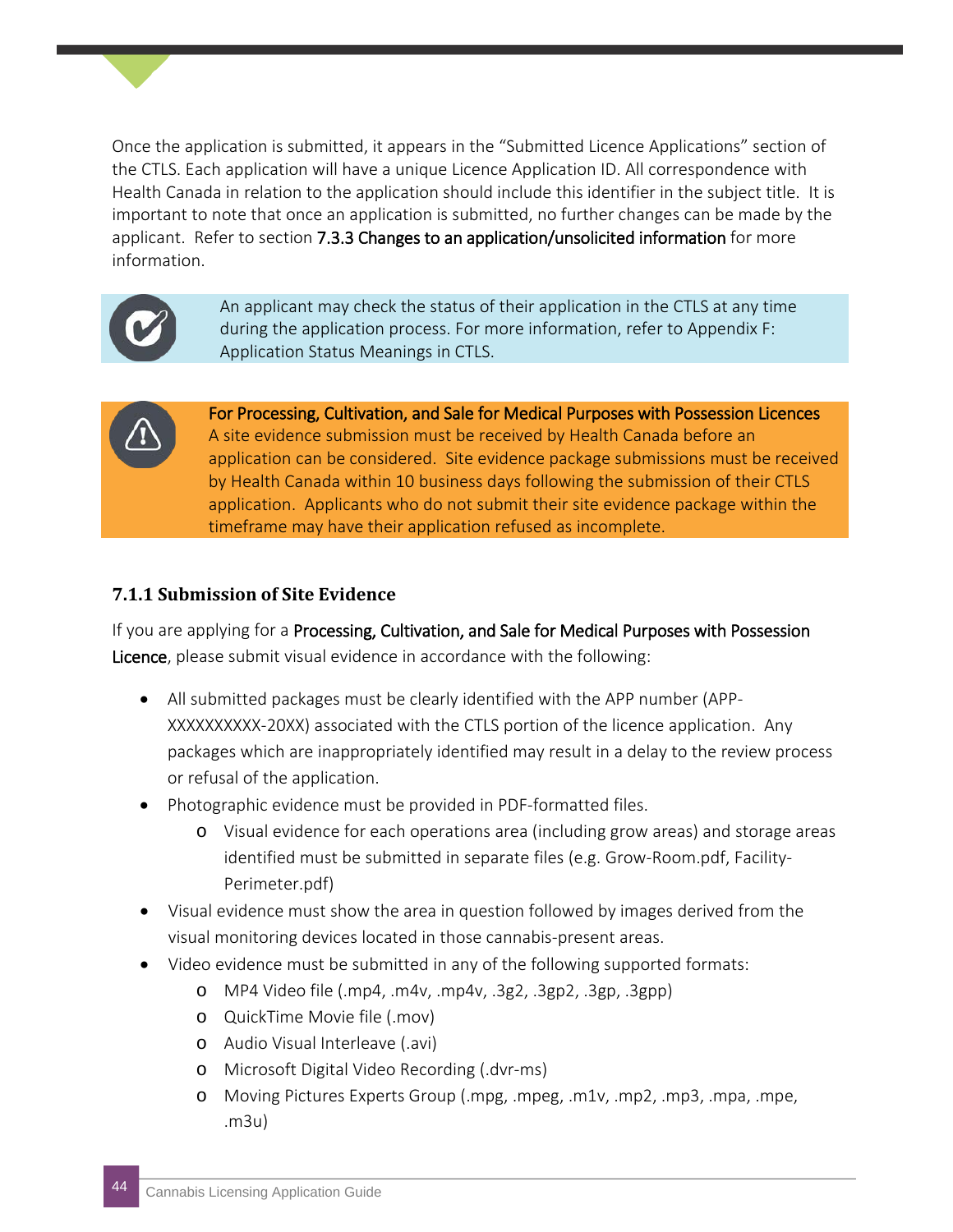Once the application is submitted, it appears in the "Submitted Licence Applications" section of the CTLS. Each application will have a unique Licence Application ID. All correspondence with Health Canada in relation to the application should include this identifier in the subject title. It is important to note that once an application is submitted, no further changes can be made by the applicant. Refer to section 7.3.3 Changes to an application/unsolicited information for more information.

> An applicant may check the status of their application in the CTLS at any time during the application process. For more information, refer to Appendix F: Application Status Meanings in CTLS.

> **For Processing, Cultivation, and Sale for Medical Purposes with Possession Licences**
> A site evidence submission must be received by Health Canada before an application can be considered. Site evidence package submissions must be received by Health Canada within 10 business days following the submission of their CTLS application. Applicants who do not submit their site evidence package within the timeframe may have their application refused as incomplete.

### 7.1.1 Submission of Site Evidence

If you are applying for a Processing, Cultivation, and Sale for Medical Purposes with Possession Licence, please submit visual evidence in accordance with the following:

- All submitted packages must be clearly identified with the APP number (APP-XXXXXXXXXX-20XX) associated with the CTLS portion of the licence application. Any packages which are inappropriately identified may result in a delay to the review process or refusal of the application.
- Photographic evidence must be provided in PDF-formatted files.
  - Visual evidence for each operations area (including grow areas) and storage areas identified must be submitted in separate files (e.g. Grow-Room.pdf, Facility-Perimeter.pdf)
- Visual evidence must show the area in question followed by images derived from the visual monitoring devices located in those cannabis-present areas.
- Video evidence must be submitted in any of the following supported formats:
  - MP4 Video file (.mp4, .m4v, .mp4v, .3g2, .3gp2, .3gp, .3gpp)
  - QuickTime Movie file (.mov)
  - Audio Visual Interleave (.avi)
  - Microsoft Digital Video Recording (.dvr-ms)
  - Moving Pictures Experts Group (.mpg, .mpeg, .m1v, .mp2, .mp3, .mpa, .mpe, .m3u)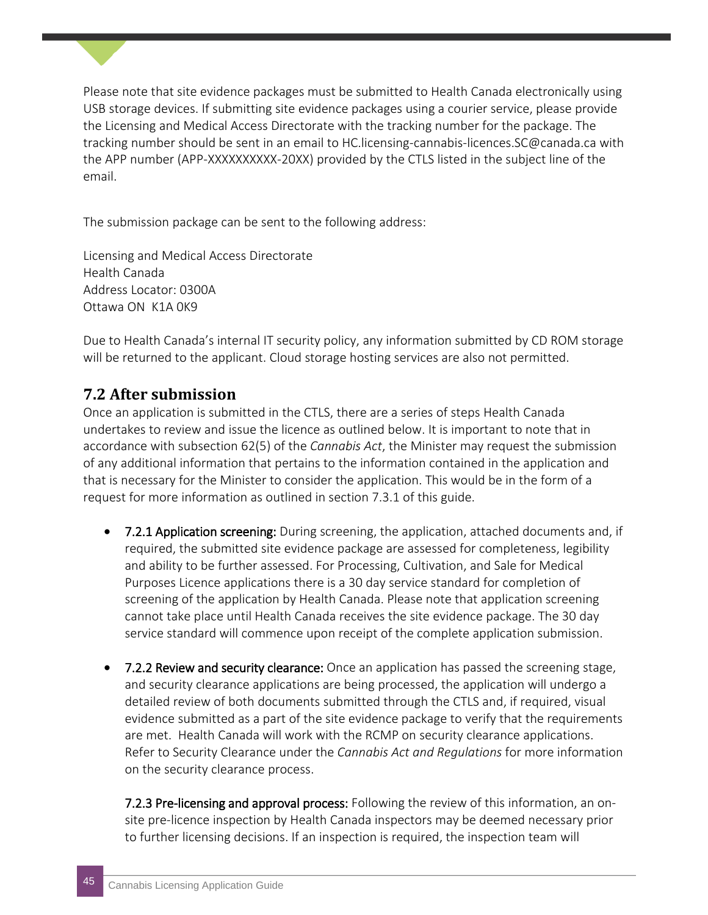Please note that site evidence packages must be submitted to Health Canada electronically using USB storage devices. If submitting site evidence packages using a courier service, please provide the Licensing and Medical Access Directorate with the tracking number for the package. The tracking number should be sent in an email to HC.licensing-cannabis-licences.SC@canada.ca with the APP number (APP-XXXXXXXXXX-20XX) provided by the CTLS listed in the subject line of the email.

The submission package can be sent to the following address:

Licensing and Medical Access Directorate
Health Canada
Address Locator: 0300A
Ottawa ON  K1A 0K9

Due to Health Canada's internal IT security policy, any information submitted by CD ROM storage will be returned to the applicant. Cloud storage hosting services are also not permitted.

## 7.2 After submission

Once an application is submitted in the CTLS, there are a series of steps Health Canada undertakes to review and issue the licence as outlined below. It is important to note that in accordance with subsection 62(5) of the *Cannabis Act*, the Minister may request the submission of any additional information that pertains to the information contained in the application and that is necessary for the Minister to consider the application. This would be in the form of a request for more information as outlined in section 7.3.1 of this guide.

- **7.2.1 Application screening:** During screening, the application, attached documents and, if required, the submitted site evidence package are assessed for completeness, legibility and ability to be further assessed. For Processing, Cultivation, and Sale for Medical Purposes Licence applications there is a 30 day service standard for completion of screening of the application by Health Canada. Please note that application screening cannot take place until Health Canada receives the site evidence package. The 30 day service standard will commence upon receipt of the complete application submission.

- **7.2.2 Review and security clearance:** Once an application has passed the screening stage, and security clearance applications are being processed, the application will undergo a detailed review of both documents submitted through the CTLS and, if required, visual evidence submitted as a part of the site evidence package to verify that the requirements are met. Health Canada will work with the RCMP on security clearance applications. Refer to Security Clearance under the *Cannabis Act and Regulations* for more information on the security clearance process.

  **7.2.3 Pre-licensing and approval process:** Following the review of this information, an on-site pre-licence inspection by Health Canada inspectors may be deemed necessary prior to further licensing decisions. If an inspection is required, the inspection team will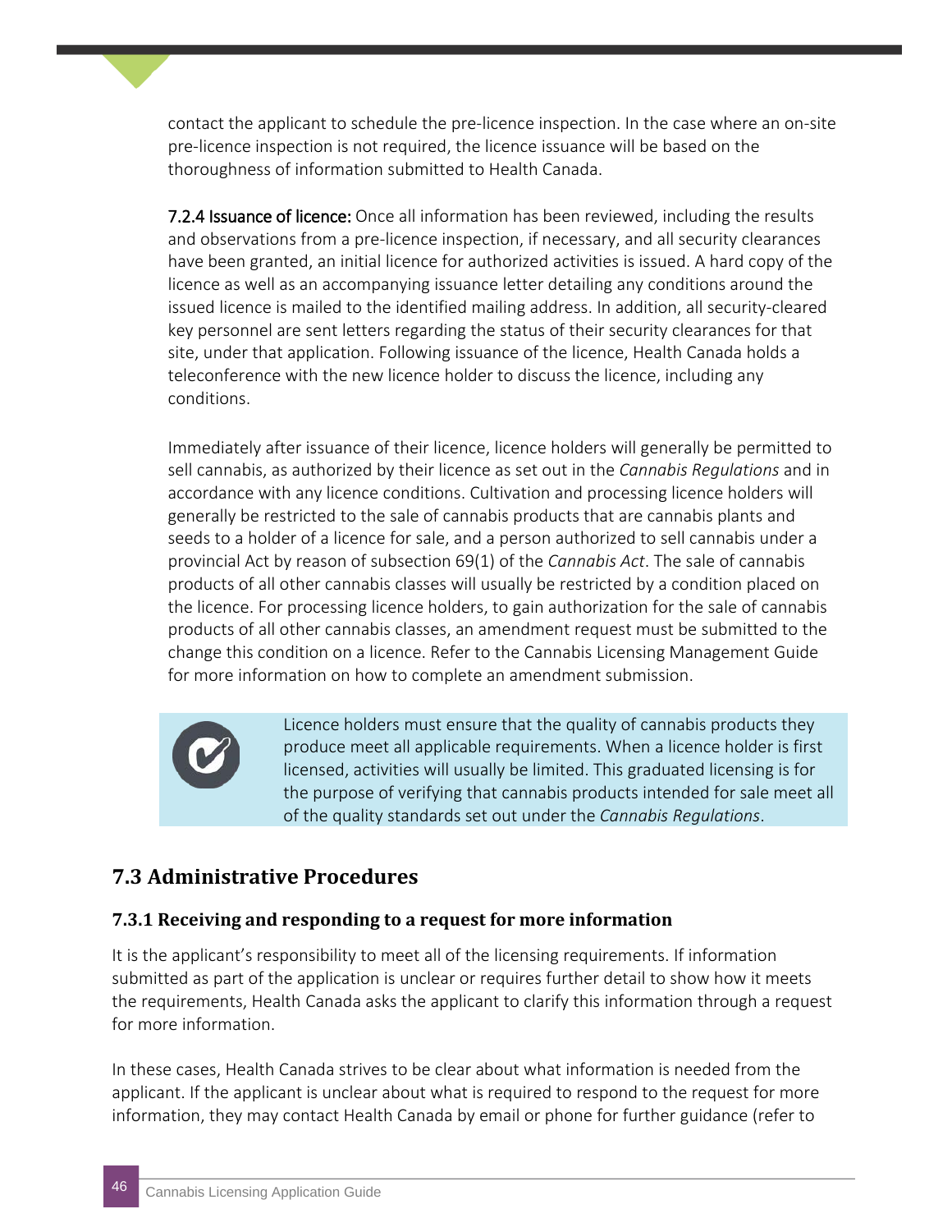contact the applicant to schedule the pre-licence inspection. In the case where an on-site pre-licence inspection is not required, the licence issuance will be based on the thoroughness of information submitted to Health Canada.

**7.2.4 Issuance of licence:** Once all information has been reviewed, including the results and observations from a pre-licence inspection, if necessary, and all security clearances have been granted, an initial licence for authorized activities is issued. A hard copy of the licence as well as an accompanying issuance letter detailing any conditions around the issued licence is mailed to the identified mailing address. In addition, all security-cleared key personnel are sent letters regarding the status of their security clearances for that site, under that application. Following issuance of the licence, Health Canada holds a teleconference with the new licence holder to discuss the licence, including any conditions.

Immediately after issuance of their licence, licence holders will generally be permitted to sell cannabis, as authorized by their licence as set out in the *Cannabis Regulations* and in accordance with any licence conditions. Cultivation and processing licence holders will generally be restricted to the sale of cannabis products that are cannabis plants and seeds to a holder of a licence for sale, and a person authorized to sell cannabis under a provincial Act by reason of subsection 69(1) of the *Cannabis Act*. The sale of cannabis products of all other cannabis classes will usually be restricted by a condition placed on the licence. For processing licence holders, to gain authorization for the sale of cannabis products of all other cannabis classes, an amendment request must be submitted to the change this condition on a licence. Refer to the Cannabis Licensing Management Guide for more information on how to complete an amendment submission.

> Licence holders must ensure that the quality of cannabis products they produce meet all applicable requirements. When a licence holder is first licensed, activities will usually be limited. This graduated licensing is for the purpose of verifying that cannabis products intended for sale meet all of the quality standards set out under the *Cannabis Regulations*.

## 7.3 Administrative Procedures

### 7.3.1 Receiving and responding to a request for more information

It is the applicant's responsibility to meet all of the licensing requirements. If information submitted as part of the application is unclear or requires further detail to show how it meets the requirements, Health Canada asks the applicant to clarify this information through a request for more information.

In these cases, Health Canada strives to be clear about what information is needed from the applicant. If the applicant is unclear about what is required to respond to the request for more information, they may contact Health Canada by email or phone for further guidance (refer to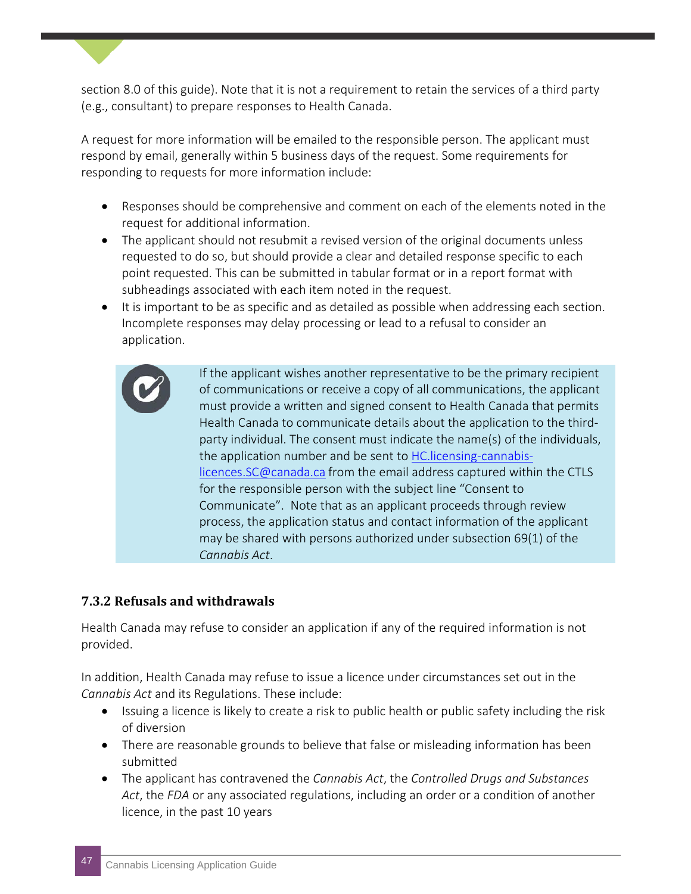section 8.0 of this guide). Note that it is not a requirement to retain the services of a third party (e.g., consultant) to prepare responses to Health Canada.

A request for more information will be emailed to the responsible person. The applicant must respond by email, generally within 5 business days of the request. Some requirements for responding to requests for more information include:

- Responses should be comprehensive and comment on each of the elements noted in the request for additional information.
- The applicant should not resubmit a revised version of the original documents unless requested to do so, but should provide a clear and detailed response specific to each point requested. This can be submitted in tabular format or in a report format with subheadings associated with each item noted in the request.
- It is important to be as specific and as detailed as possible when addressing each section. Incomplete responses may delay processing or lead to a refusal to consider an application.

> If the applicant wishes another representative to be the primary recipient of communications or receive a copy of all communications, the applicant must provide a written and signed consent to Health Canada that permits Health Canada to communicate details about the application to the third-party individual. The consent must indicate the name(s) of the individuals, the application number and be sent to HC.licensing-cannabis-licences.SC@canada.ca from the email address captured within the CTLS for the responsible person with the subject line "Consent to Communicate". Note that as an applicant proceeds through review process, the application status and contact information of the applicant may be shared with persons authorized under subsection 69(1) of the *Cannabis Act*.

### 7.3.2 Refusals and withdrawals

Health Canada may refuse to consider an application if any of the required information is not provided.

In addition, Health Canada may refuse to issue a licence under circumstances set out in the *Cannabis Act* and its Regulations. These include:

- Issuing a licence is likely to create a risk to public health or public safety including the risk of diversion
- There are reasonable grounds to believe that false or misleading information has been submitted
- The applicant has contravened the *Cannabis Act*, the *Controlled Drugs and Substances Act*, the *FDA* or any associated regulations, including an order or a condition of another licence, in the past 10 years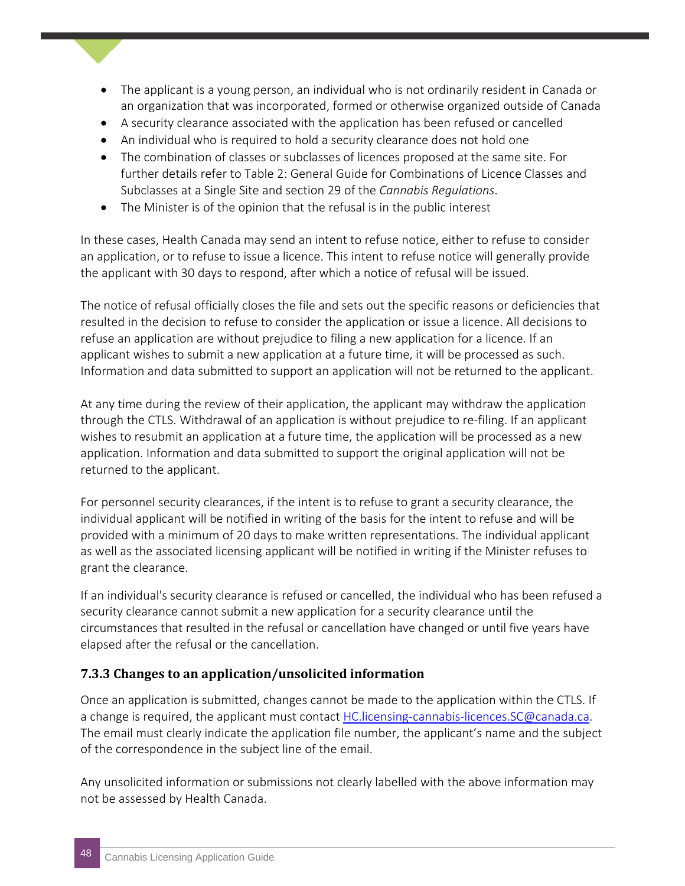- The applicant is a young person, an individual who is not ordinarily resident in Canada or an organization that was incorporated, formed or otherwise organized outside of Canada
- A security clearance associated with the application has been refused or cancelled
- An individual who is required to hold a security clearance does not hold one
- The combination of classes or subclasses of licences proposed at the same site. For further details refer to Table 2: General Guide for Combinations of Licence Classes and Subclasses at a Single Site and section 29 of the *Cannabis Regulations*.
- The Minister is of the opinion that the refusal is in the public interest

In these cases, Health Canada may send an intent to refuse notice, either to refuse to consider an application, or to refuse to issue a licence. This intent to refuse notice will generally provide the applicant with 30 days to respond, after which a notice of refusal will be issued.

The notice of refusal officially closes the file and sets out the specific reasons or deficiencies that resulted in the decision to refuse to consider the application or issue a licence. All decisions to refuse an application are without prejudice to filing a new application for a licence. If an applicant wishes to submit a new application at a future time, it will be processed as such. Information and data submitted to support an application will not be returned to the applicant.

At any time during the review of their application, the applicant may withdraw the application through the CTLS. Withdrawal of an application is without prejudice to re-filing. If an applicant wishes to resubmit an application at a future time, the application will be processed as a new application. Information and data submitted to support the original application will not be returned to the applicant.

For personnel security clearances, if the intent is to refuse to grant a security clearance, the individual applicant will be notified in writing of the basis for the intent to refuse and will be provided with a minimum of 20 days to make written representations. The individual applicant as well as the associated licensing applicant will be notified in writing if the Minister refuses to grant the clearance.

If an individual's security clearance is refused or cancelled, the individual who has been refused a security clearance cannot submit a new application for a security clearance until the circumstances that resulted in the refusal or cancellation have changed or until five years have elapsed after the refusal or the cancellation.

### 7.3.3 Changes to an application/unsolicited information

Once an application is submitted, changes cannot be made to the application within the CTLS. If a change is required, the applicant must contact HC.licensing-cannabis-licences.SC@canada.ca. The email must clearly indicate the application file number, the applicant's name and the subject of the correspondence in the subject line of the email.

Any unsolicited information or submissions not clearly labelled with the above information may not be assessed by Health Canada.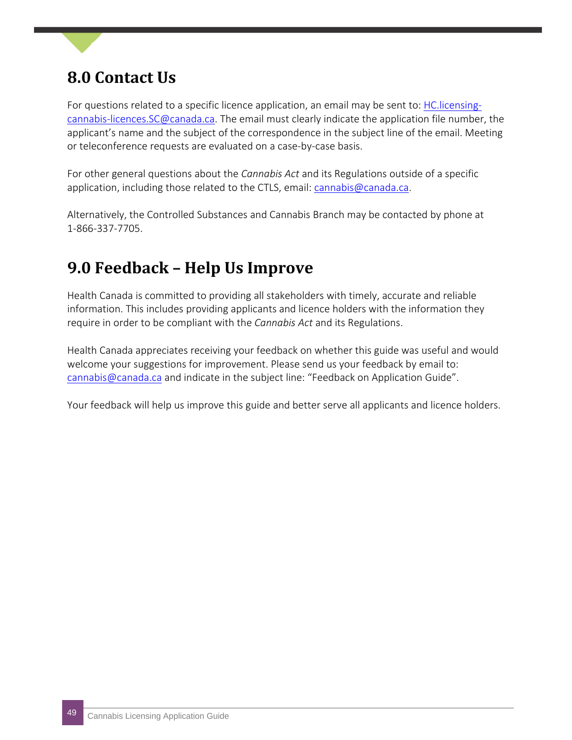## 8.0 Contact Us

For questions related to a specific licence application, an email may be sent to: HC.licensing-cannabis-licences.SC@canada.ca. The email must clearly indicate the application file number, the applicant's name and the subject of the correspondence in the subject line of the email. Meeting or teleconference requests are evaluated on a case-by-case basis.

For other general questions about the *Cannabis Act* and its Regulations outside of a specific application, including those related to the CTLS, email: cannabis@canada.ca.

Alternatively, the Controlled Substances and Cannabis Branch may be contacted by phone at 1-866-337-7705.

## 9.0 Feedback – Help Us Improve

Health Canada is committed to providing all stakeholders with timely, accurate and reliable information. This includes providing applicants and licence holders with the information they require in order to be compliant with the *Cannabis Act* and its Regulations.

Health Canada appreciates receiving your feedback on whether this guide was useful and would welcome your suggestions for improvement. Please send us your feedback by email to: cannabis@canada.ca and indicate in the subject line: "Feedback on Application Guide".

Your feedback will help us improve this guide and better serve all applicants and licence holders.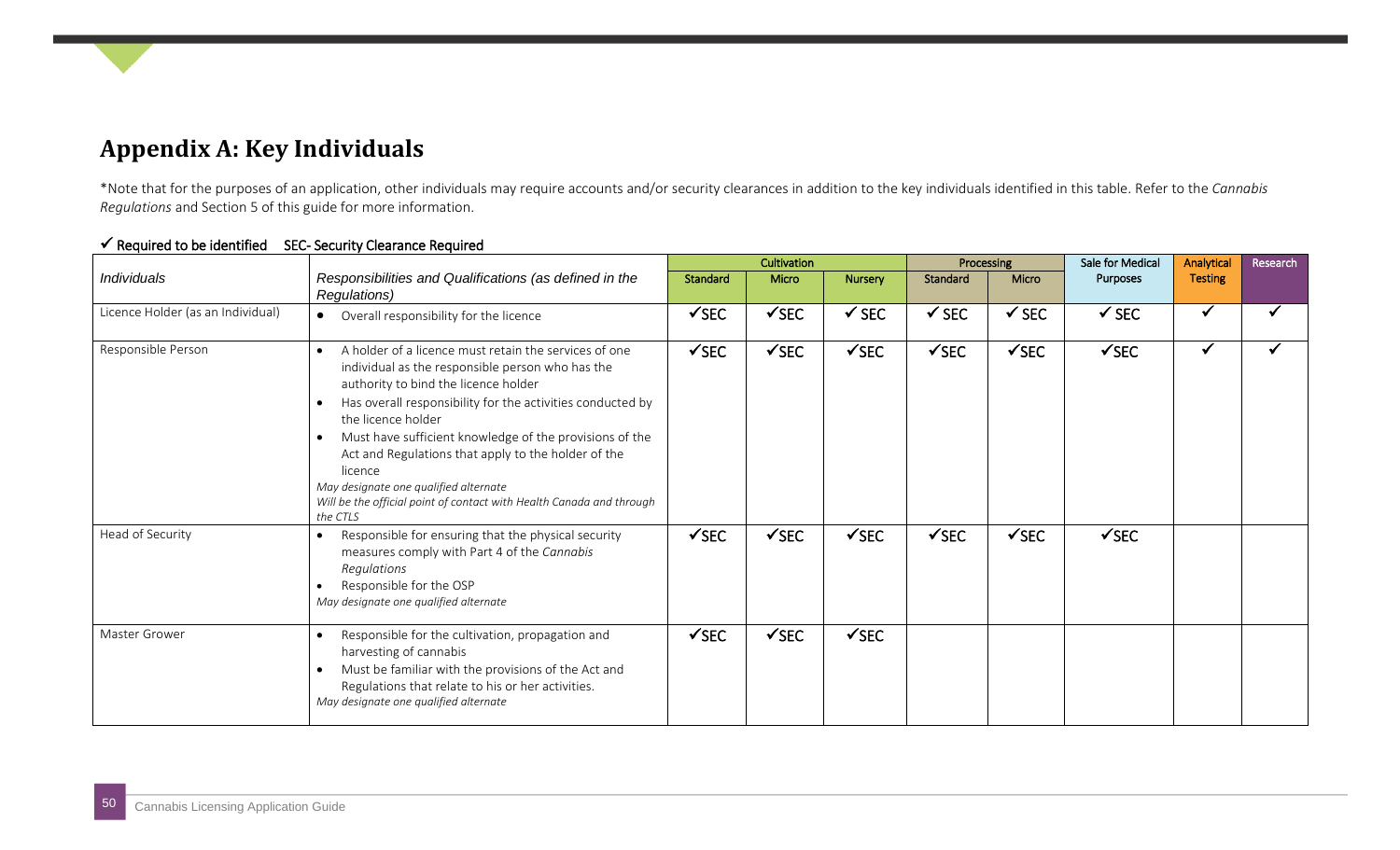## Appendix A: Key Individuals

*Note that for the purposes of an application, other individuals may require accounts and/or security clearances in addition to the key individuals identified in this table. Refer to the *Cannabis Regulations* and Section 5 of this guide for more information.

**✓ Required to be identified SEC- Security Clearance Required**

| *Individuals* | *Responsibilities and Qualifications (as defined in the Regulations)* | Cultivation | | | Processing | | Sale for Medical Purposes | Analytical Testing | Research |
|---|---|---|---|---|---|---|---|---|---|
| | | Standard | Micro | Nursery | Standard | Micro | | | |
| Licence Holder (as an Individual) | • Overall responsibility for the licence | ✓SEC | ✓SEC | ✓ SEC | ✓ SEC | ✓ SEC | ✓ SEC | ✓ | ✓ |
| Responsible Person | • A holder of a licence must retain the services of one individual as the responsible person who has the authority to bind the licence holder<br>• Has overall responsibility for the activities conducted by the licence holder<br>• Must have sufficient knowledge of the provisions of the Act and Regulations that apply to the holder of the licence<br>*May designate one qualified alternate*<br>*Will be the official point of contact with Health Canada and through the CTLS* | ✓SEC | ✓SEC | ✓SEC | ✓SEC | ✓SEC | ✓SEC | ✓ | ✓ |
| Head of Security | • Responsible for ensuring that the physical security measures comply with Part 4 of the *Cannabis Regulations*<br>• Responsible for the OSP<br>*May designate one qualified alternate* | ✓SEC | ✓SEC | ✓SEC | ✓SEC | ✓SEC | ✓SEC | | |
| Master Grower | • Responsible for the cultivation, propagation and harvesting of cannabis<br>• Must be familiar with the provisions of the Act and Regulations that relate to his or her activities.<br>*May designate one qualified alternate* | ✓SEC | ✓SEC | ✓SEC | | | | | |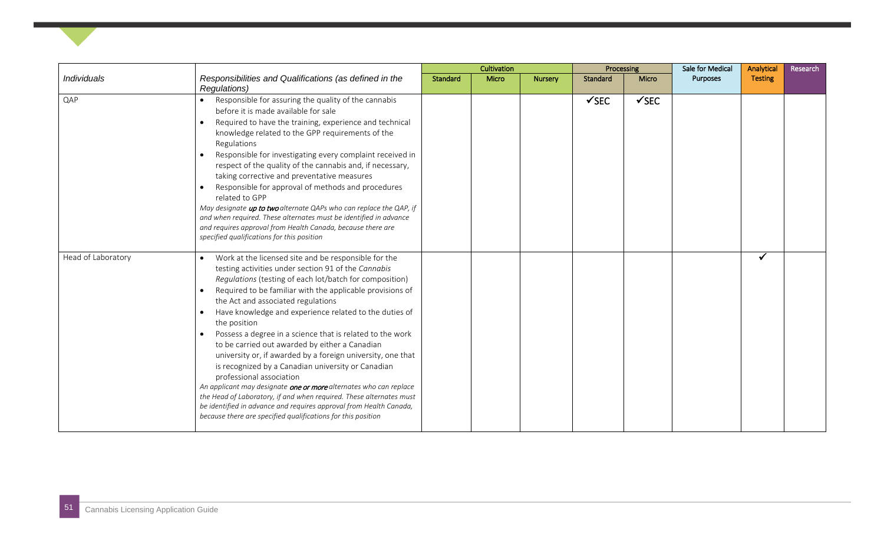| *Individuals* | *Responsibilities and Qualifications (as defined in the Regulations)* | Cultivation | | | Processing | | Sale for Medical Purposes | Analytical Testing | Research |
|---|---|---|---|---|---|---|---|---|---|
| | | Standard | Micro | Nursery | Standard | Micro | | | |
| QAP | • Responsible for assuring the quality of the cannabis before it is made available for sale<br>• Required to have the training, experience and technical knowledge related to the GPP requirements of the Regulations<br>• Responsible for investigating every complaint received in respect of the quality of the cannabis and, if necessary, taking corrective and preventative measures<br>• Responsible for approval of methods and procedures related to GPP<br>*May designate **up to two** alternate QAPs who can replace the QAP, if and when required. These alternates must be identified in advance and requires approval from Health Canada, because there are specified qualifications for this position* | | | | ✓SEC | ✓SEC | | | |
| Head of Laboratory | • Work at the licensed site and be responsible for the testing activities under section 91 of the *Cannabis Regulations* (testing of each lot/batch for composition)<br>• Required to be familiar with the applicable provisions of the Act and associated regulations<br>• Have knowledge and experience related to the duties of the position<br>• Possess a degree in a science that is related to the work to be carried out awarded by either a Canadian university or, if awarded by a foreign university, one that is recognized by a Canadian university or Canadian professional association<br>*An applicant may designate **one or more** alternates who can replace the Head of Laboratory, if and when required. These alternates must be identified in advance and requires approval from Health Canada, because there are specified qualifications for this position* | | | | | | | ✓ | |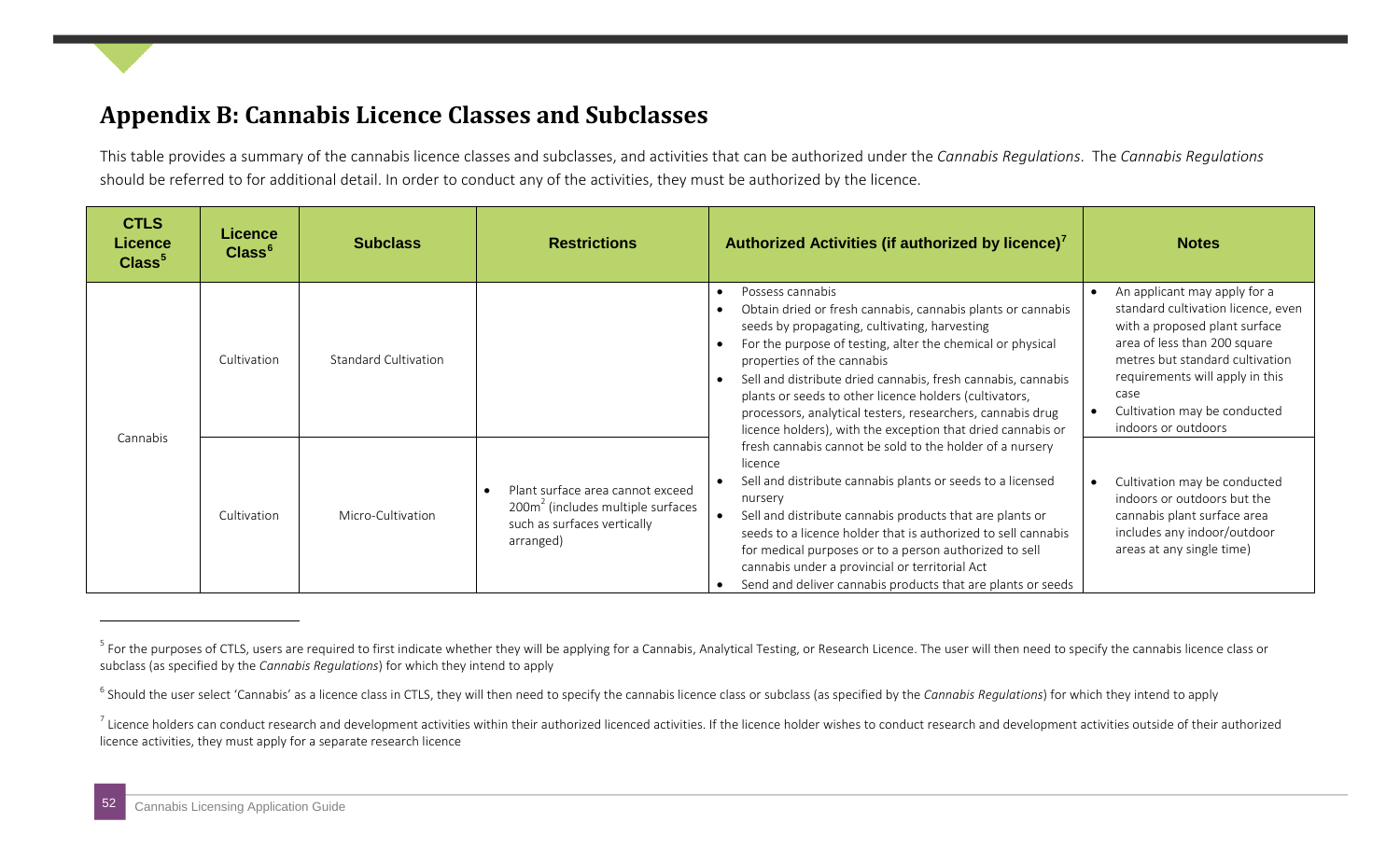## Appendix B: Cannabis Licence Classes and Subclasses

This table provides a summary of the cannabis licence classes and subclasses, and activities that can be authorized under the *Cannabis Regulations*. The *Cannabis Regulations* should be referred to for additional detail. In order to conduct any of the activities, they must be authorized by the licence.

| CTLS Licence Class[5] | Licence Class[6] | Subclass | Restrictions | Authorized Activities (if authorized by licence)[7] | Notes |
|---|---|---|---|---|---|
| Cannabis | Cultivation | Standard Cultivation | | • Possess cannabis<br>• Obtain dried or fresh cannabis, cannabis plants or cannabis seeds by propagating, cultivating, harvesting<br>• For the purpose of testing, alter the chemical or physical properties of the cannabis<br>• Sell and distribute dried cannabis, fresh cannabis, cannabis plants or seeds to other licence holders (cultivators, processors, analytical testers, researchers, cannabis drug licence holders), with the exception that dried cannabis or fresh cannabis cannot be sold to the holder of a nursery licence<br>• Sell and distribute cannabis plants or seeds to a licensed nursery<br>• Sell and distribute cannabis products that are plants or seeds to a licence holder that is authorized to sell cannabis for medical purposes or to a person authorized to sell cannabis under a provincial or territorial Act<br>• Send and deliver cannabis products that are plants or seeds | • An applicant may apply for a standard cultivation licence, even with a proposed plant surface area of less than 200 square metres but standard cultivation requirements will apply in this case<br>• Cultivation may be conducted indoors or outdoors |
| | Cultivation | Micro-Cultivation | • Plant surface area cannot exceed $200m^2$ (includes multiple surfaces such as surfaces vertically arranged) | | • Cultivation may be conducted indoors or outdoors but the cannabis plant surface area includes any indoor/outdoor areas at any single time) |

[5] For the purposes of CTLS, users are required to first indicate whether they will be applying for a Cannabis, Analytical Testing, or Research Licence. The user will then need to specify the cannabis licence class or subclass (as specified by the *Cannabis Regulations*) for which they intend to apply

[6] Should the user select 'Cannabis' as a licence class in CTLS, they will then need to specify the cannabis licence class or subclass (as specified by the *Cannabis Regulations*) for which they intend to apply

[7] Licence holders can conduct research and development activities within their authorized licenced activities. If the licence holder wishes to conduct research and development activities outside of their authorized licence activities, they must apply for a separate research licence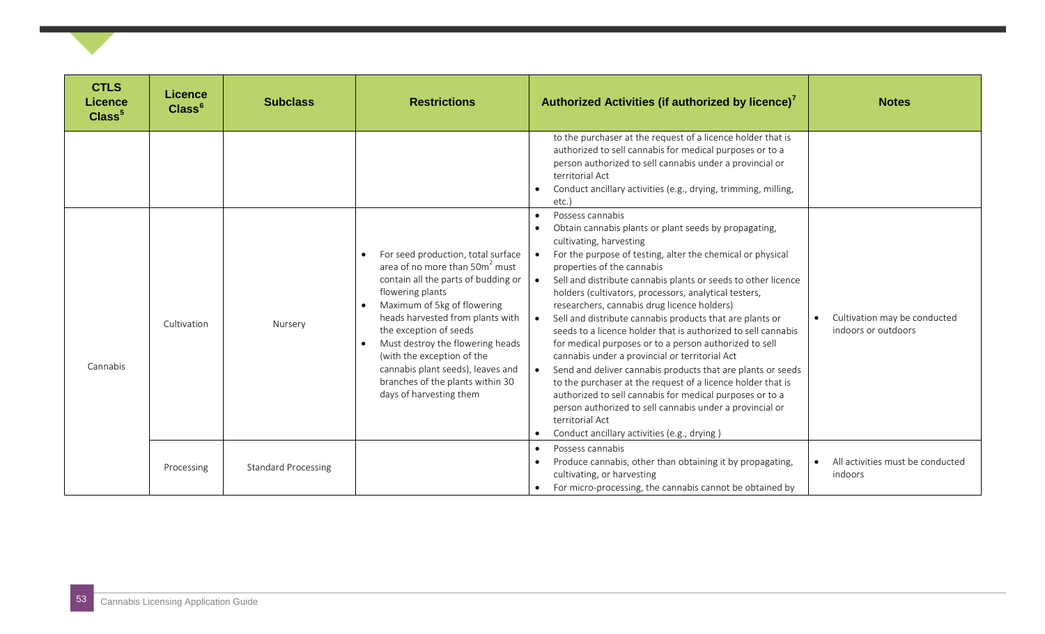| CTLS Licence Class[5] | Licence Class[6] | Subclass | Restrictions | Authorized Activities (if authorized by licence)[7] | Notes |
|---|---|---|---|---|---|
| | | | | to the purchaser at the request of a licence holder that is authorized to sell cannabis for medical purposes or to a person authorized to sell cannabis under a provincial or territorial Act<br>• Conduct ancillary activities (e.g., drying, trimming, milling, etc.) | |
| Cannabis | Cultivation | Nursery | • For seed production, total surface area of no more than 50m² must contain all the parts of budding or flowering plants<br>• Maximum of 5kg of flowering heads harvested from plants with the exception of seeds<br>• Must destroy the flowering heads (with the exception of the cannabis plant seeds), leaves and branches of the plants within 30 days of harvesting them | • Possess cannabis<br>• Obtain cannabis plants or plant seeds by propagating, cultivating, harvesting<br>• For the purpose of testing, alter the chemical or physical properties of the cannabis<br>• Sell and distribute cannabis plants or seeds to other licence holders (cultivators, processors, analytical testers, researchers, cannabis drug licence holders)<br>• Sell and distribute cannabis products that are plants or seeds to a licence holder that is authorized to sell cannabis for medical purposes or to a person authorized to sell cannabis under a provincial or territorial Act<br>• Send and deliver cannabis products that are plants or seeds to the purchaser at the request of a licence holder that is authorized to sell cannabis for medical purposes or to a person authorized to sell cannabis under a provincial or territorial Act<br>• Conduct ancillary activities (e.g., drying ) | • Cultivation may be conducted indoors or outdoors |
| | Processing | Standard Processing | | • Possess cannabis<br>• Produce cannabis, other than obtaining it by propagating, cultivating, or harvesting<br>• For micro-processing, the cannabis cannot be obtained by | • All activities must be conducted indoors |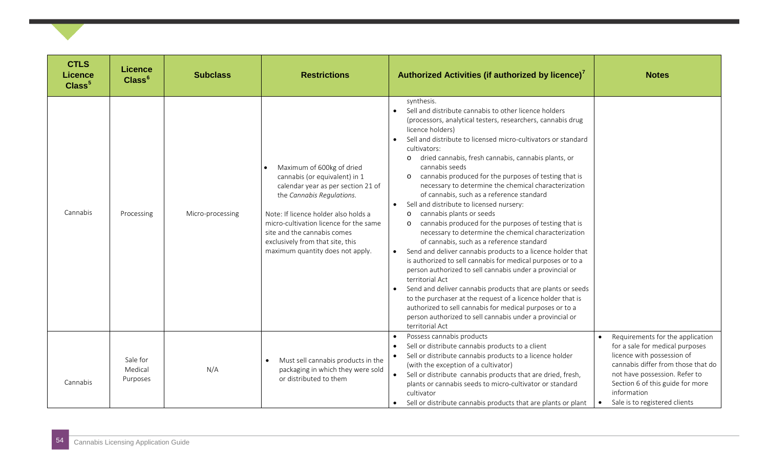| CTLS Licence Class[5] | Licence Class[6] | Subclass | Restrictions | Authorized Activities (if authorized by licence)[7] | Notes |
|---|---|---|---|---|---|
| Cannabis | Processing | Micro-processing | • Maximum of 600kg of dried cannabis (or equivalent) in 1 calendar year as per section 21 of the *Cannabis Regulations*.<br><br>Note: If licence holder also holds a micro-cultivation licence for the same site and the cannabis comes exclusively from that site, this maximum quantity does not apply. | synthesis.<br>• Sell and distribute cannabis to other licence holders (processors, analytical testers, researchers, cannabis drug licence holders)<br>• Sell and distribute to licensed micro-cultivators or standard cultivators:<br>  o dried cannabis, fresh cannabis, cannabis plants, or cannabis seeds<br>  o cannabis produced for the purposes of testing that is necessary to determine the chemical characterization of cannabis, such as a reference standard<br>• Sell and distribute to licensed nursery:<br>  o cannabis plants or seeds<br>  o cannabis produced for the purposes of testing that is necessary to determine the chemical characterization of cannabis, such as a reference standard<br>• Send and deliver cannabis products to a licence holder that is authorized to sell cannabis for medical purposes or to a person authorized to sell cannabis under a provincial or territorial Act<br>• Send and deliver cannabis products that are plants or seeds to the purchaser at the request of a licence holder that is authorized to sell cannabis for medical purposes or to a person authorized to sell cannabis under a provincial or territorial Act | |
| Cannabis | Sale for Medical Purposes | N/A | • Must sell cannabis products in the packaging in which they were sold or distributed to them | • Possess cannabis products<br>• Sell or distribute cannabis products to a client<br>• Sell or distribute cannabis products to a licence holder (with the exception of a cultivator)<br>• Sell or distribute cannabis products that are dried, fresh, plants or cannabis seeds to micro-cultivator or standard cultivator<br>• Sell or distribute cannabis products that are plants or plant | • Requirements for the application for a sale for medical purposes licence with possession of cannabis differ from those that do not have possession. Refer to Section 6 of this guide for more information<br>• Sale is to registered clients |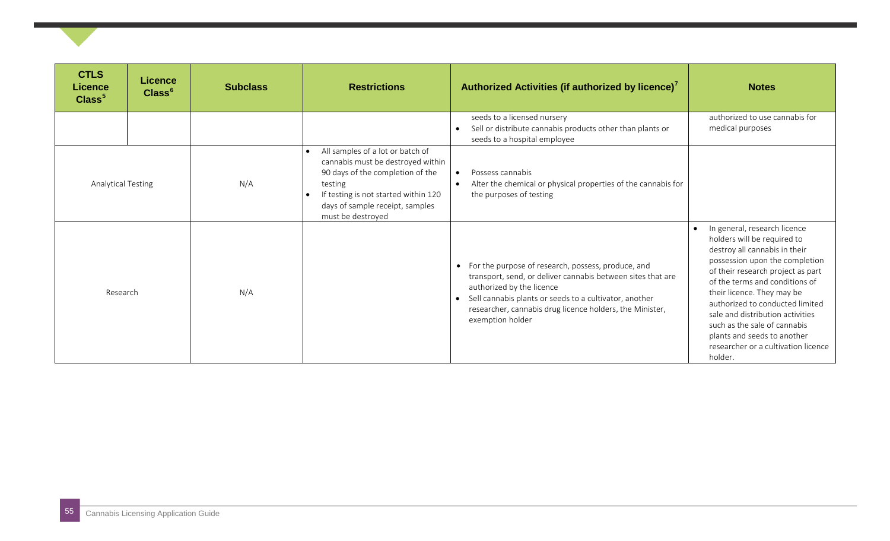| CTLS Licence Class[5] | Licence Class[6] | Subclass | Restrictions | Authorized Activities (if authorized by licence)[7] | Notes |
| --- | --- | --- | --- | --- | --- |
| | | | | seeds to a licensed nursery<br>• Sell or distribute cannabis products other than plants or seeds to a hospital employee | authorized to use cannabis for medical purposes |
| Analytical Testing | | N/A | • All samples of a lot or batch of cannabis must be destroyed within 90 days of the completion of the testing<br>• If testing is not started within 120 days of sample receipt, samples must be destroyed | • Possess cannabis<br>• Alter the chemical or physical properties of the cannabis for the purposes of testing | |
| Research | | N/A | | • For the purpose of research, possess, produce, and transport, send, or deliver cannabis between sites that are authorized by the licence<br>• Sell cannabis plants or seeds to a cultivator, another researcher, cannabis drug licence holders, the Minister, exemption holder | • In general, research licence holders will be required to destroy all cannabis in their possession upon the completion of their research project as part of the terms and conditions of their licence. They may be authorized to conducted limited sale and distribution activities such as the sale of cannabis plants and seeds to another researcher or a cultivation licence holder. |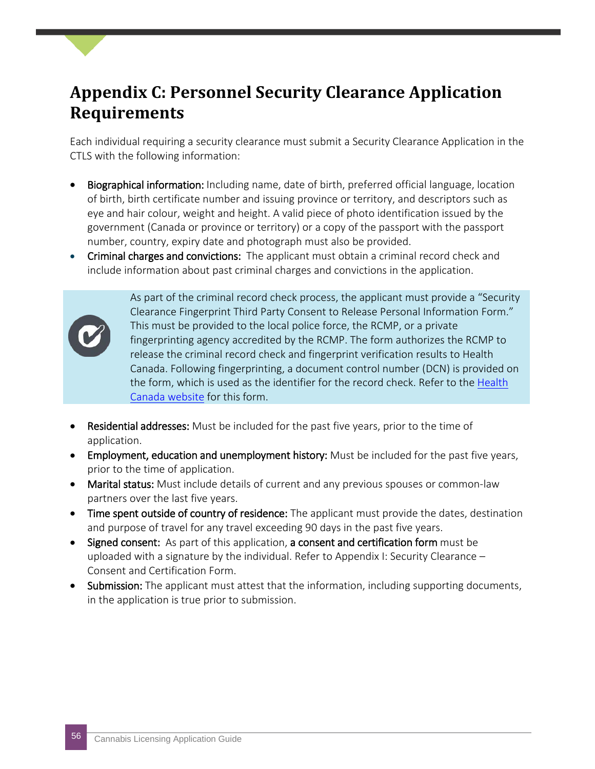# Appendix C: Personnel Security Clearance Application Requirements

Each individual requiring a security clearance must submit a Security Clearance Application in the CTLS with the following information:

- **Biographical information:** Including name, date of birth, preferred official language, location of birth, birth certificate number and issuing province or territory, and descriptors such as eye and hair colour, weight and height. A valid piece of photo identification issued by the government (Canada or province or territory) or a copy of the passport with the passport number, country, expiry date and photograph must also be provided.
- **Criminal charges and convictions:** The applicant must obtain a criminal record check and include information about past criminal charges and convictions in the application.

> As part of the criminal record check process, the applicant must provide a "Security Clearance Fingerprint Third Party Consent to Release Personal Information Form." This must be provided to the local police force, the RCMP, or a private fingerprinting agency accredited by the RCMP. The form authorizes the RCMP to release the criminal record check and fingerprint verification results to Health Canada. Following fingerprinting, a document control number (DCN) is provided on the form, which is used as the identifier for the record check. Refer to the Health Canada website for this form.

- **Residential addresses:** Must be included for the past five years, prior to the time of application.
- **Employment, education and unemployment history:** Must be included for the past five years, prior to the time of application.
- **Marital status:** Must include details of current and any previous spouses or common-law partners over the last five years.
- **Time spent outside of country of residence:** The applicant must provide the dates, destination and purpose of travel for any travel exceeding 90 days in the past five years.
- **Signed consent:** As part of this application, **a consent and certification form** must be uploaded with a signature by the individual. Refer to Appendix I: Security Clearance – Consent and Certification Form.
- **Submission:** The applicant must attest that the information, including supporting documents, in the application is true prior to submission.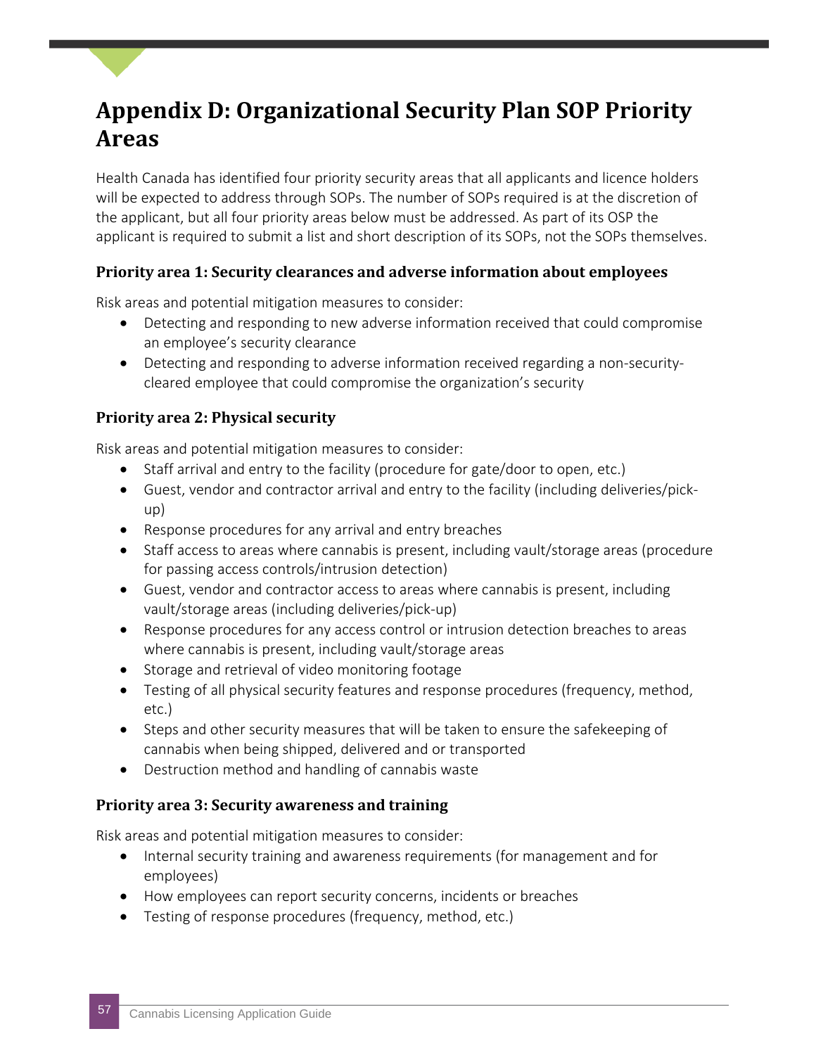# Appendix D: Organizational Security Plan SOP Priority Areas

Health Canada has identified four priority security areas that all applicants and licence holders will be expected to address through SOPs. The number of SOPs required is at the discretion of the applicant, but all four priority areas below must be addressed. As part of its OSP the applicant is required to submit a list and short description of its SOPs, not the SOPs themselves.

### Priority area 1: Security clearances and adverse information about employees

Risk areas and potential mitigation measures to consider:

- Detecting and responding to new adverse information received that could compromise an employee's security clearance
- Detecting and responding to adverse information received regarding a non-security-cleared employee that could compromise the organization's security

### Priority area 2: Physical security

Risk areas and potential mitigation measures to consider:

- Staff arrival and entry to the facility (procedure for gate/door to open, etc.)
- Guest, vendor and contractor arrival and entry to the facility (including deliveries/pick-up)
- Response procedures for any arrival and entry breaches
- Staff access to areas where cannabis is present, including vault/storage areas (procedure for passing access controls/intrusion detection)
- Guest, vendor and contractor access to areas where cannabis is present, including vault/storage areas (including deliveries/pick-up)
- Response procedures for any access control or intrusion detection breaches to areas where cannabis is present, including vault/storage areas
- Storage and retrieval of video monitoring footage
- Testing of all physical security features and response procedures (frequency, method, etc.)
- Steps and other security measures that will be taken to ensure the safekeeping of cannabis when being shipped, delivered and or transported
- Destruction method and handling of cannabis waste

### Priority area 3: Security awareness and training

Risk areas and potential mitigation measures to consider:

- Internal security training and awareness requirements (for management and for employees)
- How employees can report security concerns, incidents or breaches
- Testing of response procedures (frequency, method, etc.)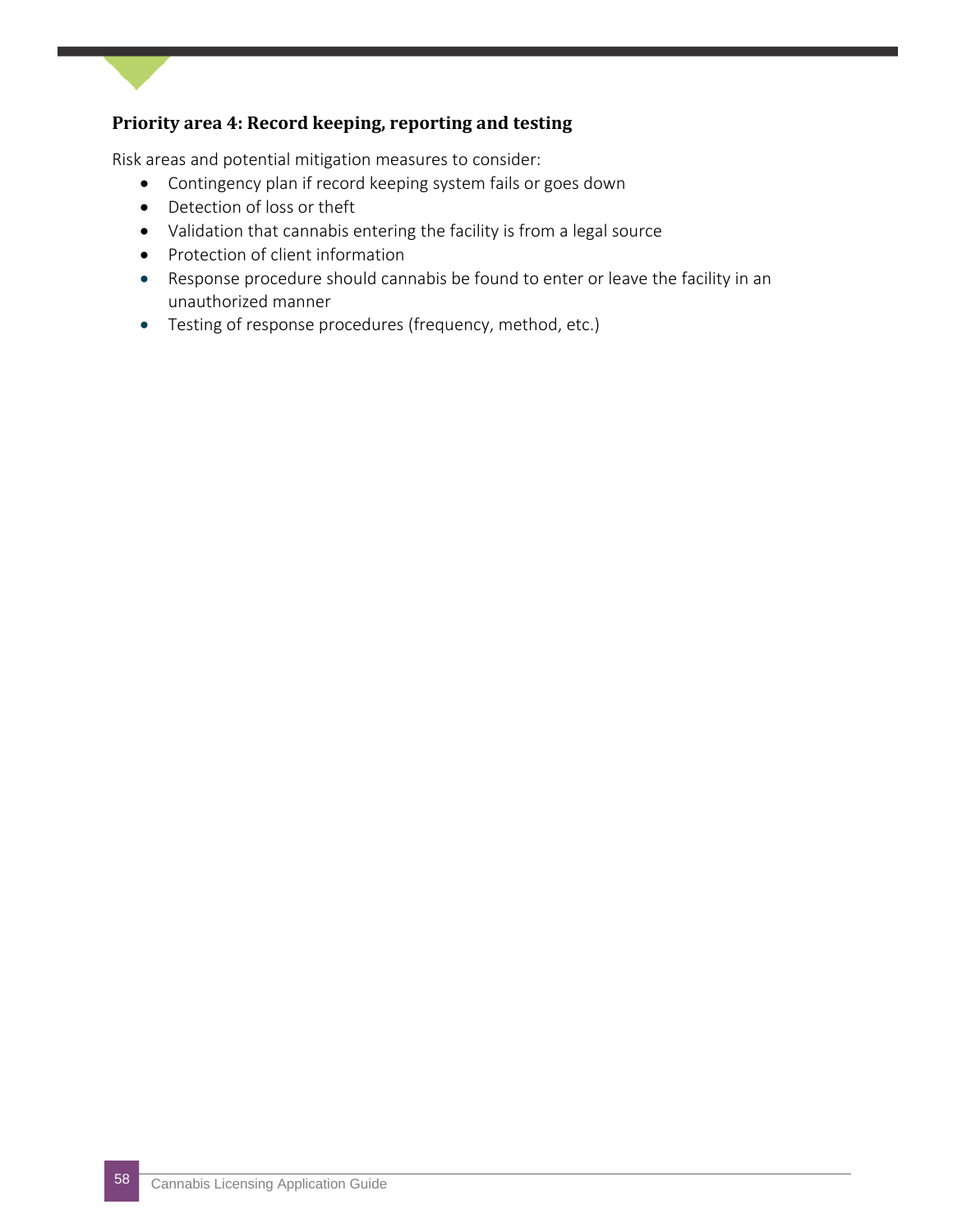### Priority area 4: Record keeping, reporting and testing

Risk areas and potential mitigation measures to consider:

- Contingency plan if record keeping system fails or goes down
- Detection of loss or theft
- Validation that cannabis entering the facility is from a legal source
- Protection of client information
- Response procedure should cannabis be found to enter or leave the facility in an unauthorized manner
- Testing of response procedures (frequency, method, etc.)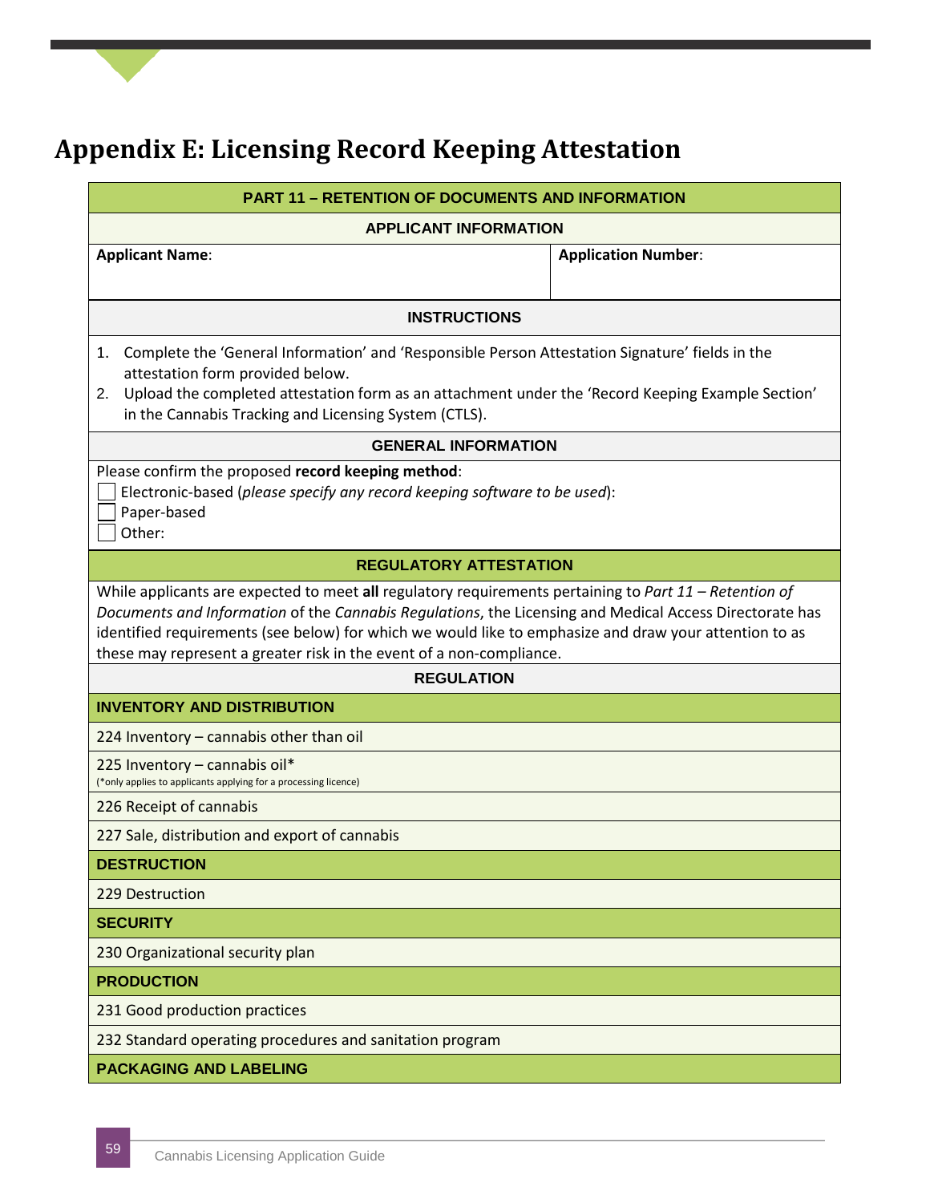# Appendix E: Licensing Record Keeping Attestation

| PART 11 – RETENTION OF DOCUMENTS AND INFORMATION | |
|---|---|
| **APPLICANT INFORMATION** | |
| **Applicant Name**: | **Application Number**: |
| **INSTRUCTIONS** | |
| 1. Complete the 'General Information' and 'Responsible Person Attestation Signature' fields in the attestation form provided below.<br>2. Upload the completed attestation form as an attachment under the 'Record Keeping Example Section' in the Cannabis Tracking and Licensing System (CTLS). | |
| **GENERAL INFORMATION** | |
| Please confirm the proposed **record keeping method**:<br>☐ Electronic-based (*please specify any record keeping software to be used*):<br>☐ Paper-based<br>☐ Other: | |
| **REGULATORY ATTESTATION** | |
| While applicants are expected to meet **all** regulatory requirements pertaining to *Part 11 – Retention of Documents and Information* of the *Cannabis Regulations*, the Licensing and Medical Access Directorate has identified requirements (see below) for which we would like to emphasize and draw your attention to as these may represent a greater risk in the event of a non-compliance. | |
| **REGULATION** | |
| **INVENTORY AND DISTRIBUTION** | |
| 224 Inventory – cannabis other than oil | |
| 225 Inventory – cannabis oil*<br>(*only applies to applicants applying for a processing licence) | |
| 226 Receipt of cannabis | |
| 227 Sale, distribution and export of cannabis | |
| **DESTRUCTION** | |
| 229 Destruction | |
| **SECURITY** | |
| 230 Organizational security plan | |
| **PRODUCTION** | |
| 231 Good production practices | |
| 232 Standard operating procedures and sanitation program | |
| **PACKAGING AND LABELING** | |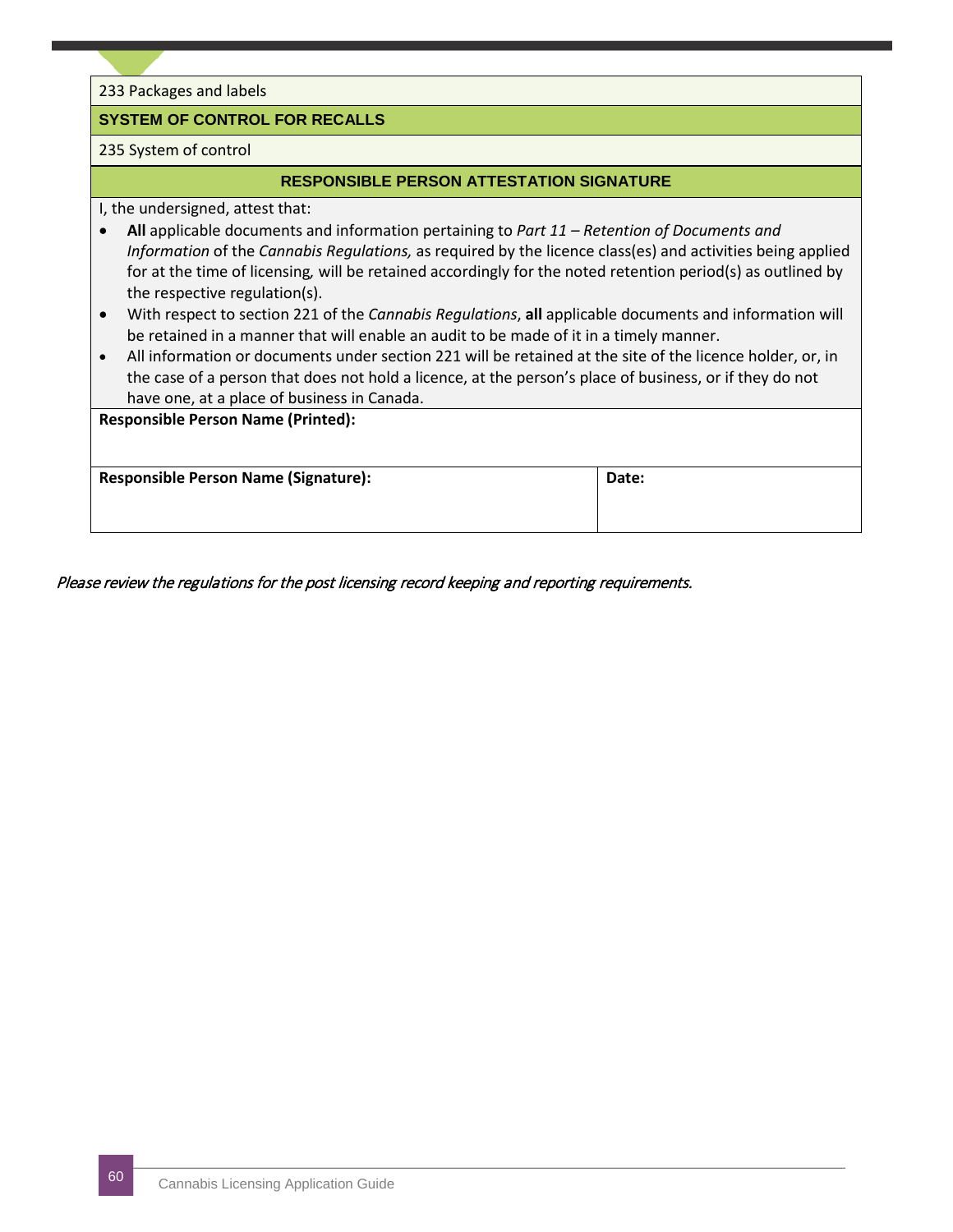| 233 Packages and labels |
|---|
| **SYSTEM OF CONTROL FOR RECALLS** |
| 235 System of control |

**RESPONSIBLE PERSON ATTESTATION SIGNATURE**

I, the undersigned, attest that:

- **All** applicable documents and information pertaining to *Part 11 – Retention of Documents and Information* of the *Cannabis Regulations,* as required by the licence class(es) and activities being applied for at the time of licensing, will be retained accordingly for the noted retention period(s) as outlined by the respective regulation(s).
- With respect to section 221 of the *Cannabis Regulations*, **all** applicable documents and information will be retained in a manner that will enable an audit to be made of it in a timely manner.
- All information or documents under section 221 will be retained at the site of the licence holder, or, in the case of a person that does not hold a licence, at the person's place of business, or if they do not have one, at a place of business in Canada.

| **Responsible Person Name (Printed):** | |
|---|---|
| **Responsible Person Name (Signature):** | **Date:** |

*Please review the regulations for the post licensing record keeping and reporting requirements.*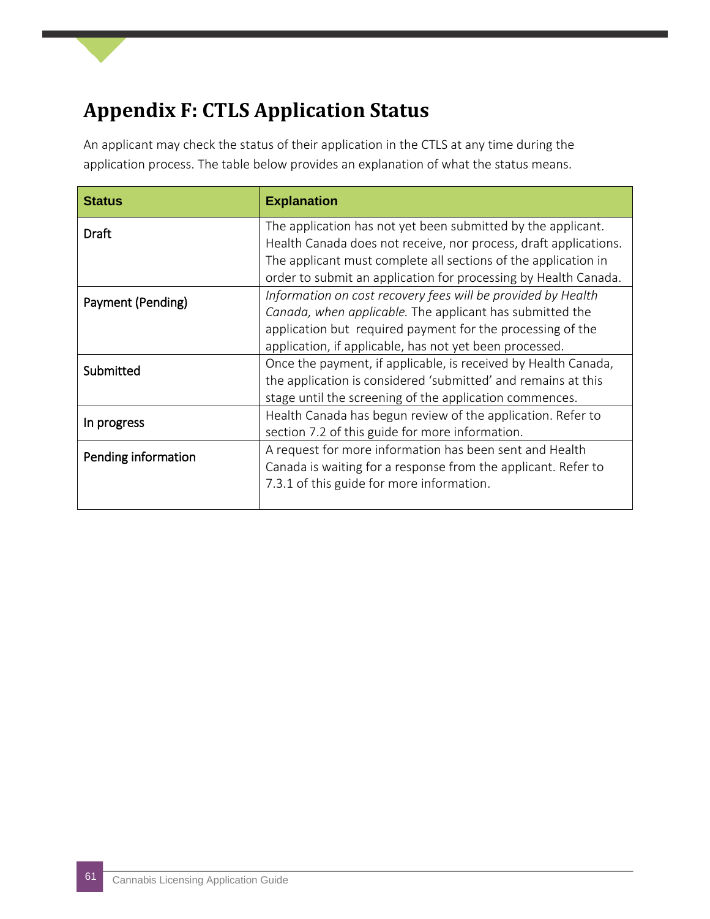# Appendix F: CTLS Application Status

An applicant may check the status of their application in the CTLS at any time during the application process. The table below provides an explanation of what the status means.

| Status | Explanation |
|---|---|
| Draft | The application has not yet been submitted by the applicant. Health Canada does not receive, nor process, draft applications. The applicant must complete all sections of the application in order to submit an application for processing by Health Canada. |
| Payment (Pending) | *Information on cost recovery fees will be provided by Health Canada, when applicable.* The applicant has submitted the application but required payment for the processing of the application, if applicable, has not yet been processed. |
| Submitted | Once the payment, if applicable, is received by Health Canada, the application is considered 'submitted' and remains at this stage until the screening of the application commences. |
| In progress | Health Canada has begun review of the application. Refer to section 7.2 of this guide for more information. |
| Pending information | A request for more information has been sent and Health Canada is waiting for a response from the applicant. Refer to 7.3.1 of this guide for more information. |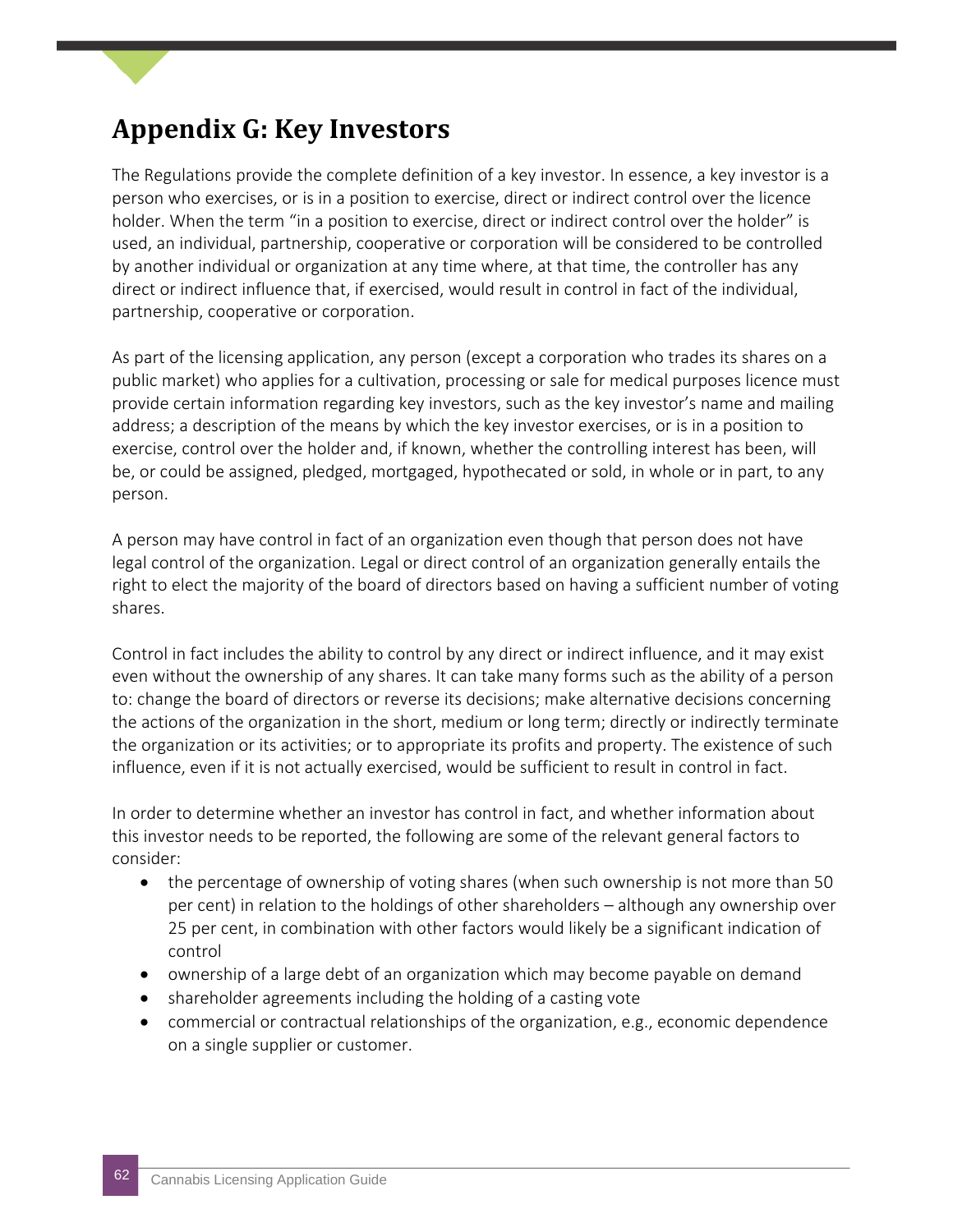# Appendix G: Key Investors

The Regulations provide the complete definition of a key investor. In essence, a key investor is a person who exercises, or is in a position to exercise, direct or indirect control over the licence holder. When the term "in a position to exercise, direct or indirect control over the holder" is used, an individual, partnership, cooperative or corporation will be considered to be controlled by another individual or organization at any time where, at that time, the controller has any direct or indirect influence that, if exercised, would result in control in fact of the individual, partnership, cooperative or corporation.

As part of the licensing application, any person (except a corporation who trades its shares on a public market) who applies for a cultivation, processing or sale for medical purposes licence must provide certain information regarding key investors, such as the key investor's name and mailing address; a description of the means by which the key investor exercises, or is in a position to exercise, control over the holder and, if known, whether the controlling interest has been, will be, or could be assigned, pledged, mortgaged, hypothecated or sold, in whole or in part, to any person.

A person may have control in fact of an organization even though that person does not have legal control of the organization. Legal or direct control of an organization generally entails the right to elect the majority of the board of directors based on having a sufficient number of voting shares.

Control in fact includes the ability to control by any direct or indirect influence, and it may exist even without the ownership of any shares. It can take many forms such as the ability of a person to: change the board of directors or reverse its decisions; make alternative decisions concerning the actions of the organization in the short, medium or long term; directly or indirectly terminate the organization or its activities; or to appropriate its profits and property. The existence of such influence, even if it is not actually exercised, would be sufficient to result in control in fact.

In order to determine whether an investor has control in fact, and whether information about this investor needs to be reported, the following are some of the relevant general factors to consider:

- the percentage of ownership of voting shares (when such ownership is not more than 50 per cent) in relation to the holdings of other shareholders – although any ownership over 25 per cent, in combination with other factors would likely be a significant indication of control
- ownership of a large debt of an organization which may become payable on demand
- shareholder agreements including the holding of a casting vote
- commercial or contractual relationships of the organization, e.g., economic dependence on a single supplier or customer.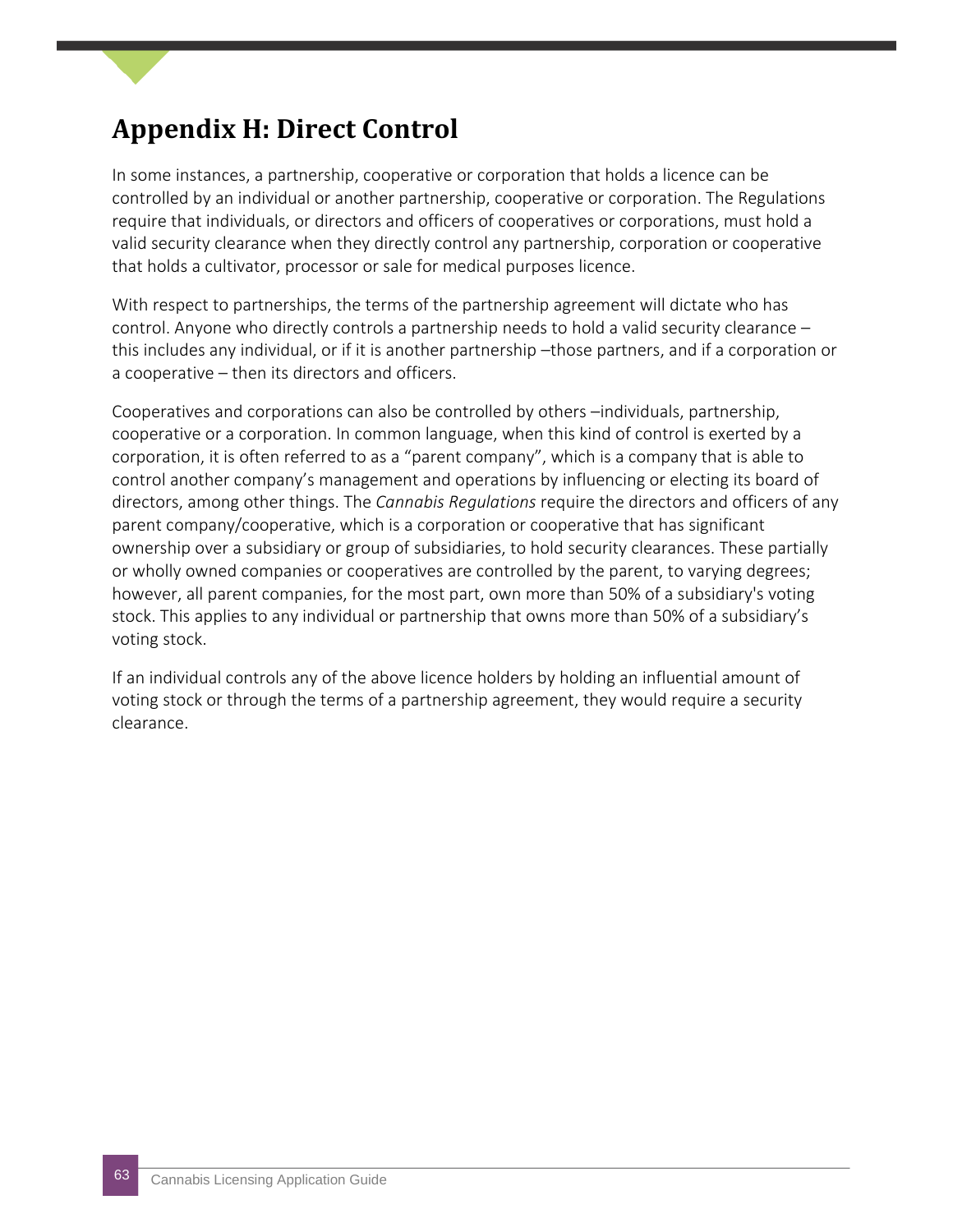# Appendix H: Direct Control

In some instances, a partnership, cooperative or corporation that holds a licence can be controlled by an individual or another partnership, cooperative or corporation. The Regulations require that individuals, or directors and officers of cooperatives or corporations, must hold a valid security clearance when they directly control any partnership, corporation or cooperative that holds a cultivator, processor or sale for medical purposes licence.

With respect to partnerships, the terms of the partnership agreement will dictate who has control. Anyone who directly controls a partnership needs to hold a valid security clearance – this includes any individual, or if it is another partnership –those partners, and if a corporation or a cooperative – then its directors and officers.

Cooperatives and corporations can also be controlled by others –individuals, partnership, cooperative or a corporation. In common language, when this kind of control is exerted by a corporation, it is often referred to as a "parent company", which is a company that is able to control another company's management and operations by influencing or electing its board of directors, among other things. The *Cannabis Regulations* require the directors and officers of any parent company/cooperative, which is a corporation or cooperative that has significant ownership over a subsidiary or group of subsidiaries, to hold security clearances. These partially or wholly owned companies or cooperatives are controlled by the parent, to varying degrees; however, all parent companies, for the most part, own more than 50% of a subsidiary's voting stock. This applies to any individual or partnership that owns more than 50% of a subsidiary's voting stock.

If an individual controls any of the above licence holders by holding an influential amount of voting stock or through the terms of a partnership agreement, they would require a security clearance.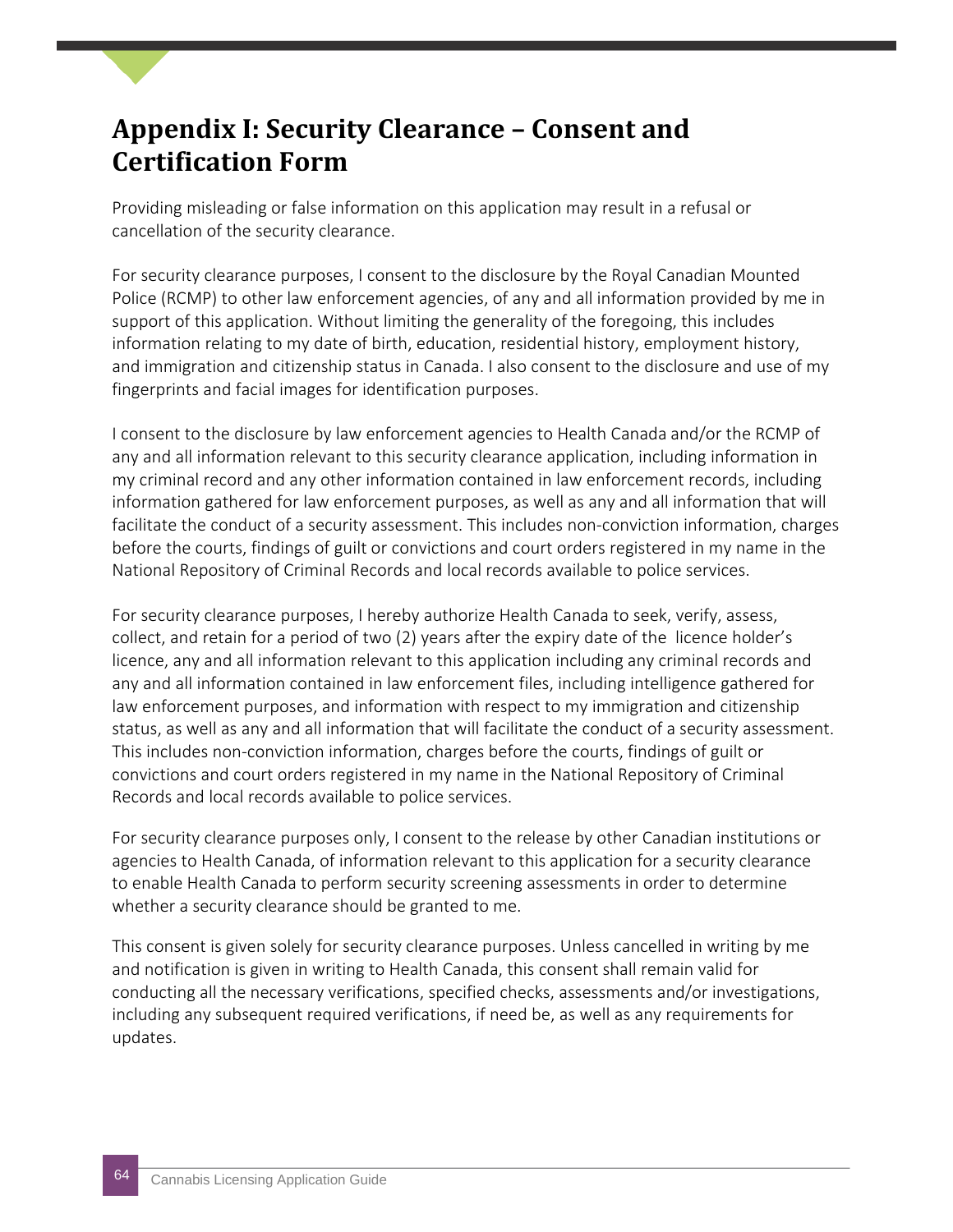# Appendix I: Security Clearance – Consent and Certification Form

Providing misleading or false information on this application may result in a refusal or cancellation of the security clearance.

For security clearance purposes, I consent to the disclosure by the Royal Canadian Mounted Police (RCMP) to other law enforcement agencies, of any and all information provided by me in support of this application. Without limiting the generality of the foregoing, this includes information relating to my date of birth, education, residential history, employment history, and immigration and citizenship status in Canada. I also consent to the disclosure and use of my fingerprints and facial images for identification purposes.

I consent to the disclosure by law enforcement agencies to Health Canada and/or the RCMP of any and all information relevant to this security clearance application, including information in my criminal record and any other information contained in law enforcement records, including information gathered for law enforcement purposes, as well as any and all information that will facilitate the conduct of a security assessment. This includes non-conviction information, charges before the courts, findings of guilt or convictions and court orders registered in my name in the National Repository of Criminal Records and local records available to police services.

For security clearance purposes, I hereby authorize Health Canada to seek, verify, assess, collect, and retain for a period of two (2) years after the expiry date of the licence holder's licence, any and all information relevant to this application including any criminal records and any and all information contained in law enforcement files, including intelligence gathered for law enforcement purposes, and information with respect to my immigration and citizenship status, as well as any and all information that will facilitate the conduct of a security assessment. This includes non-conviction information, charges before the courts, findings of guilt or convictions and court orders registered in my name in the National Repository of Criminal Records and local records available to police services.

For security clearance purposes only, I consent to the release by other Canadian institutions or agencies to Health Canada, of information relevant to this application for a security clearance to enable Health Canada to perform security screening assessments in order to determine whether a security clearance should be granted to me.

This consent is given solely for security clearance purposes. Unless cancelled in writing by me and notification is given in writing to Health Canada, this consent shall remain valid for conducting all the necessary verifications, specified checks, assessments and/or investigations, including any subsequent required verifications, if need be, as well as any requirements for updates.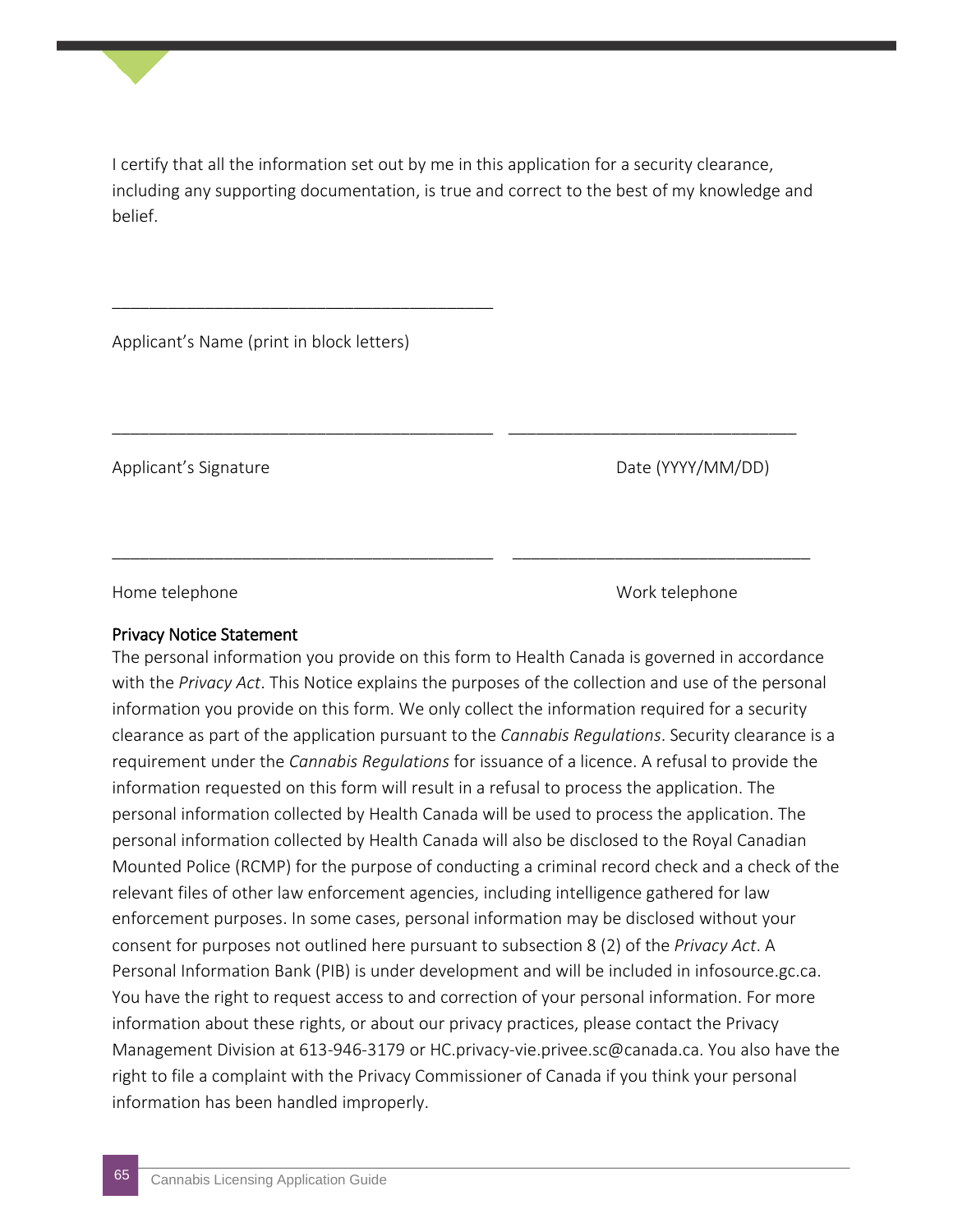I certify that all the information set out by me in this application for a security clearance, including any supporting documentation, is true and correct to the best of my knowledge and belief.

\_\_\_\_\_\_\_\_\_\_\_\_\_\_\_\_\_\_\_\_\_\_\_\_\_\_\_\_\_\_\_\_\_\_\_\_\_\_\_\_

Applicant's Name (print in block letters)

\_\_\_\_\_\_\_\_\_\_\_\_\_\_\_\_\_\_\_\_\_\_\_\_\_\_\_\_\_\_\_\_\_\_\_\_\_\_\_\_ \_\_\_\_\_\_\_\_\_\_\_\_\_\_\_\_\_\_\_\_\_\_\_\_\_\_\_\_\_\_\_

Applicant's Signature Date (YYYY/MM/DD)

\_\_\_\_\_\_\_\_\_\_\_\_\_\_\_\_\_\_\_\_\_\_\_\_\_\_\_\_\_\_\_\_\_\_\_\_\_\_\_\_ \_\_\_\_\_\_\_\_\_\_\_\_\_\_\_\_\_\_\_\_\_\_\_\_\_\_\_\_\_\_\_

Home telephone Work telephone

## Privacy Notice Statement

The personal information you provide on this form to Health Canada is governed in accordance with the *Privacy Act*. This Notice explains the purposes of the collection and use of the personal information you provide on this form. We only collect the information required for a security clearance as part of the application pursuant to the *Cannabis Regulations*. Security clearance is a requirement under the *Cannabis Regulations* for issuance of a licence. A refusal to provide the information requested on this form will result in a refusal to process the application. The personal information collected by Health Canada will be used to process the application. The personal information collected by Health Canada will also be disclosed to the Royal Canadian Mounted Police (RCMP) for the purpose of conducting a criminal record check and a check of the relevant files of other law enforcement agencies, including intelligence gathered for law enforcement purposes. In some cases, personal information may be disclosed without your consent for purposes not outlined here pursuant to subsection 8 (2) of the *Privacy Act*. A Personal Information Bank (PIB) is under development and will be included in infosource.gc.ca. You have the right to request access to and correction of your personal information. For more information about these rights, or about our privacy practices, please contact the Privacy Management Division at 613-946-3179 or HC.privacy-vie.privee.sc@canada.ca. You also have the right to file a complaint with the Privacy Commissioner of Canada if you think your personal information has been handled improperly.